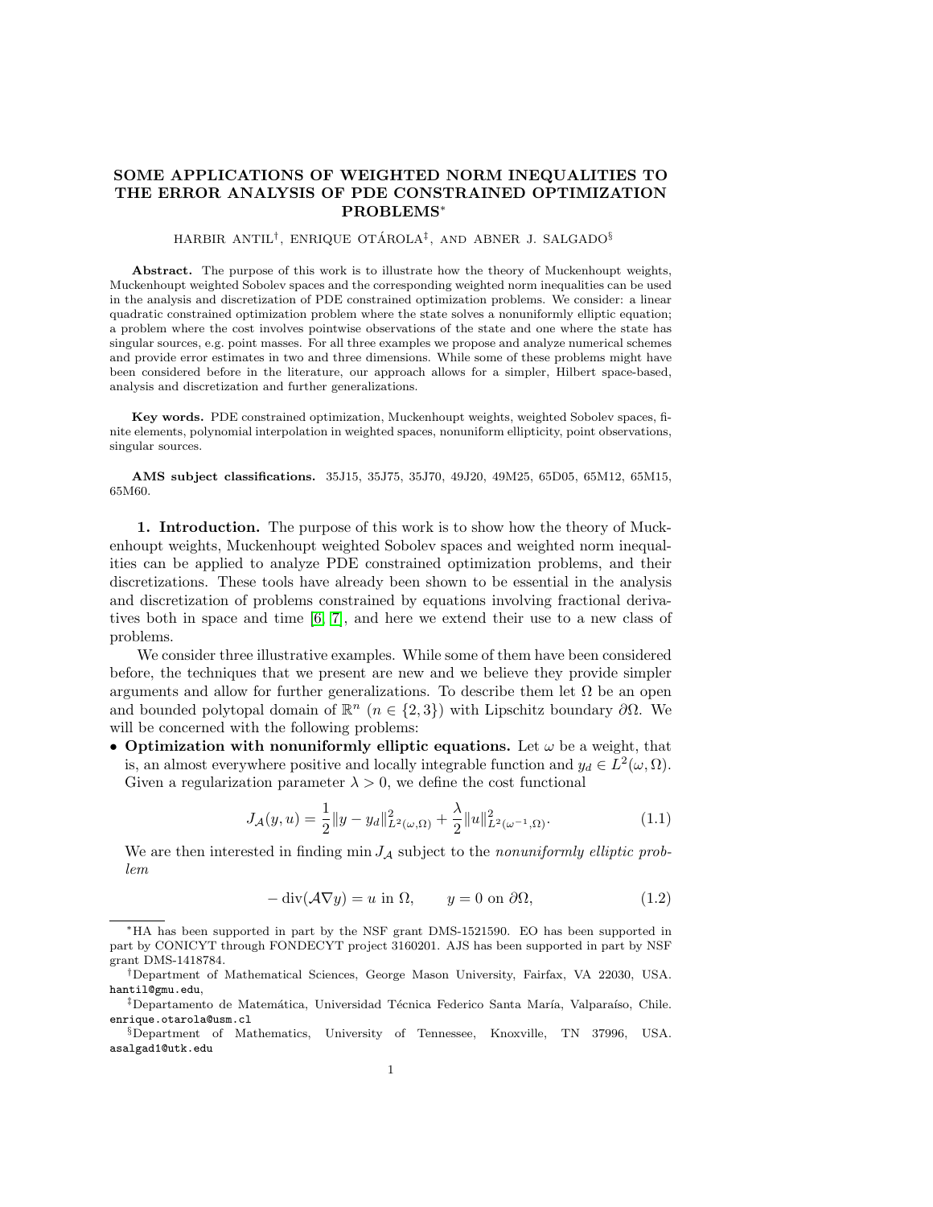# SOME APPLICATIONS OF WEIGHTED NORM INEQUALITIES TO THE ERROR ANALYSIS OF PDE CONSTRAINED OPTIMIZATION PROBLEMS*

HARBIR ANTIL[†], ENRIQUE OTÁROLA[‡], AND ABNER J. SALGADO[§]

**Abstract.** The purpose of this work is to illustrate how the theory of Muckenhoupt weights, Muckenhoupt weighted Sobolev spaces and the corresponding weighted norm inequalities can be used in the analysis and discretization of PDE constrained optimization problems. We consider: a linear quadratic constrained optimization problem where the state solves a nonuniformly elliptic equation; a problem where the cost involves pointwise observations of the state and one where the state has singular sources, e.g. point masses. For all three examples we propose and analyze numerical schemes and provide error estimates in two and three dimensions. While some of these problems might have been considered before in the literature, our approach allows for a simpler, Hilbert space-based, analysis and discretization and further generalizations.

**Key words.** PDE constrained optimization, Muckenhoupt weights, weighted Sobolev spaces, finite elements, polynomial interpolation in weighted spaces, nonuniform ellipticity, point observations, singular sources.

**AMS subject classifications.** 35J15, 35J75, 35J70, 49J20, 49M25, 65D05, 65M12, 65M15, 65M60.

## 1. Introduction.

The purpose of this work is to show how the theory of Muckenhoupt weights, Muckenhoupt weighted Sobolev spaces and weighted norm inequalities can be applied to analyze PDE constrained optimization problems, and their discretizations. These tools have already been shown to be essential in the analysis and discretization of problems constrained by equations involving fractional derivatives both in space and time [6, 7], and here we extend their use to a new class of problems.

We consider three illustrative examples. While some of them have been considered before, the techniques that we present are new and we believe they provide simpler arguments and allow for further generalizations. To describe them let $\Omega$ be an open and bounded polytopal domain of $\mathbb{R}^n$ ($n \in \{2, 3\}$) with Lipschitz boundary $\partial\Omega$. We will be concerned with the following problems:

- **Optimization with nonuniformly elliptic equations.** Let $\omega$ be a weight, that is, an almost everywhere positive and locally integrable function and $y_d \in L^2(\omega, \Omega)$. Given a regularization parameter $\lambda > 0$, we define the cost functional

$$J_{\mathcal{A}}(y, u) = \frac{1}{2}\|y - y_d\|^2_{L^2(\omega,\Omega)} + \frac{\lambda}{2}\|u\|^2_{L^2(\omega^{-1},\Omega)}. \tag{1.1}$$

We are then interested in finding $\min J_{\mathcal{A}}$ subject to the *nonuniformly elliptic problem*

$$-\operatorname{div}(\mathcal{A}\nabla y) = u \text{ in } \Omega, \qquad y = 0 \text{ on } \partial\Omega, \tag{1.2}$$

---

*HA has been supported in part by the NSF grant DMS-1521590. EO has been supported in part by CONICYT through FONDECYT project 3160201. AJS has been supported in part by NSF grant DMS-1418784.

[†]Department of Mathematical Sciences, George Mason University, Fairfax, VA 22030, USA. hantil@gmu.edu,

[‡]Departamento de Matemática, Universidad Técnica Federico Santa María, Valparaíso, Chile. enrique.otarola@usm.cl

[§]Department of Mathematics, University of Tennessee, Knoxville, TN 37996, USA. asalgad1@utk.edu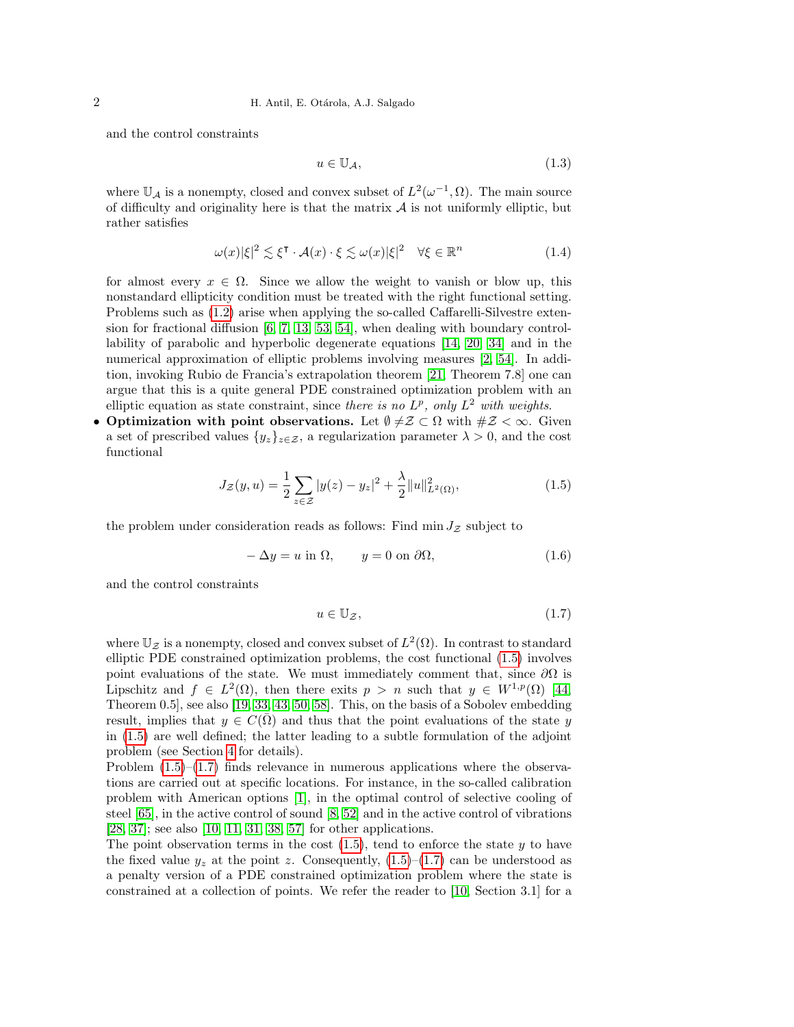and the control constraints

$$u \in \mathbb{U}_{\mathcal{A}}, \tag{1.3}$$

where $\mathbb{U}_{\mathcal{A}}$ is a nonempty, closed and convex subset of $L^2(\omega^{-1}, \Omega)$. The main source of difficulty and originality here is that the matrix $\mathcal{A}$ is not uniformly elliptic, but rather satisfies

$$\omega(x)|\xi|^2 \lesssim \xi^{\intercal} \cdot \mathcal{A}(x) \cdot \xi \lesssim \omega(x)|\xi|^2 \quad \forall \xi \in \mathbb{R}^n \tag{1.4}$$

for almost every $x \in \Omega$. Since we allow the weight to vanish or blow up, this nonstandard ellipticity condition must be treated with the right functional setting. Problems such as (1.2) arise when applying the so-called Caffarelli-Silvestre extension for fractional diffusion [6, 7, 13, 53, 54], when dealing with boundary controllability of parabolic and hyperbolic degenerate equations [14, 20, 34] and in the numerical approximation of elliptic problems involving measures [2, 54]. In addition, invoking Rubio de Francia's extrapolation theorem [21, Theorem 7.8] one can argue that this is a quite general PDE constrained optimization problem with an elliptic equation as state constraint, since *there is no $L^p$, only $L^2$ with weights*.

- **Optimization with point observations.** Let $\emptyset \neq \mathcal{Z} \subset \Omega$ with $\#\mathcal{Z} < \infty$. Given a set of prescribed values $\{y_z\}_{z \in \mathcal{Z}}$, a regularization parameter $\lambda > 0$, and the cost functional

$$J_{\mathcal{Z}}(y, u) = \frac{1}{2} \sum_{z \in \mathcal{Z}} |y(z) - y_z|^2 + \frac{\lambda}{2} \|u\|^2_{L^2(\Omega)}, \tag{1.5}$$

the problem under consideration reads as follows: Find $\min J_{\mathcal{Z}}$ subject to

$$-\Delta y = u \text{ in } \Omega, \qquad y = 0 \text{ on } \partial\Omega, \tag{1.6}$$

and the control constraints

$$u \in \mathbb{U}_{\mathcal{Z}}, \tag{1.7}$$

where $\mathbb{U}_{\mathcal{Z}}$ is a nonempty, closed and convex subset of $L^2(\Omega)$. In contrast to standard elliptic PDE constrained optimization problems, the cost functional (1.5) involves point evaluations of the state. We must immediately comment that, since $\partial\Omega$ is Lipschitz and $f \in L^2(\Omega)$, then there exits $p > n$ such that $y \in W^{1,p}(\Omega)$ [44, Theorem 0.5], see also [19, 33, 43, 50, 58]. This, on the basis of a Sobolev embedding result, implies that $y \in C(\bar{\Omega})$ and thus that the point evaluations of the state $y$ in (1.5) are well defined; the latter leading to a subtle formulation of the adjoint problem (see Section 4 for details).

Problem (1.5)–(1.7) finds relevance in numerous applications where the observations are carried out at specific locations. For instance, in the so-called calibration problem with American options [1], in the optimal control of selective cooling of steel [65], in the active control of sound [8, 52] and in the active control of vibrations [28, 37]; see also [10, 11, 31, 38, 57] for other applications.

The point observation terms in the cost (1.5), tend to enforce the state $y$ to have the fixed value $y_z$ at the point $z$. Consequently, (1.5)–(1.7) can be understood as a penalty version of a PDE constrained optimization problem where the state is constrained at a collection of points. We refer the reader to [10, Section 3.1] for a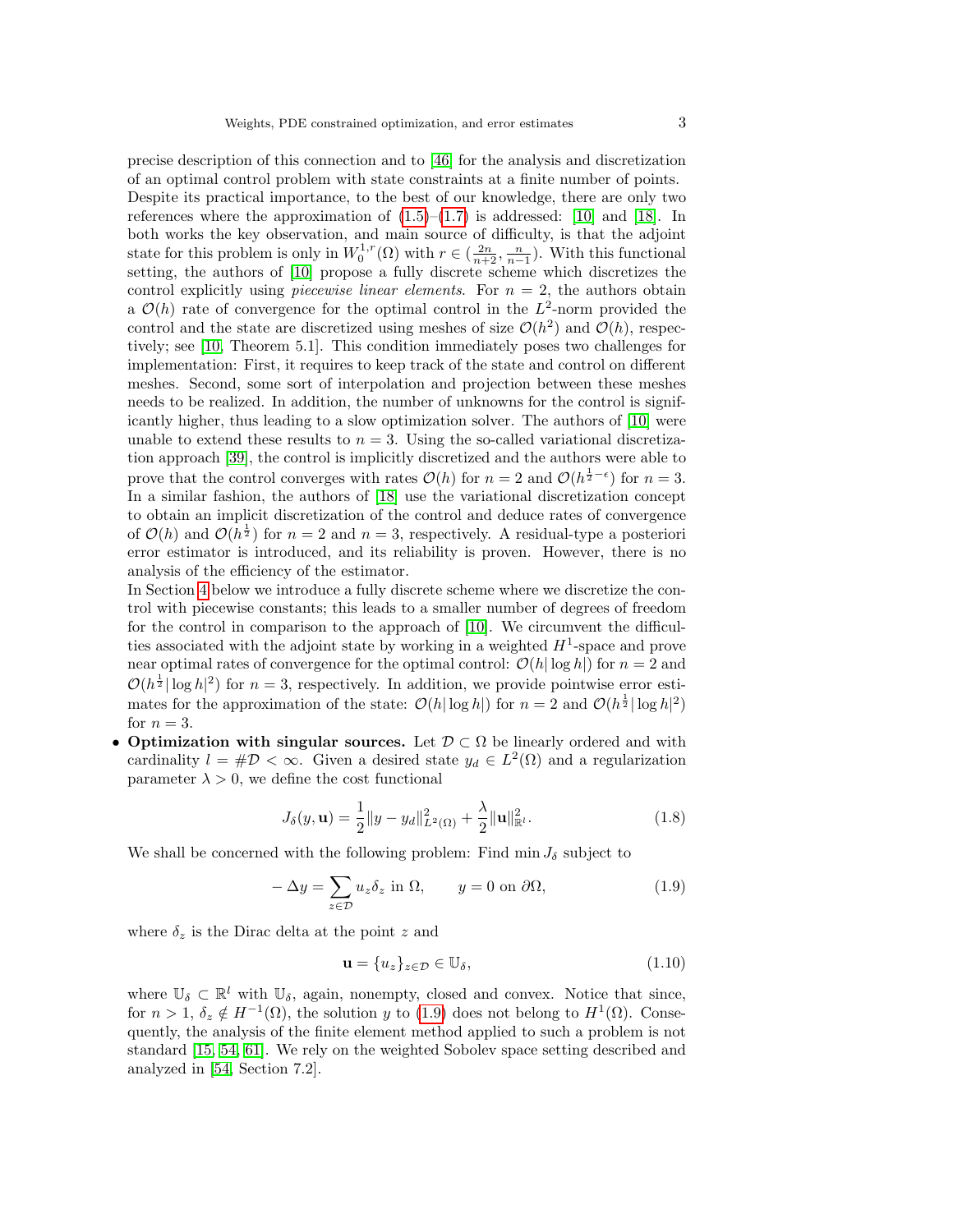precise description of this connection and to [46] for the analysis and discretization of an optimal control problem with state constraints at a finite number of points. Despite its practical importance, to the best of our knowledge, there are only two references where the approximation of (1.5)–(1.7) is addressed: [10] and [18]. In both works the key observation, and main source of difficulty, is that the adjoint state for this problem is only in $W_0^{1,r}(\Omega)$ with $r \in (\frac{2n}{n+2}, \frac{n}{n-1})$. With this functional setting, the authors of [10] propose a fully discrete scheme which discretizes the control explicitly using *piecewise linear elements*. For $n = 2$, the authors obtain a $\mathcal{O}(h)$ rate of convergence for the optimal control in the $L^2$-norm provided the control and the state are discretized using meshes of size $\mathcal{O}(h^2)$ and $\mathcal{O}(h)$, respectively; see [10, Theorem 5.1]. This condition immediately poses two challenges for implementation: First, it requires to keep track of the state and control on different meshes. Second, some sort of interpolation and projection between these meshes needs to be realized. In addition, the number of unknowns for the control is significantly higher, thus leading to a slow optimization solver. The authors of [10] were unable to extend these results to $n = 3$. Using the so-called variational discretization approach [39], the control is implicitly discretized and the authors were able to prove that the control converges with rates $\mathcal{O}(h)$ for $n = 2$ and $\mathcal{O}(h^{\frac{1}{2}-\epsilon})$ for $n = 3$. In a similar fashion, the authors of [18] use the variational discretization concept to obtain an implicit discretization of the control and deduce rates of convergence of $\mathcal{O}(h)$ and $\mathcal{O}(h^{\frac{1}{2}})$ for $n = 2$ and $n = 3$, respectively. A residual-type a posteriori error estimator is introduced, and its reliability is proven. However, there is no analysis of the efficiency of the estimator.

In Section 4 below we introduce a fully discrete scheme where we discretize the control with piecewise constants; this leads to a smaller number of degrees of freedom for the control in comparison to the approach of [10]. We circumvent the difficulties associated with the adjoint state by working in a weighted $H^1$-space and prove near optimal rates of convergence for the optimal control: $\mathcal{O}(h|\log h|)$ for $n = 2$ and $\mathcal{O}(h^{\frac{1}{2}}|\log h|^2)$ for $n = 3$, respectively. In addition, we provide pointwise error estimates for the approximation of the state: $\mathcal{O}(h|\log h|)$ for $n = 2$ and $\mathcal{O}(h^{\frac{1}{2}}|\log h|^2)$ for $n = 3$.

- **Optimization with singular sources.** Let $\mathcal{D} \subset \Omega$ be linearly ordered and with cardinality $l = \#\mathcal{D} < \infty$. Given a desired state $y_d \in L^2(\Omega)$ and a regularization parameter $\lambda > 0$, we define the cost functional

$$J_\delta(y, \mathbf{u}) = \frac{1}{2}\|y - y_d\|^2_{L^2(\Omega)} + \frac{\lambda}{2}\|\mathbf{u}\|^2_{\mathbb{R}^l}. \tag{1.8}$$

We shall be concerned with the following problem: Find $\min J_\delta$ subject to

$$-\Delta y = \sum_{z \in \mathcal{D}} u_z \delta_z \text{ in } \Omega, \qquad y = 0 \text{ on } \partial\Omega, \tag{1.9}$$

where $\delta_z$ is the Dirac delta at the point $z$ and

$$\mathbf{u} = \{u_z\}_{z \in \mathcal{D}} \in \mathbb{U}_\delta, \tag{1.10}$$

where $\mathbb{U}_\delta \subset \mathbb{R}^l$ with $\mathbb{U}_\delta$, again, nonempty, closed and convex. Notice that since, for $n > 1$, $\delta_z \notin H^{-1}(\Omega)$, the solution $y$ to (1.9) does not belong to $H^1(\Omega)$. Consequently, the analysis of the finite element method applied to such a problem is not standard [15, 54, 61]. We rely on the weighted Sobolev space setting described and analyzed in [54, Section 7.2].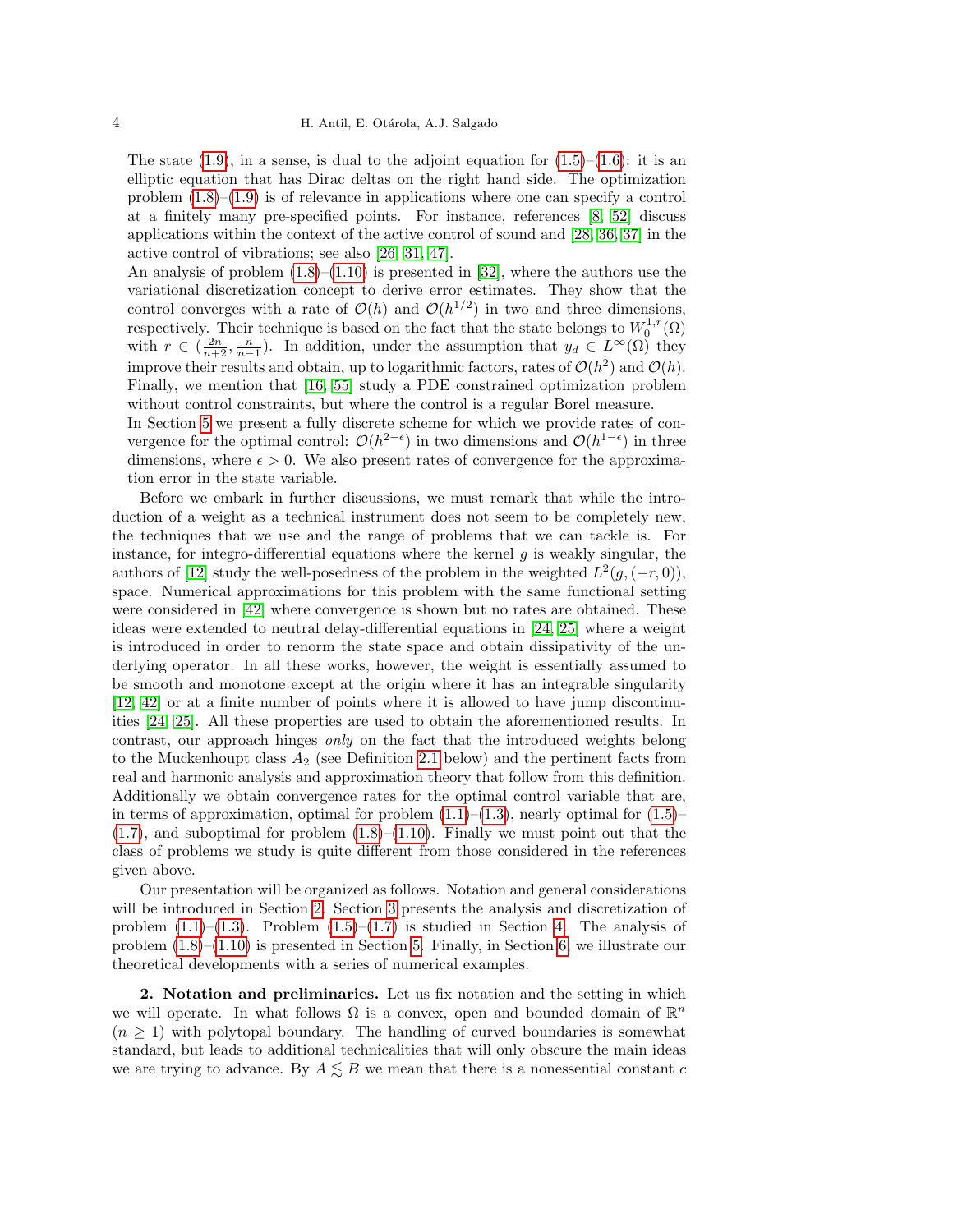The state (1.9), in a sense, is dual to the adjoint equation for (1.5)–(1.6): it is an elliptic equation that has Dirac deltas on the right hand side. The optimization problem (1.8)–(1.9) is of relevance in applications where one can specify a control at a finitely many pre-specified points. For instance, references [8, 52] discuss applications within the context of the active control of sound and [28, 36, 37] in the active control of vibrations; see also [26, 31, 47].

An analysis of problem (1.8)–(1.10) is presented in [32], where the authors use the variational discretization concept to derive error estimates. They show that the control converges with a rate of $\mathcal{O}(h)$ and $\mathcal{O}(h^{1/2})$ in two and three dimensions, respectively. Their technique is based on the fact that the state belongs to $W_0^{1,r}(\Omega)$ with $r \in (\frac{2n}{n+2}, \frac{n}{n-1})$. In addition, under the assumption that $y_d \in L^\infty(\Omega)$ they improve their results and obtain, up to logarithmic factors, rates of $\mathcal{O}(h^2)$ and $\mathcal{O}(h)$. Finally, we mention that [16, 55] study a PDE constrained optimization problem without control constraints, but where the control is a regular Borel measure.

In Section 5 we present a fully discrete scheme for which we provide rates of convergence for the optimal control: $\mathcal{O}(h^{2-\epsilon})$ in two dimensions and $\mathcal{O}(h^{1-\epsilon})$ in three dimensions, where $\epsilon > 0$. We also present rates of convergence for the approximation error in the state variable.

Before we embark in further discussions, we must remark that while the introduction of a weight as a technical instrument does not seem to be completely new, the techniques that we use and the range of problems that we can tackle is. For instance, for integro-differential equations where the kernel $g$ is weakly singular, the authors of [12] study the well-posedness of the problem in the weighted $L^2(g, (-r, 0))$, space. Numerical approximations for this problem with the same functional setting were considered in [42] where convergence is shown but no rates are obtained. These ideas were extended to neutral delay-differential equations in [24, 25] where a weight is introduced in order to renorm the state space and obtain dissipativity of the underlying operator. In all these works, however, the weight is essentially assumed to be smooth and monotone except at the origin where it has an integrable singularity [12, 42] or at a finite number of points where it is allowed to have jump discontinuities [24, 25]. All these properties are used to obtain the aforementioned results. In contrast, our approach hinges *only* on the fact that the introduced weights belong to the Muckenhoupt class $A_2$ (see Definition 2.1 below) and the pertinent facts from real and harmonic analysis and approximation theory that follow from this definition. Additionally we obtain convergence rates for the optimal control variable that are, in terms of approximation, optimal for problem (1.1)–(1.3), nearly optimal for (1.5)–(1.7), and suboptimal for problem (1.8)–(1.10). Finally we must point out that the class of problems we study is quite different from those considered in the references given above.

Our presentation will be organized as follows. Notation and general considerations will be introduced in Section 2. Section 3 presents the analysis and discretization of problem (1.1)–(1.3). Problem (1.5)–(1.7) is studied in Section 4. The analysis of problem (1.8)–(1.10) is presented in Section 5. Finally, in Section 6, we illustrate our theoretical developments with a series of numerical examples.

## 2. Notation and preliminaries.

Let us fix notation and the setting in which we will operate. In what follows $\Omega$ is a convex, open and bounded domain of $\mathbb{R}^n$ ($n \geq 1$) with polytopal boundary. The handling of curved boundaries is somewhat standard, but leads to additional technicalities that will only obscure the main ideas we are trying to advance. By $A \lesssim B$ we mean that there is a nonessential constant $c$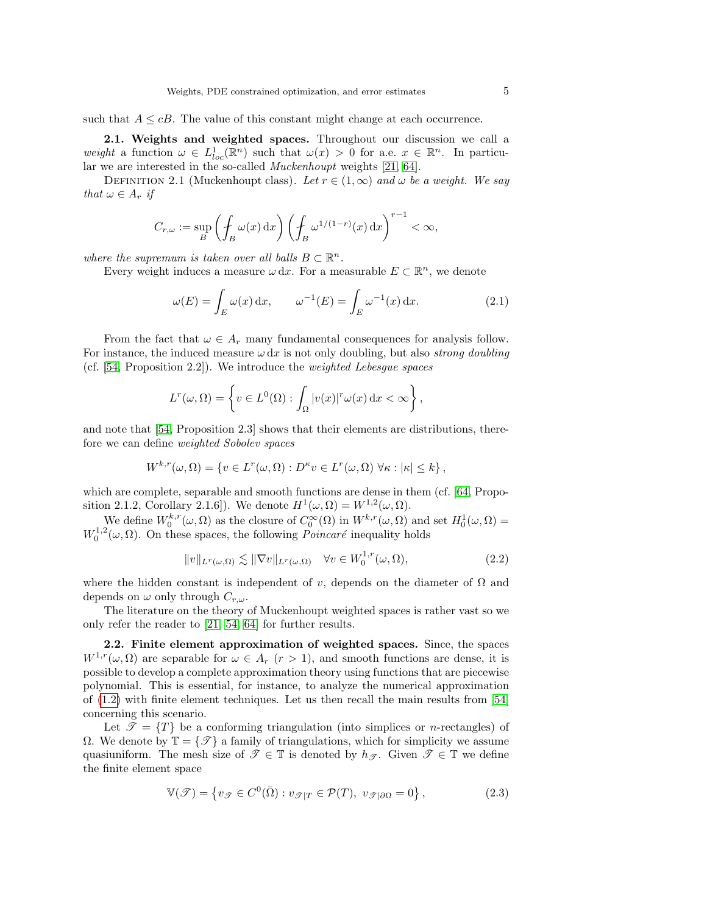such that $A \leq cB$. The value of this constant might change at each occurrence.

**2.1. Weights and weighted spaces.** Throughout our discussion we call a *weight* a function $\omega \in L^1_{loc}(\mathbb{R}^n)$ such that $\omega(x) > 0$ for a.e. $x \in \mathbb{R}^n$. In particular we are interested in the so-called *Muckenhoupt* weights [21, 64].

Definition 2.1 (Muckenhoupt class). *Let $r \in (1, \infty)$ and $\omega$ be a weight. We say that $\omega \in A_r$ if*

$$C_{r,\omega} := \sup_B \left( \fint_B \omega(x)\,\mathrm{d}x \right) \left( \fint_B \omega^{1/(1-r)}(x)\,\mathrm{d}x \right)^{r-1} < \infty,$$

*where the supremum is taken over all balls $B \subset \mathbb{R}^n$.*

Every weight induces a measure $\omega\,\mathrm{d}x$. For a measurable $E \subset \mathbb{R}^n$, we denote

$$\omega(E) = \int_E \omega(x)\,\mathrm{d}x, \qquad \omega^{-1}(E) = \int_E \omega^{-1}(x)\,\mathrm{d}x. \tag{2.1}$$

From the fact that $\omega \in A_r$ many fundamental consequences for analysis follow. For instance, the induced measure $\omega\,\mathrm{d}x$ is not only doubling, but also *strong doubling* (cf. [54, Proposition 2.2]). We introduce the *weighted Lebesgue spaces*

$$L^r(\omega, \Omega) = \left\{ v \in L^0(\Omega) : \int_\Omega |v(x)|^r \omega(x)\,\mathrm{d}x < \infty \right\},$$

and note that [54, Proposition 2.3] shows that their elements are distributions, therefore we can define *weighted Sobolev spaces*

$$W^{k,r}(\omega, \Omega) = \left\{ v \in L^r(\omega, \Omega) : D^\kappa v \in L^r(\omega, \Omega)\ \forall \kappa : |\kappa| \leq k \right\},$$

which are complete, separable and smooth functions are dense in them (cf. [64, Proposition 2.1.2, Corollary 2.1.6]). We denote $H^1(\omega, \Omega) = W^{1,2}(\omega, \Omega)$.

We define $W^{k,r}_0(\omega, \Omega)$ as the closure of $C_0^\infty(\Omega)$ in $W^{k,r}(\omega, \Omega)$ and set $H^1_0(\omega, \Omega) = W^{1,2}_0(\omega, \Omega)$. On these spaces, the following *Poincaré* inequality holds

$$\|v\|_{L^r(\omega,\Omega)} \lesssim \|\nabla v\|_{L^r(\omega,\Omega)} \quad \forall v \in W^{1,r}_0(\omega, \Omega), \tag{2.2}$$

where the hidden constant is independent of $v$, depends on the diameter of $\Omega$ and depends on $\omega$ only through $C_{r,\omega}$.

The literature on the theory of Muckenhoupt weighted spaces is rather vast so we only refer the reader to [21, 54, 64] for further results.

**2.2. Finite element approximation of weighted spaces.** Since, the spaces $W^{1,r}(\omega, \Omega)$ are separable for $\omega \in A_r$ ($r > 1$), and smooth functions are dense, it is possible to develop a complete approximation theory using functions that are piecewise polynomial. This is essential, for instance, to analyze the numerical approximation of (1.2) with finite element techniques. Let us then recall the main results from [54] concerning this scenario.

Let $\mathscr{T} = \{T\}$ be a conforming triangulation (into simplices or $n$-rectangles) of $\Omega$. We denote by $\mathbb{T} = \{\mathscr{T}\}$ a family of triangulations, which for simplicity we assume quasiuniform. The mesh size of $\mathscr{T} \in \mathbb{T}$ is denoted by $h_{\mathscr{T}}$. Given $\mathscr{T} \in \mathbb{T}$ we define the finite element space

$$\mathbb{V}(\mathscr{T}) = \left\{ v_{\mathscr{T}} \in C^0(\bar{\Omega}) : v_{\mathscr{T}|T} \in \mathcal{P}(T),\ v_{\mathscr{T}|\partial\Omega} = 0 \right\}, \tag{2.3}$$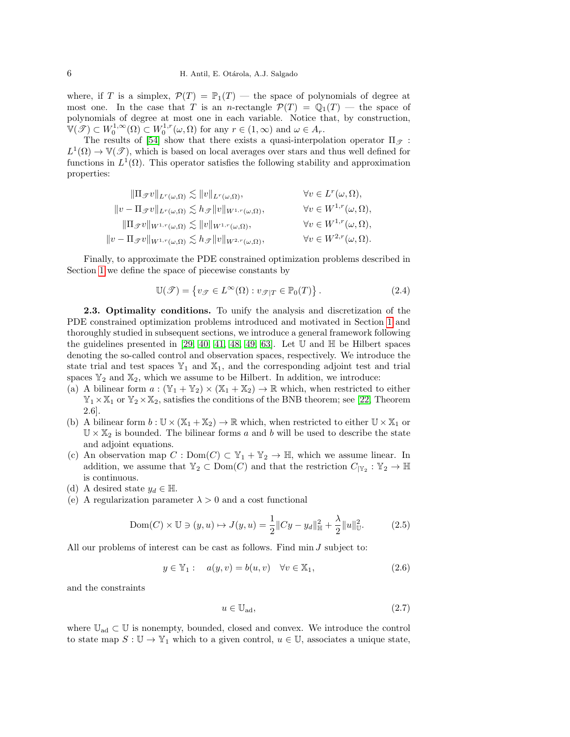where, if $T$ is a simplex, $\mathcal{P}(T) = \mathbb{P}_1(T)$ — the space of polynomials of degree at most one. In the case that $T$ is an $n$-rectangle $\mathcal{P}(T) = \mathbb{Q}_1(T)$ — the space of polynomials of degree at most one in each variable. Notice that, by construction, $\mathbb{V}(\mathscr{T}) \subset W_0^{1,\infty}(\Omega) \subset W_0^{1,r}(\omega, \Omega)$ for any $r \in (1, \infty)$ and $\omega \in A_r$.

The results of [54] show that there exists a quasi-interpolation operator $\Pi_{\mathscr{T}} : L^1(\Omega) \to \mathbb{V}(\mathscr{T})$, which is based on local averages over stars and thus well defined for functions in $L^1(\Omega)$. This operator satisfies the following stability and approximation properties:

$$
\begin{aligned}
\|\Pi_{\mathscr{T}} v\|_{L^r(\omega,\Omega)} &\lesssim \|v\|_{L^r(\omega,\Omega)}, && \forall v \in L^r(\omega, \Omega),\\
\|v - \Pi_{\mathscr{T}} v\|_{L^r(\omega,\Omega)} &\lesssim h_{\mathscr{T}} \|v\|_{W^{1,r}(\omega,\Omega)}, && \forall v \in W^{1,r}(\omega, \Omega),\\
\|\Pi_{\mathscr{T}} v\|_{W^{1,r}(\omega,\Omega)} &\lesssim \|v\|_{W^{1,r}(\omega,\Omega)}, && \forall v \in W^{1,r}(\omega, \Omega),\\
\|v - \Pi_{\mathscr{T}} v\|_{W^{1,r}(\omega,\Omega)} &\lesssim h_{\mathscr{T}} \|v\|_{W^{2,r}(\omega,\Omega)}, && \forall v \in W^{2,r}(\omega, \Omega).
\end{aligned}
$$

Finally, to approximate the PDE constrained optimization problems described in Section 1 we define the space of piecewise constants by

$$
\mathbb{U}(\mathscr{T}) = \left\{ v_{\mathscr{T}} \in L^\infty(\Omega) : v_{\mathscr{T}|T} \in \mathbb{P}_0(T) \right\}. \tag{2.4}
$$

**2.3. Optimality conditions.** To unify the analysis and discretization of the PDE constrained optimization problems introduced and motivated in Section 1 and thoroughly studied in subsequent sections, we introduce a general framework following the guidelines presented in [29, 40, 41, 48, 49, 63]. Let $\mathbb{U}$ and $\mathbb{H}$ be Hilbert spaces denoting the so-called control and observation spaces, respectively. We introduce the state trial and test spaces $\mathbb{Y}_1$ and $\mathbb{X}_1$, and the corresponding adjoint test and trial spaces $\mathbb{Y}_2$ and $\mathbb{X}_2$, which we assume to be Hilbert. In addition, we introduce:

(a) A bilinear form $a : (\mathbb{Y}_1 + \mathbb{Y}_2) \times (\mathbb{X}_1 + \mathbb{X}_2) \to \mathbb{R}$ which, when restricted to either $\mathbb{Y}_1 \times \mathbb{X}_1$ or $\mathbb{Y}_2 \times \mathbb{X}_2$, satisfies the conditions of the BNB theorem; see [22, Theorem 2.6].

(b) A bilinear form $b : \mathbb{U} \times (\mathbb{X}_1 + \mathbb{X}_2) \to \mathbb{R}$ which, when restricted to either $\mathbb{U} \times \mathbb{X}_1$ or $\mathbb{U} \times \mathbb{X}_2$ is bounded. The bilinear forms $a$ and $b$ will be used to describe the state and adjoint equations.

(c) An observation map $C : \mathrm{Dom}(C) \subset \mathbb{Y}_1 + \mathbb{Y}_2 \to \mathbb{H}$, which we assume linear. In addition, we assume that $\mathbb{Y}_2 \subset \mathrm{Dom}(C)$ and that the restriction $C_{|\mathbb{Y}_2} : \mathbb{Y}_2 \to \mathbb{H}$ is continuous.

(d) A desired state $y_d \in \mathbb{H}$.

(e) A regularization parameter $\lambda > 0$ and a cost functional

$$
\mathrm{Dom}(C) \times \mathbb{U} \ni (y, u) \mapsto J(y, u) = \frac{1}{2}\|Cy - y_d\|_{\mathbb{H}}^2 + \frac{\lambda}{2}\|u\|_{\mathbb{U}}^2. \tag{2.5}
$$

All our problems of interest can be cast as follows. Find $\min J$ subject to:

$$
y \in \mathbb{Y}_1 : \quad a(y, v) = b(u, v) \quad \forall v \in \mathbb{X}_1, \tag{2.6}
$$

and the constraints

$$
u \in \mathbb{U}_{\mathrm{ad}}, \tag{2.7}
$$

where $\mathbb{U}_{\mathrm{ad}} \subset \mathbb{U}$ is nonempty, bounded, closed and convex. We introduce the control to state map $S : \mathbb{U} \to \mathbb{Y}_1$ which to a given control, $u \in \mathbb{U}$, associates a unique state,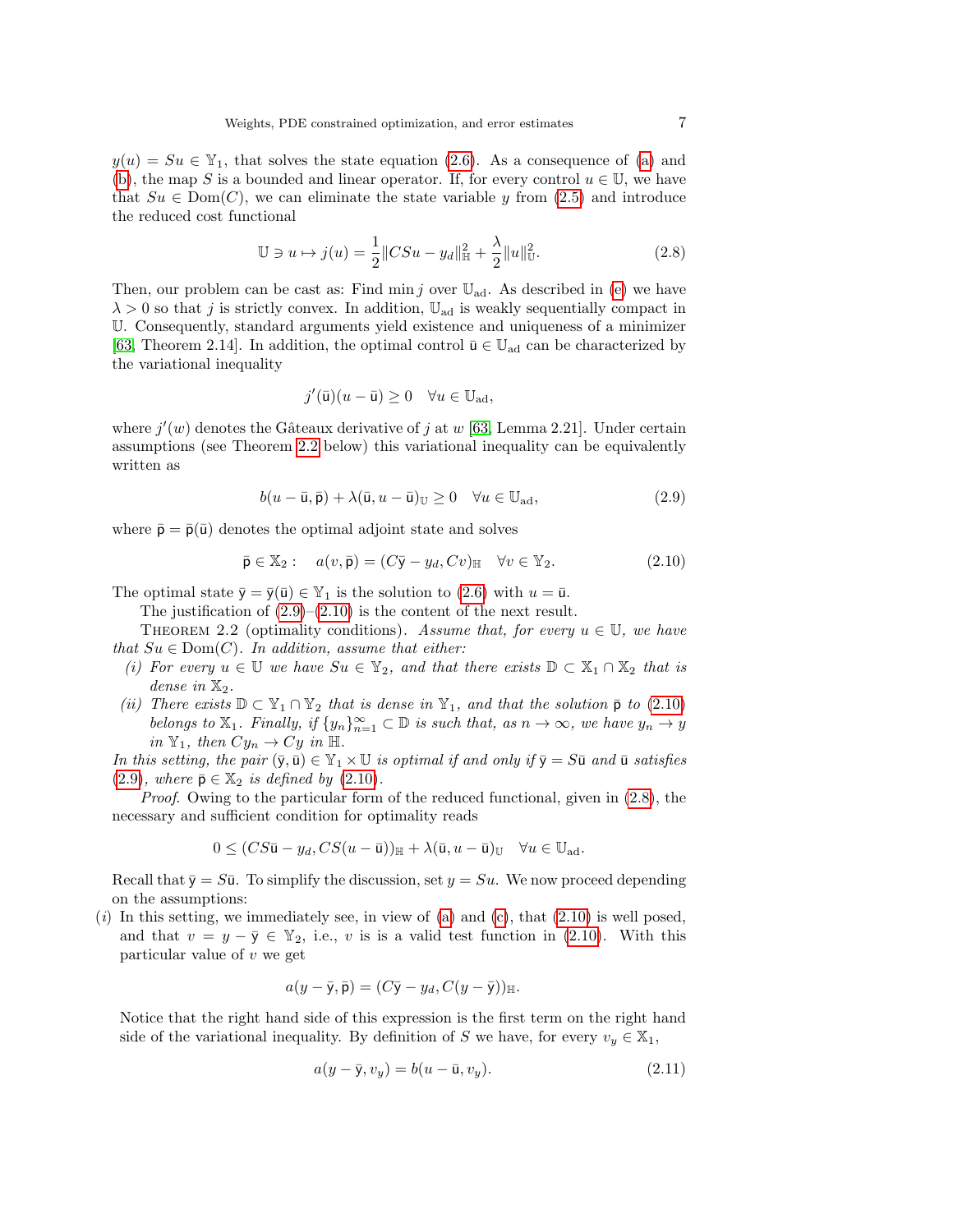$y(u) = Su \in \mathbb{Y}_1$, that solves the state equation (2.6). As a consequence of (a) and (b), the map $S$ is a bounded and linear operator. If, for every control $u \in \mathbb{U}$, we have that $Su \in \mathrm{Dom}(C)$, we can eliminate the state variable $y$ from (2.5) and introduce the reduced cost functional

$$\mathbb{U} \ni u \mapsto j(u) = \frac{1}{2}\|CSu - y_d\|_{\mathbb{H}}^2 + \frac{\lambda}{2}\|u\|_{\mathbb{U}}^2. \tag{2.8}$$

Then, our problem can be cast as: Find $\min j$ over $\mathbb{U}_{\rm ad}$. As described in (e) we have $\lambda > 0$ so that $j$ is strictly convex. In addition, $\mathbb{U}_{\rm ad}$ is weakly sequentially compact in $\mathbb{U}$. Consequently, standard arguments yield existence and uniqueness of a minimizer [63, Theorem 2.14]. In addition, the optimal control $\bar{\mathsf{u}} \in \mathbb{U}_{\rm ad}$ can be characterized by the variational inequality

$$j'(\bar{\mathsf{u}})(u - \bar{\mathsf{u}}) \geq 0 \quad \forall u \in \mathbb{U}_{\rm ad},$$

where $j'(w)$ denotes the Gâteaux derivative of $j$ at $w$ [63, Lemma 2.21]. Under certain assumptions (see Theorem 2.2 below) this variational inequality can be equivalently written as

$$b(u - \bar{\mathsf{u}}, \bar{\mathsf{p}}) + \lambda(\bar{\mathsf{u}}, u - \bar{\mathsf{u}})_{\mathbb{U}} \geq 0 \quad \forall u \in \mathbb{U}_{\rm ad}, \tag{2.9}$$

where $\bar{\mathsf{p}} = \bar{\mathsf{p}}(\bar{\mathsf{u}})$ denotes the optimal adjoint state and solves

$$\bar{\mathsf{p}} \in \mathbb{X}_2 : \quad a(v, \bar{\mathsf{p}}) = (C\bar{\mathsf{y}} - y_d, Cv)_{\mathbb{H}} \quad \forall v \in \mathbb{Y}_2. \tag{2.10}$$

The optimal state $\bar{\mathsf{y}} = \bar{\mathsf{y}}(\bar{\mathsf{u}}) \in \mathbb{Y}_1$ is the solution to (2.6) with $u = \bar{\mathsf{u}}$.

The justification of (2.9)–(2.10) is the content of the next result.

Theorem 2.2 (optimality conditions). *Assume that, for every $u \in \mathbb{U}$, we have that $Su \in \mathrm{Dom}(C)$. In addition, assume that either:*

*(i) For every $u \in \mathbb{U}$ we have $Su \in \mathbb{Y}_2$, and that there exists $\mathbb{D} \subset \mathbb{X}_1 \cap \mathbb{X}_2$ that is dense in $\mathbb{X}_2$.*

*(ii) There exists $\mathbb{D} \subset \mathbb{Y}_1 \cap \mathbb{Y}_2$ that is dense in $\mathbb{Y}_1$, and that the solution $\bar{\mathsf{p}}$ to (2.10) belongs to $\mathbb{X}_1$. Finally, if $\{y_n\}_{n=1}^\infty \subset \mathbb{D}$ is such that, as $n \to \infty$, we have $y_n \to y$ in $\mathbb{Y}_1$, then $Cy_n \to Cy$ in $\mathbb{H}$.*

*In this setting, the pair $(\bar{\mathsf{y}}, \bar{\mathsf{u}}) \in \mathbb{Y}_1 \times \mathbb{U}$ is optimal if and only if $\bar{\mathsf{y}} = S\bar{\mathsf{u}}$ and $\bar{\mathsf{u}}$ satisfies (2.9), where $\bar{\mathsf{p}} \in \mathbb{X}_2$ is defined by (2.10).*

*Proof.* Owing to the particular form of the reduced functional, given in (2.8), the necessary and sufficient condition for optimality reads

$$0 \leq (CS\bar{\mathsf{u}} - y_d, CS(u - \bar{\mathsf{u}}))_{\mathbb{H}} + \lambda(\bar{\mathsf{u}}, u - \bar{\mathsf{u}})_{\mathbb{U}} \quad \forall u \in \mathbb{U}_{\rm ad}.$$

Recall that $\bar{\mathsf{y}} = S\bar{\mathsf{u}}$. To simplify the discussion, set $y = Su$. We now proceed depending on the assumptions:

$(i)$ In this setting, we immediately see, in view of (a) and (c), that (2.10) is well posed, and that $v = y - \bar{\mathsf{y}} \in \mathbb{Y}_2$, i.e., $v$ is is a valid test function in (2.10). With this particular value of $v$ we get

$$a(y - \bar{\mathsf{y}}, \bar{\mathsf{p}}) = (C\bar{\mathsf{y}} - y_d, C(y - \bar{\mathsf{y}}))_{\mathbb{H}}.$$

Notice that the right hand side of this expression is the first term on the right hand side of the variational inequality. By definition of $S$ we have, for every $v_y \in \mathbb{X}_1$,

$$a(y - \bar{\mathsf{y}}, v_y) = b(u - \bar{\mathsf{u}}, v_y). \tag{2.11}$$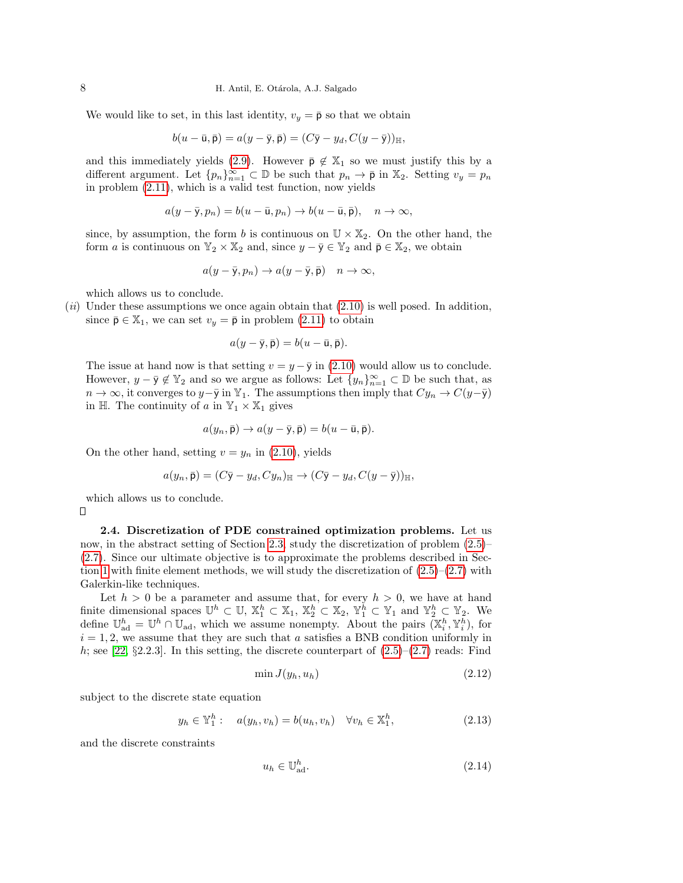We would like to set, in this last identity, $v_y = \mathsf{p}$ so that we obtain

$$b(u - \bar{\mathsf{u}}, \bar{\mathsf{p}}) = a(y - \bar{\mathsf{y}}, \bar{\mathsf{p}}) = (C\bar{\mathsf{y}} - y_d, C(y - \bar{\mathsf{y}}))_{\mathbb{H}},$$

and this immediately yields (2.9). However $\bar{\mathsf{p}} \notin \mathbb{X}_1$ so we must justify this by a different argument. Let $\{p_n\}_{n=1}^{\infty} \subset \mathbb{D}$ be such that $p_n \to \bar{\mathsf{p}}$ in $\mathbb{X}_2$. Setting $v_y = p_n$ in problem (2.11), which is a valid test function, now yields

$$a(y - \bar{\mathsf{y}}, p_n) = b(u - \bar{\mathsf{u}}, p_n) \to b(u - \bar{\mathsf{u}}, \bar{\mathsf{p}}), \quad n \to \infty,$$

since, by assumption, the form $b$ is continuous on $\mathbb{U} \times \mathbb{X}_2$. On the other hand, the form $a$ is continuous on $\mathbb{Y}_2 \times \mathbb{X}_2$ and, since $y - \bar{\mathsf{y}} \in \mathbb{Y}_2$ and $\bar{\mathsf{p}} \in \mathbb{X}_2$, we obtain

$$a(y - \bar{\mathsf{y}}, p_n) \to a(y - \bar{\mathsf{y}}, \bar{\mathsf{p}}) \quad n \to \infty,$$

which allows us to conclude.

$(ii)$ Under these assumptions we once again obtain that (2.10) is well posed. In addition, since $\bar{\mathsf{p}} \in \mathbb{X}_1$, we can set $v_y = \bar{\mathsf{p}}$ in problem (2.11) to obtain

$$a(y - \bar{\mathsf{y}}, \bar{\mathsf{p}}) = b(u - \bar{\mathsf{u}}, \bar{\mathsf{p}}).$$

The issue at hand now is that setting $v = y - \bar{\mathsf{y}}$ in (2.10) would allow us to conclude. However, $y - \bar{\mathsf{y}} \notin \mathbb{Y}_2$ and so we argue as follows: Let $\{y_n\}_{n=1}^{\infty} \subset \mathbb{D}$ be such that, as $n \to \infty$, it converges to $y - \bar{\mathsf{y}}$ in $\mathbb{Y}_1$. The assumptions then imply that $Cy_n \to C(y - \bar{\mathsf{y}})$ in $\mathbb{H}$. The continuity of $a$ in $\mathbb{Y}_1 \times \mathbb{X}_1$ gives

$$a(y_n, \bar{\mathsf{p}}) \to a(y - \bar{\mathsf{y}}, \bar{\mathsf{p}}) = b(u - \bar{\mathsf{u}}, \bar{\mathsf{p}}).$$

On the other hand, setting $v = y_n$ in (2.10), yields

$$a(y_n, \bar{\mathsf{p}}) = (C\bar{\mathsf{y}} - y_d, Cy_n)_{\mathbb{H}} \to (C\bar{\mathsf{y}} - y_d, C(y - \bar{\mathsf{y}}))_{\mathbb{H}},$$

which allows us to conclude.

∎

**2.4. Discretization of PDE constrained optimization problems.** Let us now, in the abstract setting of Section 2.3, study the discretization of problem (2.5)–(2.7). Since our ultimate objective is to approximate the problems described in Section 1 with finite element methods, we will study the discretization of (2.5)–(2.7) with Galerkin-like techniques.

Let $h > 0$ be a parameter and assume that, for every $h > 0$, we have at hand finite dimensional spaces $\mathbb{U}^h \subset \mathbb{U}$, $\mathbb{X}_1^h \subset \mathbb{X}_1$, $\mathbb{X}_2^h \subset \mathbb{X}_2$, $\mathbb{Y}_1^h \subset \mathbb{Y}_1$ and $\mathbb{Y}_2^h \subset \mathbb{Y}_2$. We define $\mathbb{U}_{\mathrm{ad}}^h = \mathbb{U}^h \cap \mathbb{U}_{\mathrm{ad}}$, which we assume nonempty. About the pairs $(\mathbb{X}_i^h, \mathbb{Y}_i^h)$, for $i = 1, 2$, we assume that they are such that $a$ satisfies a BNB condition uniformly in $h$; see [22, §2.2.3]. In this setting, the discrete counterpart of (2.5)–(2.7) reads: Find

$$\min J(y_h, u_h) \tag{2.12}$$

subject to the discrete state equation

$$y_h \in \mathbb{Y}_1^h : \quad a(y_h, v_h) = b(u_h, v_h) \quad \forall v_h \in \mathbb{X}_1^h, \tag{2.13}$$

and the discrete constraints

$$u_h \in \mathbb{U}_{\mathrm{ad}}^h. \tag{2.14}$$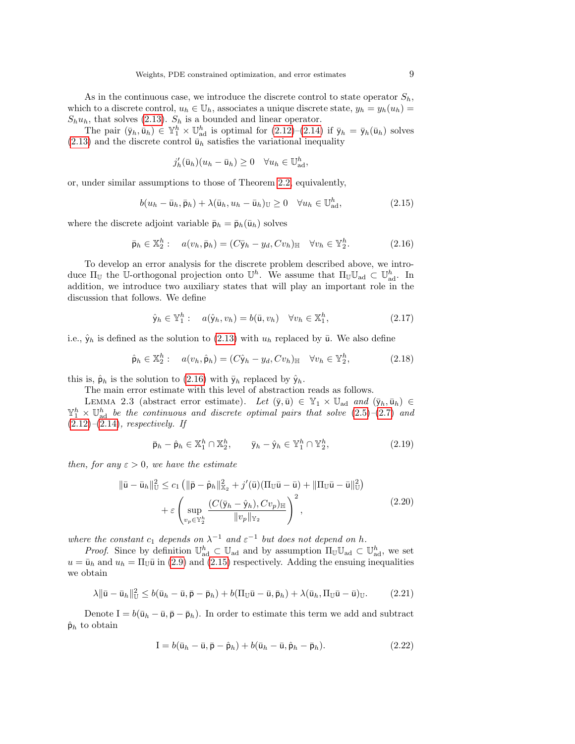As in the continuous case, we introduce the discrete control to state operator $S_h$, which to a discrete control, $u_h \in \mathbb{U}_h$, associates a unique discrete state, $y_h = y_h(u_h) = S_h u_h$, that solves (2.13). $S_h$ is a bounded and linear operator.

The pair $(\bar{\mathsf{y}}_h, \bar{\mathsf{u}}_h) \in \mathbb{Y}_1^h \times \mathbb{U}_{\text{ad}}^h$ is optimal for (2.12)–(2.14) if $\bar{\mathsf{y}}_h = \bar{\mathsf{y}}_h(\bar{\mathsf{u}}_h)$ solves (2.13) and the discrete control $\bar{\mathsf{u}}_h$ satisfies the variational inequality

$$
j_h'(\bar{\mathsf{u}}_h)(u_h - \bar{\mathsf{u}}_h) \geq 0 \quad \forall u_h \in \mathbb{U}_{\text{ad}}^h,
$$

or, under similar assumptions to those of Theorem 2.2, equivalently,

$$
b(u_h - \bar{\mathsf{u}}_h, \bar{\mathsf{p}}_h) + \lambda(\bar{\mathsf{u}}_h, u_h - \bar{\mathsf{u}}_h)_{\mathbb{U}} \geq 0 \quad \forall u_h \in \mathbb{U}_{\text{ad}}^h, \tag{2.15}
$$

where the discrete adjoint variable $\bar{\mathsf{p}}_h = \bar{\mathsf{p}}_h(\bar{\mathsf{u}}_h)$ solves

$$
\bar{\mathsf{p}}_h \in \mathbb{X}_2^h : \quad a(v_h, \bar{\mathsf{p}}_h) = (C\bar{\mathsf{y}}_h - y_d, Cv_h)_{\mathbb{H}} \quad \forall v_h \in \mathbb{Y}_2^h. \tag{2.16}
$$

To develop an error analysis for the discrete problem described above, we introduce $\Pi_{\mathbb{U}}$ the $\mathbb{U}$-orthogonal projection onto $\mathbb{U}^h$. We assume that $\Pi_{\mathbb{U}}\mathbb{U}_{\text{ad}} \subset \mathbb{U}_{\text{ad}}^h$. In addition, we introduce two auxiliary states that will play an important role in the discussion that follows. We define

$$
\hat{\mathsf{y}}_h \in \mathbb{Y}_1^h : \quad a(\hat{\mathsf{y}}_h, v_h) = b(\bar{\mathsf{u}}, v_h) \quad \forall v_h \in \mathbb{X}_1^h, \tag{2.17}
$$

i.e., $\hat{\mathsf{y}}_h$ is defined as the solution to (2.13) with $u_h$ replaced by $\bar{\mathsf{u}}$. We also define

$$
\hat{\mathsf{p}}_h \in \mathbb{X}_2^h : \quad a(v_h, \hat{\mathsf{p}}_h) = (C\hat{\mathsf{y}}_h - y_d, Cv_h)_{\mathbb{H}} \quad \forall v_h \in \mathbb{Y}_2^h, \tag{2.18}
$$

this is, $\hat{\mathsf{p}}_h$ is the solution to (2.16) with $\bar{\mathsf{y}}_h$ replaced by $\hat{\mathsf{y}}_h$.

The main error estimate with this level of abstraction reads as follows.

Lemma 2.3 (abstract error estimate). *Let $(\bar{\mathsf{y}}, \bar{\mathsf{u}}) \in \mathbb{Y}_1 \times \mathbb{U}_{\text{ad}}$ and $(\bar{\mathsf{y}}_h, \bar{\mathsf{u}}_h) \in \mathbb{Y}_1^h \times \mathbb{U}_{\text{ad}}^h$ be the continuous and discrete optimal pairs that solve (2.5)–(2.7) and (2.12)–(2.14), respectively. If*

$$
\bar{\mathsf{p}}_h - \hat{\mathsf{p}}_h \in \mathbb{X}_1^h \cap \mathbb{X}_2^h, \qquad \bar{\mathsf{y}}_h - \hat{\mathsf{y}}_h \in \mathbb{Y}_1^h \cap \mathbb{Y}_2^h, \tag{2.19}
$$

*then, for any $\varepsilon > 0$, we have the estimate*

$$
\begin{aligned}
\|\bar{\mathsf{u}} - \bar{\mathsf{u}}_h\|_{\mathbb{U}}^2 \leq c_1 \left( \|\bar{\mathsf{p}} - \hat{\mathsf{p}}_h\|_{\mathbb{X}_2}^2 + j'(\bar{\mathsf{u}})(\Pi_{\mathbb{U}}\bar{\mathsf{u}} - \bar{\mathsf{u}}) + \|\Pi_{\mathbb{U}}\bar{\mathsf{u}} - \bar{\mathsf{u}}\|_{\mathbb{U}}^2 \right) \\
+ \varepsilon \left( \sup_{v_p \in \mathbb{Y}_2^h} \frac{(C(\bar{\mathsf{y}}_h - \hat{\mathsf{y}}_h), Cv_p)_{\mathbb{H}}}{\|v_p\|_{\mathbb{Y}_2}} \right)^2,
\end{aligned} \tag{2.20}
$$

*where the constant $c_1$ depends on $\lambda^{-1}$ and $\varepsilon^{-1}$ but does not depend on $h$.*

*Proof.* Since by definition $\mathbb{U}_{\text{ad}}^h \subset \mathbb{U}_{\text{ad}}$ and by assumption $\Pi_{\mathbb{U}}\mathbb{U}_{\text{ad}} \subset \mathbb{U}_{\text{ad}}^h$, we set $u = \bar{\mathsf{u}}_h$ and $u_h = \Pi_{\mathbb{U}}\bar{\mathsf{u}}$ in (2.9) and (2.15) respectively. Adding the ensuing inequalities we obtain

$$
\lambda\|\bar{\mathsf{u}} - \bar{\mathsf{u}}_h\|_{\mathbb{U}}^2 \leq b(\bar{\mathsf{u}}_h - \bar{\mathsf{u}}, \bar{\mathsf{p}} - \bar{\mathsf{p}}_h) + b(\Pi_{\mathbb{U}}\bar{\mathsf{u}} - \bar{\mathsf{u}}, \bar{\mathsf{p}}_h) + \lambda(\bar{\mathsf{u}}_h, \Pi_{\mathbb{U}}\bar{\mathsf{u}} - \bar{\mathsf{u}})_{\mathbb{U}}. \tag{2.21}
$$

Denote $\mathrm{I} = b(\bar{\mathsf{u}}_h - \bar{\mathsf{u}}, \bar{\mathsf{p}} - \bar{\mathsf{p}}_h)$. In order to estimate this term we add and subtract $\hat{\mathsf{p}}_h$ to obtain

$$
\mathrm{I} = b(\bar{\mathsf{u}}_h - \bar{\mathsf{u}}, \bar{\mathsf{p}} - \hat{\mathsf{p}}_h) + b(\bar{\mathsf{u}}_h - \bar{\mathsf{u}}, \hat{\mathsf{p}}_h - \bar{\mathsf{p}}_h). \tag{2.22}
$$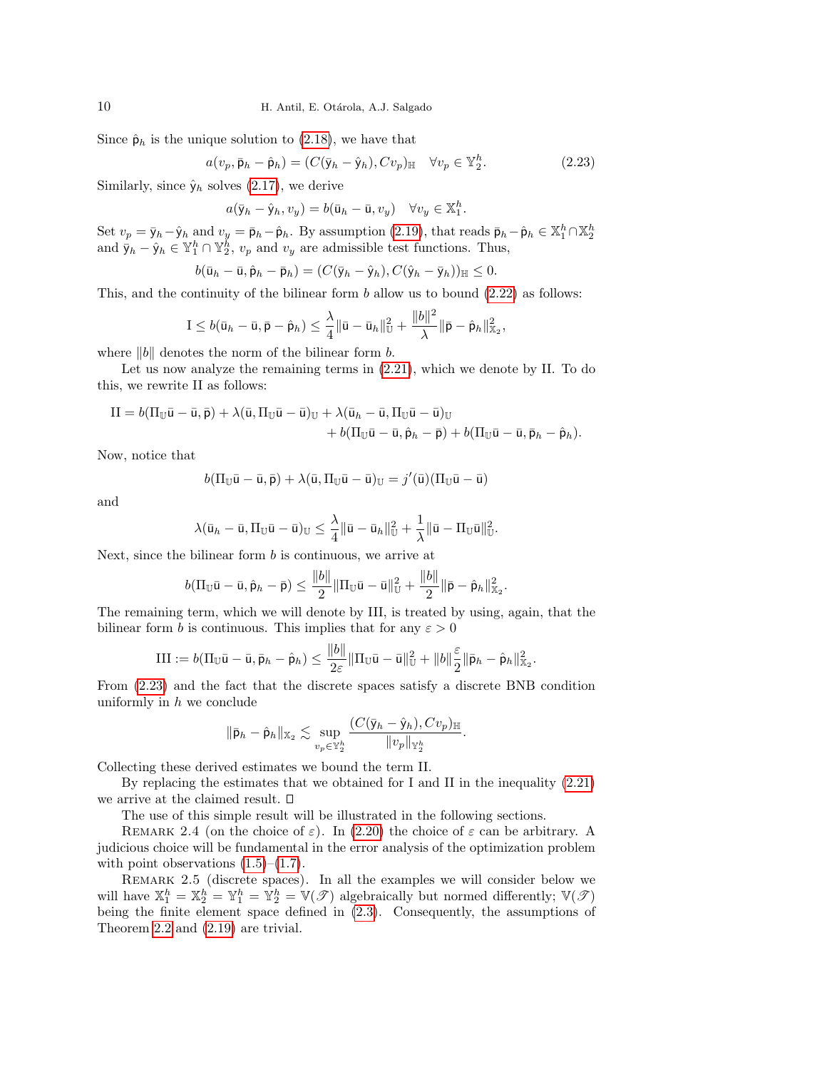Since $\hat{\mathsf{p}}_h$ is the unique solution to (2.18), we have that

$$a(v_p, \bar{\mathsf{p}}_h - \hat{\mathsf{p}}_h) = (C(\bar{\mathsf{y}}_h - \hat{\mathsf{y}}_h), Cv_p)_{\mathbb{H}} \quad \forall v_p \in \mathbb{Y}_2^h. \tag{2.23}$$

Similarly, since $\hat{\mathsf{y}}_h$ solves (2.17), we derive

$$a(\bar{\mathsf{y}}_h - \hat{\mathsf{y}}_h, v_y) = b(\bar{\mathsf{u}}_h - \bar{\mathsf{u}}, v_y) \quad \forall v_y \in \mathbb{X}_1^h.$$

Set $v_p = \bar{\mathsf{y}}_h - \hat{\mathsf{y}}_h$ and $v_y = \bar{\mathsf{p}}_h - \hat{\mathsf{p}}_h$. By assumption (2.19), that reads $\bar{\mathsf{p}}_h - \hat{\mathsf{p}}_h \in \mathbb{X}_1^h \cap \mathbb{X}_2^h$ and $\bar{\mathsf{y}}_h - \hat{\mathsf{y}}_h \in \mathbb{Y}_1^h \cap \mathbb{Y}_2^h$, $v_p$ and $v_y$ are admissible test functions. Thus,

$$b(\bar{\mathsf{u}}_h - \bar{\mathsf{u}}, \hat{\mathsf{p}}_h - \bar{\mathsf{p}}_h) = (C(\bar{\mathsf{y}}_h - \hat{\mathsf{y}}_h), C(\hat{\mathsf{y}}_h - \bar{\mathsf{y}}_h))_{\mathbb{H}} \leq 0.$$

This, and the continuity of the bilinear form $b$ allow us to bound (2.22) as follows:

$$\mathrm{I} \leq b(\bar{\mathsf{u}}_h - \bar{\mathsf{u}}, \bar{\mathsf{p}} - \hat{\mathsf{p}}_h) \leq \frac{\lambda}{4}\|\bar{\mathsf{u}} - \bar{\mathsf{u}}_h\|_{\mathbb{U}}^2 + \frac{\|b\|^2}{\lambda}\|\bar{\mathsf{p}} - \hat{\mathsf{p}}_h\|_{\mathbb{X}_2}^2,$$

where $\|b\|$ denotes the norm of the bilinear form $b$.

Let us now analyze the remaining terms in (2.21), which we denote by II. To do this, we rewrite II as follows:

$$\begin{aligned}\mathrm{II} = b(\Pi_{\mathbb{U}}\bar{\mathsf{u}} - \bar{\mathsf{u}}, \bar{\mathsf{p}}) + \lambda(\bar{\mathsf{u}}, \Pi_{\mathbb{U}}\bar{\mathsf{u}} - \bar{\mathsf{u}})_{\mathbb{U}} + \lambda(\bar{\mathsf{u}}_h - \bar{\mathsf{u}}, \Pi_{\mathbb{U}}\bar{\mathsf{u}} - \bar{\mathsf{u}})_{\mathbb{U}} \\ + b(\Pi_{\mathbb{U}}\bar{\mathsf{u}} - \bar{\mathsf{u}}, \hat{\mathsf{p}}_h - \bar{\mathsf{p}}) + b(\Pi_{\mathbb{U}}\bar{\mathsf{u}} - \bar{\mathsf{u}}, \bar{\mathsf{p}}_h - \hat{\mathsf{p}}_h).\end{aligned}$$

Now, notice that

$$b(\Pi_{\mathbb{U}}\bar{\mathsf{u}} - \bar{\mathsf{u}}, \bar{\mathsf{p}}) + \lambda(\bar{\mathsf{u}}, \Pi_{\mathbb{U}}\bar{\mathsf{u}} - \bar{\mathsf{u}})_{\mathbb{U}} = j'(\bar{\mathsf{u}})(\Pi_{\mathbb{U}}\bar{\mathsf{u}} - \bar{\mathsf{u}})$$

and

$$\lambda(\bar{\mathsf{u}}_h - \bar{\mathsf{u}}, \Pi_{\mathbb{U}}\bar{\mathsf{u}} - \bar{\mathsf{u}})_{\mathbb{U}} \leq \frac{\lambda}{4}\|\bar{\mathsf{u}} - \bar{\mathsf{u}}_h\|_{\mathbb{U}}^2 + \frac{1}{\lambda}\|\bar{\mathsf{u}} - \Pi_{\mathbb{U}}\bar{\mathsf{u}}\|_{\mathbb{U}}^2.$$

Next, since the bilinear form $b$ is continuous, we arrive at

$$b(\Pi_{\mathbb{U}}\bar{\mathsf{u}} - \bar{\mathsf{u}}, \hat{\mathsf{p}}_h - \bar{\mathsf{p}}) \leq \frac{\|b\|}{2}\|\Pi_{\mathbb{U}}\bar{\mathsf{u}} - \bar{\mathsf{u}}\|_{\mathbb{U}}^2 + \frac{\|b\|}{2}\|\bar{\mathsf{p}} - \hat{\mathsf{p}}_h\|_{\mathbb{X}_2}^2.$$

The remaining term, which we will denote by III, is treated by using, again, that the bilinear form $b$ is continuous. This implies that for any $\varepsilon > 0$

$$\mathrm{III} := b(\Pi_{\mathbb{U}}\bar{\mathsf{u}} - \bar{\mathsf{u}}, \bar{\mathsf{p}}_h - \hat{\mathsf{p}}_h) \leq \frac{\|b\|}{2\varepsilon}\|\Pi_{\mathbb{U}}\bar{\mathsf{u}} - \bar{\mathsf{u}}\|_{\mathbb{U}}^2 + \|b\|\frac{\varepsilon}{2}\|\bar{\mathsf{p}}_h - \hat{\mathsf{p}}_h\|_{\mathbb{X}_2}^2.$$

From (2.23) and the fact that the discrete spaces satisfy a discrete BNB condition uniformly in $h$ we conclude

$$\|\bar{\mathsf{p}}_h - \hat{\mathsf{p}}_h\|_{\mathbb{X}_2} \lesssim \sup_{v_p \in \mathbb{Y}_2^h} \frac{(C(\bar{\mathsf{y}}_h - \hat{\mathsf{y}}_h), Cv_p)_{\mathbb{H}}}{\|v_p\|_{\mathbb{Y}_2^h}}.$$

Collecting these derived estimates we bound the term II.

By replacing the estimates that we obtained for I and II in the inequality (2.21) we arrive at the claimed result. □

The use of this simple result will be illustrated in the following sections.

Remark 2.4 (on the choice of $\varepsilon$). In (2.20) the choice of $\varepsilon$ can be arbitrary. A judicious choice will be fundamental in the error analysis of the optimization problem with point observations (1.5)–(1.7).

Remark 2.5 (discrete spaces). In all the examples we will consider below we will have $\mathbb{X}_1^h = \mathbb{X}_2^h = \mathbb{Y}_1^h = \mathbb{Y}_2^h = \mathbb{V}(\mathscr{T})$ algebraically but normed differently; $\mathbb{V}(\mathscr{T})$ being the finite element space defined in (2.3). Consequently, the assumptions of Theorem 2.2 and (2.19) are trivial.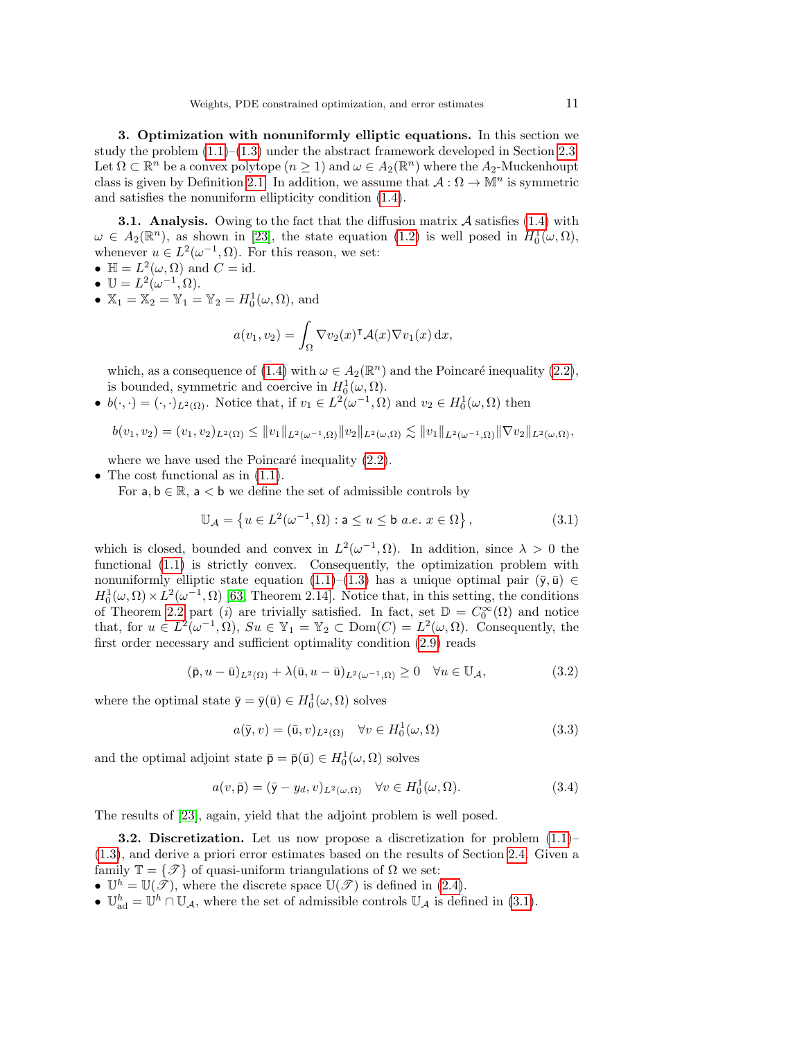**3. Optimization with nonuniformly elliptic equations.** In this section we study the problem (1.1)–(1.3) under the abstract framework developed in Section 2.3. Let $\Omega \subset \mathbb{R}^n$ be a convex polytope ($n \geq 1$) and $\omega \in A_2(\mathbb{R}^n)$ where the $A_2$-Muckenhoupt class is given by Definition 2.1. In addition, we assume that $\mathcal{A} : \Omega \to \mathbb{M}^n$ is symmetric and satisfies the nonuniform ellipticity condition (1.4).

**3.1. Analysis.** Owing to the fact that the diffusion matrix $\mathcal{A}$ satisfies (1.4) with $\omega \in A_2(\mathbb{R}^n)$, as shown in [23], the state equation (1.2) is well posed in $H_0^1(\omega, \Omega)$, whenever $u \in L^2(\omega^{-1}, \Omega)$. For this reason, we set:

- $\mathbb{H} = L^2(\omega, \Omega)$ and $C = \mathrm{id}$.
- $\mathbb{U} = L^2(\omega^{-1}, \Omega)$.
- $\mathbb{X}_1 = \mathbb{X}_2 = \mathbb{Y}_1 = \mathbb{Y}_2 = H_0^1(\omega, \Omega)$, and

$$a(v_1, v_2) = \int_\Omega \nabla v_2(x)^\intercal \mathcal{A}(x) \nabla v_1(x) \, \mathrm{d}x,$$

  which, as a consequence of (1.4) with $\omega \in A_2(\mathbb{R}^n)$ and the Poincaré inequality (2.2), is bounded, symmetric and coercive in $H_0^1(\omega, \Omega)$.
- $b(\cdot, \cdot) = (\cdot, \cdot)_{L^2(\Omega)}$. Notice that, if $v_1 \in L^2(\omega^{-1}, \Omega)$ and $v_2 \in H_0^1(\omega, \Omega)$ then

$$b(v_1, v_2) = (v_1, v_2)_{L^2(\Omega)} \leq \|v_1\|_{L^2(\omega^{-1},\Omega)} \|v_2\|_{L^2(\omega,\Omega)} \lesssim \|v_1\|_{L^2(\omega^{-1},\Omega)} \|\nabla v_2\|_{L^2(\omega,\Omega)},$$

  where we have used the Poincaré inequality (2.2).
- The cost functional as in (1.1).

For $\mathsf{a}, \mathsf{b} \in \mathbb{R}$, $\mathsf{a} < \mathsf{b}$ we define the set of admissible controls by

$$\mathbb{U}_{\mathcal{A}} = \left\{ u \in L^2(\omega^{-1}, \Omega) : \mathsf{a} \leq u \leq \mathsf{b} \ a.e.\ x \in \Omega \right\}, \tag{3.1}$$

which is closed, bounded and convex in $L^2(\omega^{-1}, \Omega)$. In addition, since $\lambda > 0$ the functional (1.1) is strictly convex. Consequently, the optimization problem with nonuniformly elliptic state equation (1.1)–(1.3) has a unique optimal pair $(\bar{\mathsf{y}}, \bar{\mathsf{u}}) \in H_0^1(\omega, \Omega) \times L^2(\omega^{-1}, \Omega)$ [63, Theorem 2.14]. Notice that, in this setting, the conditions of Theorem 2.2 part $(i)$ are trivially satisfied. In fact, set $\mathbb{D} = C_0^\infty(\Omega)$ and notice that, for $u \in L^2(\omega^{-1}, \Omega)$, $Su \in \mathbb{Y}_1 = \mathbb{Y}_2 \subset \mathrm{Dom}(C) = L^2(\omega, \Omega)$. Consequently, the first order necessary and sufficient optimality condition (2.9) reads

$$(\bar{\mathsf{p}}, u - \bar{\mathsf{u}})_{L^2(\Omega)} + \lambda(\bar{\mathsf{u}}, u - \bar{\mathsf{u}})_{L^2(\omega^{-1},\Omega)} \geq 0 \quad \forall u \in \mathbb{U}_{\mathcal{A}}, \tag{3.2}$$

where the optimal state $\bar{\mathsf{y}} = \bar{\mathsf{y}}(\bar{\mathsf{u}}) \in H_0^1(\omega, \Omega)$ solves

$$a(\bar{\mathsf{y}}, v) = (\bar{\mathsf{u}}, v)_{L^2(\Omega)} \quad \forall v \in H_0^1(\omega, \Omega) \tag{3.3}$$

and the optimal adjoint state $\bar{\mathsf{p}} = \bar{\mathsf{p}}(\bar{\mathsf{u}}) \in H_0^1(\omega, \Omega)$ solves

$$a(v, \bar{\mathsf{p}}) = (\bar{\mathsf{y}} - y_d, v)_{L^2(\omega,\Omega)} \quad \forall v \in H_0^1(\omega, \Omega). \tag{3.4}$$

The results of [23], again, yield that the adjoint problem is well posed.

**3.2. Discretization.** Let us now propose a discretization for problem (1.1)–(1.3), and derive a priori error estimates based on the results of Section 2.4. Given a family $\mathbb{T} = \{\mathscr{T}\}$ of quasi-uniform triangulations of $\Omega$ we set:

- $\mathbb{U}^h = \mathbb{U}(\mathscr{T})$, where the discrete space $\mathbb{U}(\mathscr{T})$ is defined in (2.4).
- $\mathbb{U}^h_{\mathrm{ad}} = \mathbb{U}^h \cap \mathbb{U}_{\mathcal{A}}$, where the set of admissible controls $\mathbb{U}_{\mathcal{A}}$ is defined in (3.1).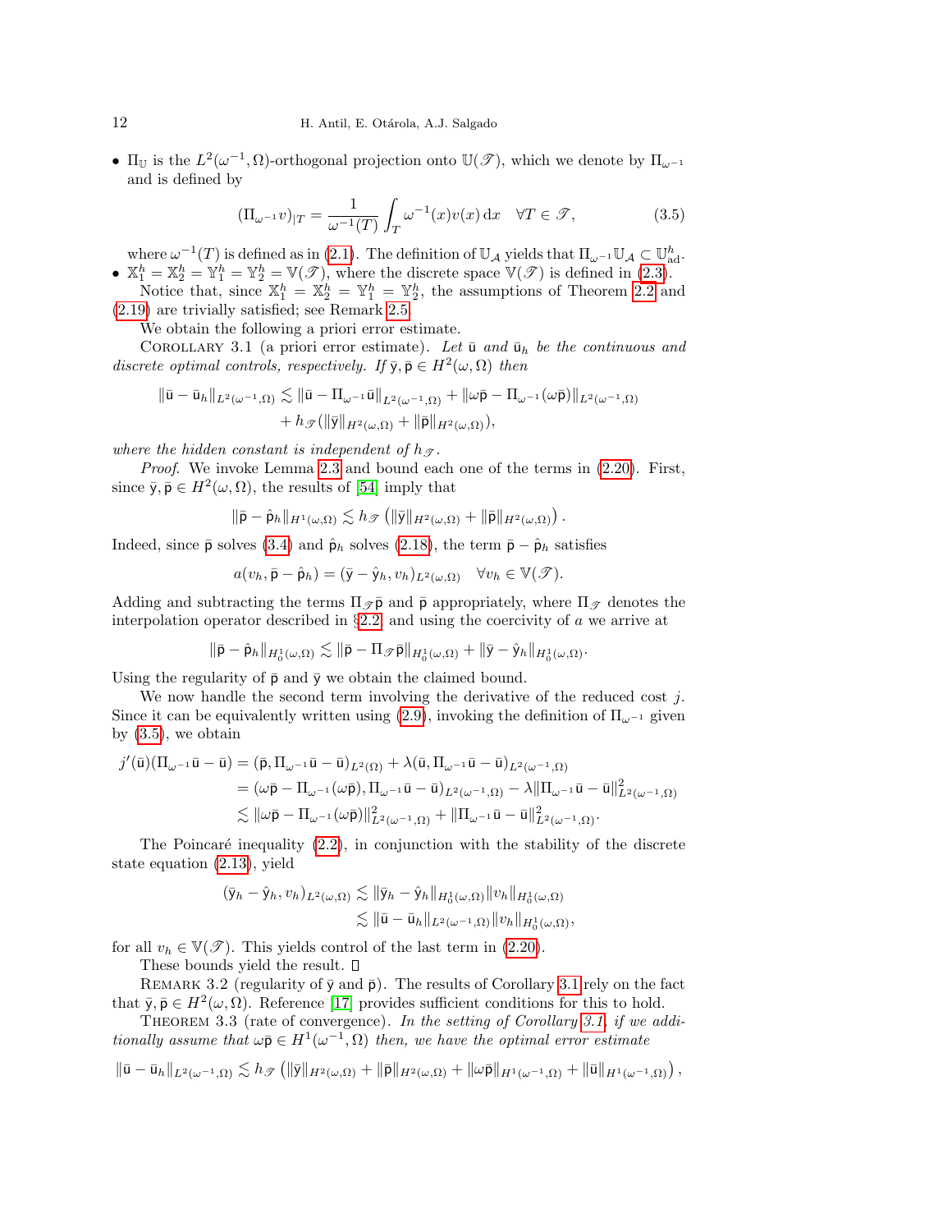- $\Pi_{\mathbb{U}}$ is the $L^2(\omega^{-1},\Omega)$-orthogonal projection onto $\mathbb{U}(\mathscr{T})$, which we denote by $\Pi_{\omega^{-1}}$ and is defined by

$$(\Pi_{\omega^{-1}} v)_{|T} = \frac{1}{\omega^{-1}(T)} \int_T \omega^{-1}(x) v(x)\,\mathrm{d}x \quad \forall T \in \mathscr{T}, \tag{3.5}$$

where $\omega^{-1}(T)$ is defined as in (2.1). The definition of $\mathbb{U}_{\mathcal{A}}$ yields that $\Pi_{\omega^{-1}} \mathbb{U}_{\mathcal{A}} \subset \mathbb{U}^h_{\mathrm{ad}}$.

- $\mathbb{X}^h_1 = \mathbb{X}^h_2 = \mathbb{Y}^h_1 = \mathbb{Y}^h_2 = \mathbb{V}(\mathscr{T})$, where the discrete space $\mathbb{V}(\mathscr{T})$ is defined in (2.3).

Notice that, since $\mathbb{X}^h_1 = \mathbb{X}^h_2 = \mathbb{Y}^h_1 = \mathbb{Y}^h_2$, the assumptions of Theorem 2.2 and (2.19) are trivially satisfied; see Remark 2.5.

We obtain the following a priori error estimate.

Corollary 3.1 (a priori error estimate). *Let $\bar{\mathsf{u}}$ and $\bar{\mathsf{u}}_h$ be the continuous and discrete optimal controls, respectively. If $\bar{\mathsf{y}}, \bar{\mathsf{p}} \in H^2(\omega,\Omega)$ then*

$$\begin{aligned}\|\bar{\mathsf{u}} - \bar{\mathsf{u}}_h\|_{L^2(\omega^{-1},\Omega)} \lesssim \|\bar{\mathsf{u}} - \Pi_{\omega^{-1}}\bar{\mathsf{u}}\|_{L^2(\omega^{-1},\Omega)} + \|\omega\bar{\mathsf{p}} - \Pi_{\omega^{-1}}(\omega\bar{\mathsf{p}})\|_{L^2(\omega^{-1},\Omega)} \\ + h_{\mathscr{T}}(\|\bar{\mathsf{y}}\|_{H^2(\omega,\Omega)} + \|\bar{\mathsf{p}}\|_{H^2(\omega,\Omega)}),\end{aligned}$$

*where the hidden constant is independent of $h_{\mathscr{T}}$.*

*Proof.* We invoke Lemma 2.3 and bound each one of the terms in (2.20). First, since $\bar{\mathsf{y}}, \bar{\mathsf{p}} \in H^2(\omega,\Omega)$, the results of [54] imply that

$$\|\bar{\mathsf{p}} - \hat{\mathsf{p}}_h\|_{H^1(\omega,\Omega)} \lesssim h_{\mathscr{T}}\left(\|\bar{\mathsf{y}}\|_{H^2(\omega,\Omega)} + \|\bar{\mathsf{p}}\|_{H^2(\omega,\Omega)}\right).$$

Indeed, since $\bar{\mathsf{p}}$ solves (3.4) and $\hat{\mathsf{p}}_h$ solves (2.18), the term $\bar{\mathsf{p}} - \hat{\mathsf{p}}_h$ satisfies

$$a(v_h, \bar{\mathsf{p}} - \hat{\mathsf{p}}_h) = (\bar{\mathsf{y}} - \hat{\mathsf{y}}_h, v_h)_{L^2(\omega,\Omega)} \quad \forall v_h \in \mathbb{V}(\mathscr{T}).$$

Adding and subtracting the terms $\Pi_{\mathscr{T}}\bar{\mathsf{p}}$ and $\bar{\mathsf{p}}$ appropriately, where $\Pi_{\mathscr{T}}$ denotes the interpolation operator described in §2.2, and using the coercivity of $a$ we arrive at

$$\|\bar{\mathsf{p}} - \hat{\mathsf{p}}_h\|_{H^1_0(\omega,\Omega)} \lesssim \|\bar{\mathsf{p}} - \Pi_{\mathscr{T}}\bar{\mathsf{p}}\|_{H^1_0(\omega,\Omega)} + \|\bar{\mathsf{y}} - \hat{\mathsf{y}}_h\|_{H^1_0(\omega,\Omega)}.$$

Using the regularity of $\bar{\mathsf{p}}$ and $\bar{\mathsf{y}}$ we obtain the claimed bound.

We now handle the second term involving the derivative of the reduced cost $j$. Since it can be equivalently written using (2.9), invoking the definition of $\Pi_{\omega^{-1}}$ given by (3.5), we obtain

$$\begin{aligned} j'(\bar{\mathsf{u}})(\Pi_{\omega^{-1}}\bar{\mathsf{u}} - \bar{\mathsf{u}}) &= (\bar{\mathsf{p}}, \Pi_{\omega^{-1}}\bar{\mathsf{u}} - \bar{\mathsf{u}})_{L^2(\Omega)} + \lambda(\bar{\mathsf{u}}, \Pi_{\omega^{-1}}\bar{\mathsf{u}} - \bar{\mathsf{u}})_{L^2(\omega^{-1},\Omega)} \\ &= (\omega\bar{\mathsf{p}} - \Pi_{\omega^{-1}}(\omega\bar{\mathsf{p}}), \Pi_{\omega^{-1}}\bar{\mathsf{u}} - \bar{\mathsf{u}})_{L^2(\omega^{-1},\Omega)} - \lambda\|\Pi_{\omega^{-1}}\bar{\mathsf{u}} - \bar{\mathsf{u}}\|^2_{L^2(\omega^{-1},\Omega)} \\ &\lesssim \|\omega\bar{\mathsf{p}} - \Pi_{\omega^{-1}}(\omega\bar{\mathsf{p}})\|^2_{L^2(\omega^{-1},\Omega)} + \|\Pi_{\omega^{-1}}\bar{\mathsf{u}} - \bar{\mathsf{u}}\|^2_{L^2(\omega^{-1},\Omega)}. \end{aligned}$$

The Poincaré inequality (2.2), in conjunction with the stability of the discrete state equation (2.13), yield

$$\begin{aligned}(\bar{\mathsf{y}}_h - \hat{\mathsf{y}}_h, v_h)_{L^2(\omega,\Omega)} &\lesssim \|\bar{\mathsf{y}}_h - \hat{\mathsf{y}}_h\|_{H^1_0(\omega,\Omega)}\|v_h\|_{H^1_0(\omega,\Omega)} \\ &\lesssim \|\bar{\mathsf{u}} - \bar{\mathsf{u}}_h\|_{L^2(\omega^{-1},\Omega)}\|v_h\|_{H^1_0(\omega,\Omega)},\end{aligned}$$

for all $v_h \in \mathbb{V}(\mathscr{T})$. This yields control of the last term in (2.20).

These bounds yield the result. □

Remark 3.2 (regularity of $\bar{\mathsf{y}}$ and $\bar{\mathsf{p}}$). The results of Corollary 3.1 rely on the fact that $\bar{\mathsf{y}}, \bar{\mathsf{p}} \in H^2(\omega,\Omega)$. Reference [17] provides sufficient conditions for this to hold.

Theorem 3.3 (rate of convergence). *In the setting of Corollary 3.1, if we additionally assume that $\omega\bar{\mathsf{p}} \in H^1(\omega^{-1},\Omega)$ then, we have the optimal error estimate*

$$\|\bar{\mathsf{u}} - \bar{\mathsf{u}}_h\|_{L^2(\omega^{-1},\Omega)} \lesssim h_{\mathscr{T}}\left(\|\bar{\mathsf{y}}\|_{H^2(\omega,\Omega)} + \|\bar{\mathsf{p}}\|_{H^2(\omega,\Omega)} + \|\omega\bar{\mathsf{p}}\|_{H^1(\omega^{-1},\Omega)} + \|\bar{\mathsf{u}}\|_{H^1(\omega^{-1},\Omega)}\right),$$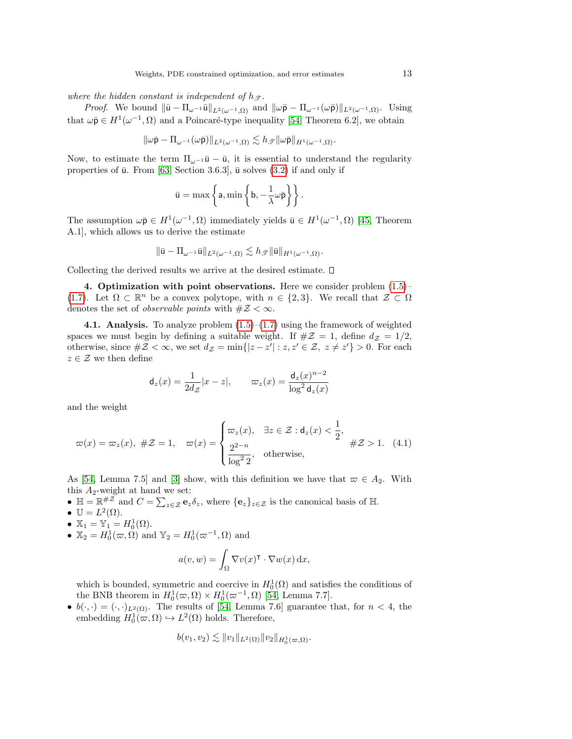*where the hidden constant is independent of $h_{\mathscr{T}}$.*

*Proof.* We bound $\|\bar{\mathsf{u}} - \Pi_{\omega^{-1}}\bar{\mathsf{u}}\|_{L^2(\omega^{-1},\Omega)}$ and $\|\omega\bar{\mathsf{p}} - \Pi_{\omega^{-1}}(\omega\bar{\mathsf{p}})\|_{L^2(\omega^{-1},\Omega)}$. Using that $\omega\bar{\mathsf{p}} \in H^1(\omega^{-1},\Omega)$ and a Poincaré-type inequality [54, Theorem 6.2], we obtain

$$\|\omega\bar{\mathsf{p}} - \Pi_{\omega^{-1}}(\omega\bar{\mathsf{p}})\|_{L^2(\omega^{-1},\Omega)} \lesssim h_{\mathscr{T}}\|\omega\bar{\mathsf{p}}\|_{H^1(\omega^{-1},\Omega)}.$$

Now, to estimate the term $\Pi_{\omega^{-1}}\bar{\mathsf{u}} - \bar{\mathsf{u}}$, it is essential to understand the regularity properties of $\bar{\mathsf{u}}$. From [63, Section 3.6.3], $\bar{\mathsf{u}}$ solves (3.2) if and only if

$$\bar{\mathsf{u}} = \max\left\{\mathsf{a}, \min\left\{\mathsf{b}, -\frac{1}{\lambda}\omega\bar{\mathsf{p}}\right\}\right\}.$$

The assumption $\omega\bar{\mathsf{p}} \in H^1(\omega^{-1},\Omega)$ immediately yields $\bar{\mathsf{u}} \in H^1(\omega^{-1},\Omega)$ [45, Theorem A.1], which allows us to derive the estimate

$$\|\bar{\mathsf{u}} - \Pi_{\omega^{-1}}\bar{\mathsf{u}}\|_{L^2(\omega^{-1},\Omega)} \lesssim h_{\mathscr{T}}\|\bar{\mathsf{u}}\|_{H^1(\omega^{-1},\Omega)}.$$

Collecting the derived results we arrive at the desired estimate. □

**4. Optimization with point observations.** Here we consider problem (1.5)–(1.7). Let $\Omega \subset \mathbb{R}^n$ be a convex polytope, with $n \in \{2,3\}$. We recall that $\mathcal{Z} \subset \Omega$ denotes the set of *observable points* with $\#\mathcal{Z} < \infty$.

**4.1. Analysis.** To analyze problem (1.5)–(1.7) using the framework of weighted spaces we must begin by defining a suitable weight. If $\#\mathcal{Z} = 1$, define $d_{\mathcal{Z}} = 1/2$, otherwise, since $\#\mathcal{Z} < \infty$, we set $d_{\mathcal{Z}} = \min\{|z - z'| : z, z' \in \mathcal{Z},\ z \neq z'\} > 0$. For each $z \in \mathcal{Z}$ we then define

$$\mathsf{d}_z(x) = \frac{1}{2d_{\mathcal{Z}}}|x - z|, \qquad \varpi_z(x) = \frac{\mathsf{d}_z(x)^{n-2}}{\log^2 \mathsf{d}_z(x)}$$

and the weight

$$\varpi(x) = \varpi_z(x),\ \#\mathcal{Z} = 1, \quad \varpi(x) = \begin{cases} \varpi_z(x), & \exists z \in \mathcal{Z} : \mathsf{d}_z(x) < \dfrac{1}{2}, \\ \dfrac{2^{2-n}}{\log^2 2}, & \text{otherwise}, \end{cases} \quad \#\mathcal{Z} > 1. \quad (4.1)$$

As [54, Lemma 7.5] and [3] show, with this definition we have that $\varpi \in A_2$. With this $A_2$-weight at hand we set:

- $\mathbb{H} = \mathbb{R}^{\#\mathcal{Z}}$ and $C = \sum_{z\in\mathcal{Z}} \mathbf{e}_z\delta_z$, where $\{\mathbf{e}_z\}_{z\in\mathcal{Z}}$ is the canonical basis of $\mathbb{H}$.
- $\mathbb{U} = L^2(\Omega)$.
- $\mathbb{X}_1 = \mathbb{Y}_1 = H_0^1(\Omega)$.
- $\mathbb{X}_2 = H_0^1(\varpi,\Omega)$ and $\mathbb{Y}_2 = H_0^1(\varpi^{-1},\Omega)$ and

  $$a(v,w) = \int_\Omega \nabla v(x)^\intercal \cdot \nabla w(x)\,\mathrm{d}x,$$

  which is bounded, symmetric and coercive in $H_0^1(\Omega)$ and satisfies the conditions of the BNB theorem in $H_0^1(\varpi,\Omega) \times H_0^1(\varpi^{-1},\Omega)$ [54, Lemma 7.7].
- $b(\cdot,\cdot) = (\cdot,\cdot)_{L^2(\Omega)}$. The results of [54, Lemma 7.6] guarantee that, for $n < 4$, the embedding $H_0^1(\varpi,\Omega) \hookrightarrow L^2(\Omega)$ holds. Therefore,

  $$b(v_1,v_2) \lesssim \|v_1\|_{L^2(\Omega)}\|v_2\|_{H_0^1(\varpi,\Omega)}.$$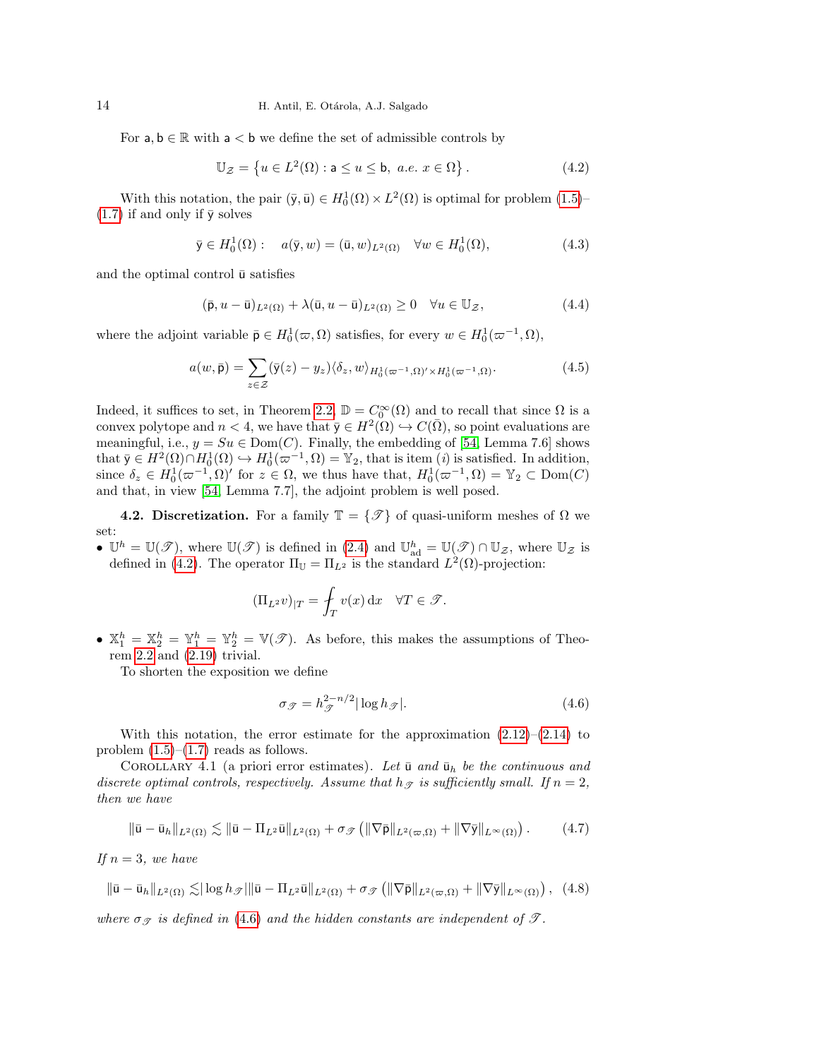For $\mathsf{a}, \mathsf{b} \in \mathbb{R}$ with $\mathsf{a} < \mathsf{b}$ we define the set of admissible controls by

$$\mathbb{U}_{\mathcal{Z}} = \left\{ u \in L^2(\Omega) : \mathsf{a} \leq u \leq \mathsf{b}, \ a.e. \ x \in \Omega \right\}. \tag{4.2}$$

With this notation, the pair $(\bar{\mathsf{y}}, \bar{\mathsf{u}}) \in H_0^1(\Omega) \times L^2(\Omega)$ is optimal for problem (1.5)–(1.7) if and only if $\bar{\mathsf{y}}$ solves

$$\bar{\mathsf{y}} \in H_0^1(\Omega) : \quad a(\bar{\mathsf{y}}, w) = (\bar{\mathsf{u}}, w)_{L^2(\Omega)} \quad \forall w \in H_0^1(\Omega), \tag{4.3}$$

and the optimal control $\bar{\mathsf{u}}$ satisfies

$$(\bar{\mathsf{p}}, u - \bar{\mathsf{u}})_{L^2(\Omega)} + \lambda(\bar{\mathsf{u}}, u - \bar{\mathsf{u}})_{L^2(\Omega)} \geq 0 \quad \forall u \in \mathbb{U}_{\mathcal{Z}}, \tag{4.4}$$

where the adjoint variable $\bar{\mathsf{p}} \in H_0^1(\varpi, \Omega)$ satisfies, for every $w \in H_0^1(\varpi^{-1}, \Omega)$,

$$a(w, \bar{\mathsf{p}}) = \sum_{z \in \mathcal{Z}} (\bar{\mathsf{y}}(z) - y_z) \langle \delta_z, w \rangle_{H_0^1(\varpi^{-1}, \Omega)' \times H_0^1(\varpi^{-1}, \Omega)}. \tag{4.5}$$

Indeed, it suffices to set, in Theorem 2.2, $\mathbb{D} = C_0^\infty(\Omega)$ and to recall that since $\Omega$ is a convex polytope and $n < 4$, we have that $\bar{\mathsf{y}} \in H^2(\Omega) \hookrightarrow C(\bar{\Omega})$, so point evaluations are meaningful, i.e., $y = Su \in \mathrm{Dom}(C)$. Finally, the embedding of [54, Lemma 7.6] shows that $\bar{\mathsf{y}} \in H^2(\Omega) \cap H_0^1(\Omega) \hookrightarrow H_0^1(\varpi^{-1}, \Omega) = \mathbb{Y}_2$, that is item $(i)$ is satisfied. In addition, since $\delta_z \in H_0^1(\varpi^{-1}, \Omega)'$ for $z \in \Omega$, we thus have that, $H_0^1(\varpi^{-1}, \Omega) = \mathbb{Y}_2 \subset \mathrm{Dom}(C)$ and that, in view [54, Lemma 7.7], the adjoint problem is well posed.

**4.2. Discretization.** For a family $\mathbb{T} = \{\mathscr{T}\}$ of quasi-uniform meshes of $\Omega$ we set:

- $\mathbb{U}^h = \mathbb{U}(\mathscr{T})$, where $\mathbb{U}(\mathscr{T})$ is defined in (2.4) and $\mathbb{U}_{\mathrm{ad}}^h = \mathbb{U}(\mathscr{T}) \cap \mathbb{U}_{\mathcal{Z}}$, where $\mathbb{U}_{\mathcal{Z}}$ is defined in (4.2). The operator $\Pi_{\mathbb{U}} = \Pi_{L^2}$ is the standard $L^2(\Omega)$-projection:

$$(\Pi_{L^2} v)_{|T} = \fint_T v(x) \, \mathrm{d}x \quad \forall T \in \mathscr{T}.$$

- $\mathbb{X}_1^h = \mathbb{X}_2^h = \mathbb{Y}_1^h = \mathbb{Y}_2^h = \mathbb{V}(\mathscr{T})$. As before, this makes the assumptions of Theorem 2.2 and (2.19) trivial.

To shorten the exposition we define

$$\sigma_{\mathscr{T}} = h_{\mathscr{T}}^{2-n/2} |\log h_{\mathscr{T}}|. \tag{4.6}$$

With this notation, the error estimate for the approximation (2.12)–(2.14) to problem (1.5)–(1.7) reads as follows.

Corollary 4.1 (a priori error estimates). *Let $\bar{\mathsf{u}}$ and $\bar{\mathsf{u}}_h$ be the continuous and discrete optimal controls, respectively. Assume that $h_{\mathscr{T}}$ is sufficiently small. If $n = 2$, then we have*

$$\|\bar{\mathsf{u}} - \bar{\mathsf{u}}_h\|_{L^2(\Omega)} \lesssim \|\bar{\mathsf{u}} - \Pi_{L^2} \bar{\mathsf{u}}\|_{L^2(\Omega)} + \sigma_{\mathscr{T}} \left( \|\nabla \bar{\mathsf{p}}\|_{L^2(\varpi, \Omega)} + \|\nabla \bar{\mathsf{y}}\|_{L^\infty(\Omega)} \right). \tag{4.7}$$

*If $n = 3$, we have*

$$\|\bar{\mathsf{u}} - \bar{\mathsf{u}}_h\|_{L^2(\Omega)} \lesssim |\log h_{\mathscr{T}}| \|\bar{\mathsf{u}} - \Pi_{L^2} \bar{\mathsf{u}}\|_{L^2(\Omega)} + \sigma_{\mathscr{T}} \left( \|\nabla \bar{\mathsf{p}}\|_{L^2(\varpi, \Omega)} + \|\nabla \bar{\mathsf{y}}\|_{L^\infty(\Omega)} \right), \tag{4.8}$$

*where $\sigma_{\mathscr{T}}$ is defined in (4.6) and the hidden constants are independent of $\mathscr{T}$.*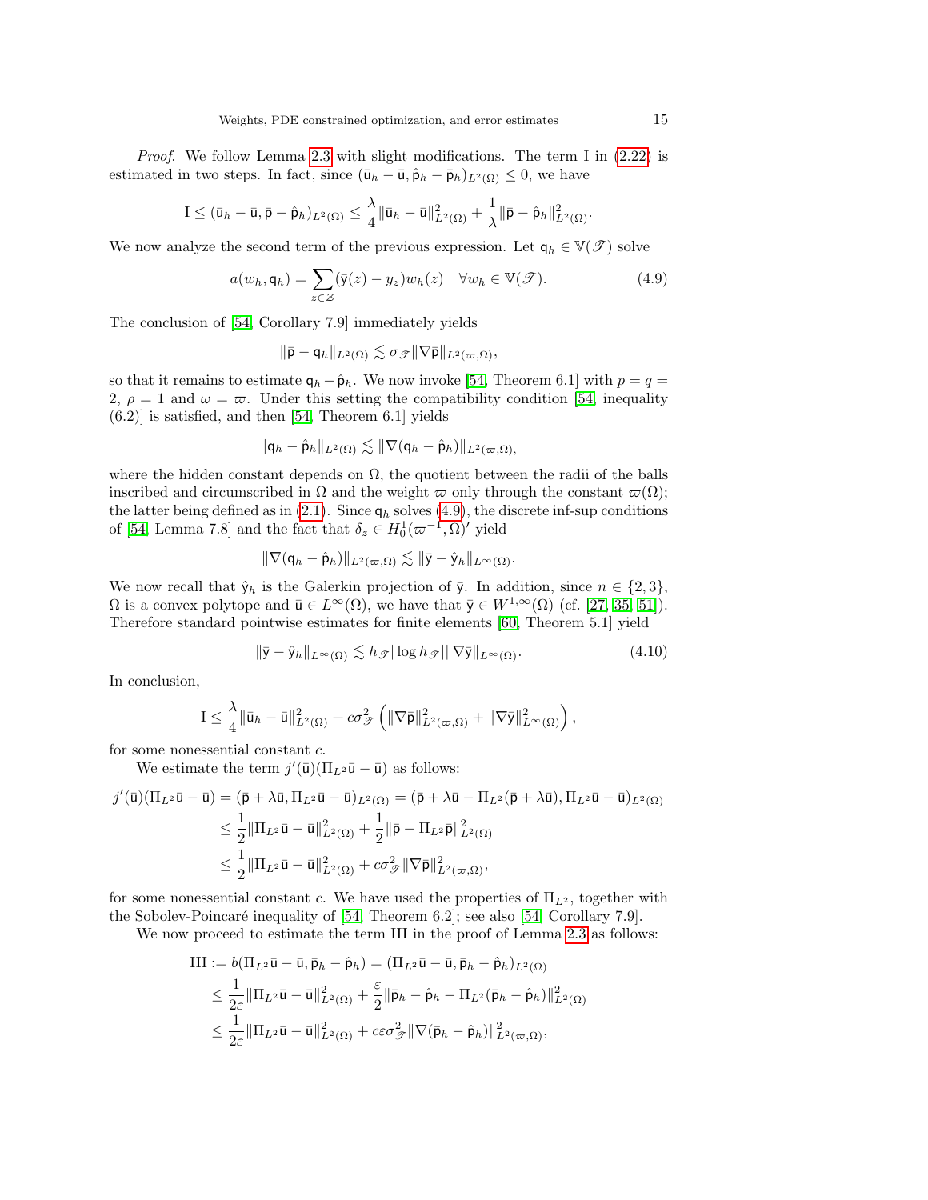*Proof*. We follow Lemma 2.3 with slight modifications. The term I in (2.22) is estimated in two steps. In fact, since $(\bar{\mathsf{u}}_h - \bar{\mathsf{u}}, \hat{\mathsf{p}}_h - \bar{\mathsf{p}}_h)_{L^2(\Omega)} \leq 0$, we have

$$\mathrm{I} \leq (\bar{\mathsf{u}}_h - \bar{\mathsf{u}}, \bar{\mathsf{p}} - \hat{\mathsf{p}}_h)_{L^2(\Omega)} \leq \frac{\lambda}{4}\|\bar{\mathsf{u}}_h - \bar{\mathsf{u}}\|^2_{L^2(\Omega)} + \frac{1}{\lambda}\|\bar{\mathsf{p}} - \hat{\mathsf{p}}_h\|^2_{L^2(\Omega)}.$$

We now analyze the second term of the previous expression. Let $\mathsf{q}_h \in \mathbb{V}(\mathscr{T})$ solve

$$a(w_h, \mathsf{q}_h) = \sum_{z \in \mathcal{Z}} (\bar{\mathsf{y}}(z) - y_z) w_h(z) \quad \forall w_h \in \mathbb{V}(\mathscr{T}). \tag{4.9}$$

The conclusion of [54, Corollary 7.9] immediately yields

$$\|\bar{\mathsf{p}} - \mathsf{q}_h\|_{L^2(\Omega)} \lesssim \sigma_{\mathscr{T}} \|\nabla \bar{\mathsf{p}}\|_{L^2(\varpi,\Omega)},$$

so that it remains to estimate $\mathsf{q}_h - \hat{\mathsf{p}}_h$. We now invoke [54, Theorem 6.1] with $p = q = 2$, $\rho = 1$ and $\omega = \varpi$. Under this setting the compatibility condition [54, inequality (6.2)] is satisfied, and then [54, Theorem 6.1] yields

$$\|\mathsf{q}_h - \hat{\mathsf{p}}_h\|_{L^2(\Omega)} \lesssim \|\nabla(\mathsf{q}_h - \hat{\mathsf{p}}_h)\|_{L^2(\varpi,\Omega)},$$

where the hidden constant depends on $\Omega$, the quotient between the radii of the balls inscribed and circumscribed in $\Omega$ and the weight $\varpi$ only through the constant $\varpi(\Omega)$; the latter being defined as in (2.1). Since $\mathsf{q}_h$ solves (4.9), the discrete inf-sup conditions of [54, Lemma 7.8] and the fact that $\delta_z \in H^1_0(\varpi^{-1}, \Omega)'$ yield

$$\|\nabla(\mathsf{q}_h - \hat{\mathsf{p}}_h)\|_{L^2(\varpi,\Omega)} \lesssim \|\bar{\mathsf{y}} - \hat{\mathsf{y}}_h\|_{L^\infty(\Omega)}.$$

We now recall that $\hat{\mathsf{y}}_h$ is the Galerkin projection of $\bar{\mathsf{y}}$. In addition, since $n \in \{2, 3\}$, $\Omega$ is a convex polytope and $\bar{\mathsf{u}} \in L^\infty(\Omega)$, we have that $\bar{\mathsf{y}} \in W^{1,\infty}(\Omega)$ (cf. [27, 35, 51]). Therefore standard pointwise estimates for finite elements [60, Theorem 5.1] yield

$$\|\bar{\mathsf{y}} - \hat{\mathsf{y}}_h\|_{L^\infty(\Omega)} \lesssim h_{\mathscr{T}} |\log h_{\mathscr{T}}| \|\nabla \bar{\mathsf{y}}\|_{L^\infty(\Omega)}. \tag{4.10}$$

In conclusion,

$$\mathrm{I} \leq \frac{\lambda}{4}\|\bar{\mathsf{u}}_h - \bar{\mathsf{u}}\|^2_{L^2(\Omega)} + c\sigma^2_{\mathscr{T}} \left( \|\nabla \bar{\mathsf{p}}\|^2_{L^2(\varpi,\Omega)} + \|\nabla \bar{\mathsf{y}}\|^2_{L^\infty(\Omega)} \right),$$

for some nonessential constant $c$.

We estimate the term $j'(\bar{\mathsf{u}})(\Pi_{L^2}\bar{\mathsf{u}} - \bar{\mathsf{u}})$ as follows:

$$\begin{aligned}
j'(\bar{\mathsf{u}})(\Pi_{L^2}\bar{\mathsf{u}} - \bar{\mathsf{u}}) &= (\bar{\mathsf{p}} + \lambda\bar{\mathsf{u}}, \Pi_{L^2}\bar{\mathsf{u}} - \bar{\mathsf{u}})_{L^2(\Omega)} = (\bar{\mathsf{p}} + \lambda\bar{\mathsf{u}} - \Pi_{L^2}(\bar{\mathsf{p}} + \lambda\bar{\mathsf{u}}), \Pi_{L^2}\bar{\mathsf{u}} - \bar{\mathsf{u}})_{L^2(\Omega)} \\
&\leq \frac{1}{2}\|\Pi_{L^2}\bar{\mathsf{u}} - \bar{\mathsf{u}}\|^2_{L^2(\Omega)} + \frac{1}{2}\|\bar{\mathsf{p}} - \Pi_{L^2}\bar{\mathsf{p}}\|^2_{L^2(\Omega)} \\
&\leq \frac{1}{2}\|\Pi_{L^2}\bar{\mathsf{u}} - \bar{\mathsf{u}}\|^2_{L^2(\Omega)} + c\sigma^2_{\mathscr{T}}\|\nabla \bar{\mathsf{p}}\|^2_{L^2(\varpi,\Omega)},
\end{aligned}$$

for some nonessential constant $c$. We have used the properties of $\Pi_{L^2}$, together with the Sobolev-Poincaré inequality of [54, Theorem 6.2]; see also [54, Corollary 7.9].

We now proceed to estimate the term III in the proof of Lemma 2.3 as follows:

$$\begin{aligned}
\mathrm{III} := b(\Pi_{L^2}\bar{\mathsf{u}} - \bar{\mathsf{u}}, \bar{\mathsf{p}}_h - \hat{\mathsf{p}}_h) &= (\Pi_{L^2}\bar{\mathsf{u}} - \bar{\mathsf{u}}, \bar{\mathsf{p}}_h - \hat{\mathsf{p}}_h)_{L^2(\Omega)} \\
&\leq \frac{1}{2\varepsilon}\|\Pi_{L^2}\bar{\mathsf{u}} - \bar{\mathsf{u}}\|^2_{L^2(\Omega)} + \frac{\varepsilon}{2}\|\bar{\mathsf{p}}_h - \hat{\mathsf{p}}_h - \Pi_{L^2}(\bar{\mathsf{p}}_h - \hat{\mathsf{p}}_h)\|^2_{L^2(\Omega)} \\
&\leq \frac{1}{2\varepsilon}\|\Pi_{L^2}\bar{\mathsf{u}} - \bar{\mathsf{u}}\|^2_{L^2(\Omega)} + c\varepsilon\sigma^2_{\mathscr{T}}\|\nabla(\bar{\mathsf{p}}_h - \hat{\mathsf{p}}_h)\|^2_{L^2(\varpi,\Omega)},
\end{aligned}$$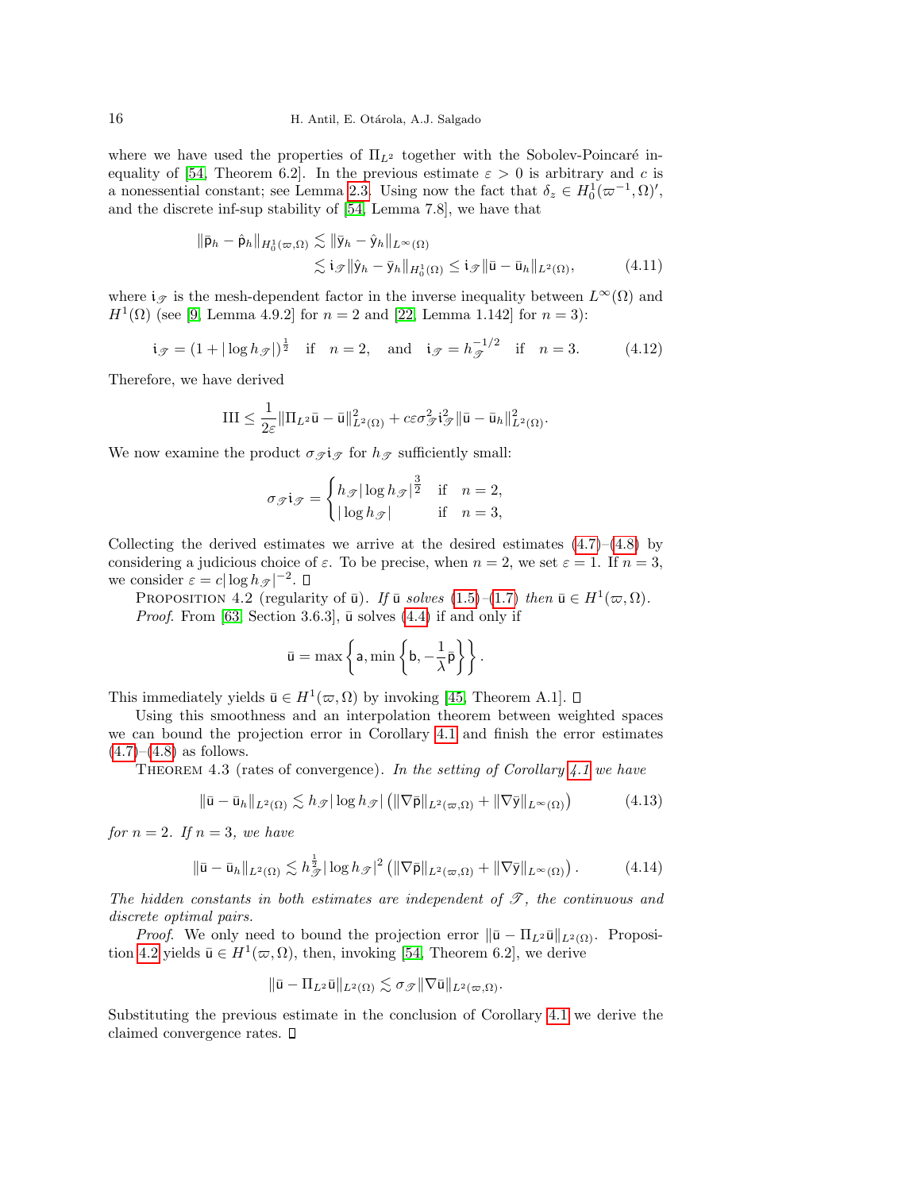where we have used the properties of $\Pi_{L^2}$ together with the Sobolev-Poincaré inequality of [54, Theorem 6.2]. In the previous estimate $\varepsilon > 0$ is arbitrary and $c$ is a nonessential constant; see Lemma 2.3. Using now the fact that $\delta_z \in H_0^1(\varpi^{-1}, \Omega)'$, and the discrete inf-sup stability of [54, Lemma 7.8], we have that

$$
\begin{aligned}
\|\bar{\mathsf{p}}_h - \hat{\mathsf{p}}_h\|_{H_0^1(\varpi,\Omega)} &\lesssim \|\bar{\mathsf{y}}_h - \hat{\mathsf{y}}_h\|_{L^\infty(\Omega)} \\
&\lesssim \mathfrak{i}_{\mathscr{T}} \|\hat{\mathsf{y}}_h - \bar{\mathsf{y}}_h\|_{H_0^1(\Omega)} \leq \mathfrak{i}_{\mathscr{T}} \|\bar{\mathsf{u}} - \bar{\mathsf{u}}_h\|_{L^2(\Omega)},
\end{aligned} \tag{4.11}
$$

where $\mathfrak{i}_{\mathscr{T}}$ is the mesh-dependent factor in the inverse inequality between $L^\infty(\Omega)$ and $H^1(\Omega)$ (see [9, Lemma 4.9.2] for $n = 2$ and [22, Lemma 1.142] for $n = 3$):

$$
\mathfrak{i}_{\mathscr{T}} = (1 + |\log h_{\mathscr{T}}|)^{\frac{1}{2}} \quad \text{if} \quad n = 2, \quad \text{and} \quad \mathfrak{i}_{\mathscr{T}} = h_{\mathscr{T}}^{-1/2} \quad \text{if} \quad n = 3. \tag{4.12}
$$

Therefore, we have derived

$$
\mathrm{III} \leq \frac{1}{2\varepsilon} \|\Pi_{L^2} \bar{\mathsf{u}} - \bar{\mathsf{u}}\|_{L^2(\Omega)}^2 + c\varepsilon \sigma_{\mathscr{T}}^2 \mathfrak{i}_{\mathscr{T}}^2 \|\bar{\mathsf{u}} - \bar{\mathsf{u}}_h\|_{L^2(\Omega)}^2.
$$

We now examine the product $\sigma_{\mathscr{T}} \mathfrak{i}_{\mathscr{T}}$ for $h_{\mathscr{T}}$ sufficiently small:

$$
\sigma_{\mathscr{T}} \mathfrak{i}_{\mathscr{T}} = \begin{cases} h_{\mathscr{T}} |\log h_{\mathscr{T}}|^{\frac{3}{2}} & \text{if} \quad n = 2, \\ |\log h_{\mathscr{T}}| & \text{if} \quad n = 3, \end{cases}
$$

Collecting the derived estimates we arrive at the desired estimates (4.7)–(4.8) by considering a judicious choice of $\varepsilon$. To be precise, when $n = 2$, we set $\varepsilon = 1$. If $n = 3$, we consider $\varepsilon = c|\log h_{\mathscr{T}}|^{-2}$. $\square$

Proposition 4.2 (regularity of $\bar{\mathsf{u}}$). *If $\bar{\mathsf{u}}$ solves (1.5)–(1.7) then $\bar{\mathsf{u}} \in H^1(\varpi, \Omega)$.*

*Proof.* From [63, Section 3.6.3], $\bar{\mathsf{u}}$ solves (4.4) if and only if

$$
\bar{\mathsf{u}} = \max\left\{ \mathsf{a}, \min\left\{ \mathsf{b}, -\frac{1}{\lambda} \bar{\mathsf{p}} \right\} \right\}.
$$

This immediately yields $\bar{\mathsf{u}} \in H^1(\varpi, \Omega)$ by invoking [45, Theorem A.1]. $\square$

Using this smoothness and an interpolation theorem between weighted spaces we can bound the projection error in Corollary 4.1 and finish the error estimates (4.7)–(4.8) as follows.

Theorem 4.3 (rates of convergence). *In the setting of Corollary 4.1 we have*

$$
\|\bar{\mathsf{u}} - \bar{\mathsf{u}}_h\|_{L^2(\Omega)} \lesssim h_{\mathscr{T}} |\log h_{\mathscr{T}}| \left( \|\nabla \bar{\mathsf{p}}\|_{L^2(\varpi,\Omega)} + \|\nabla \bar{\mathsf{y}}\|_{L^\infty(\Omega)} \right) \tag{4.13}
$$

*for $n = 2$. If $n = 3$, we have*

$$
\|\bar{\mathsf{u}} - \bar{\mathsf{u}}_h\|_{L^2(\Omega)} \lesssim h_{\mathscr{T}}^{\frac{1}{2}} |\log h_{\mathscr{T}}|^2 \left( \|\nabla \bar{\mathsf{p}}\|_{L^2(\varpi,\Omega)} + \|\nabla \bar{\mathsf{y}}\|_{L^\infty(\Omega)} \right). \tag{4.14}
$$

*The hidden constants in both estimates are independent of $\mathscr{T}$, the continuous and discrete optimal pairs.*

*Proof.* We only need to bound the projection error $\|\bar{\mathsf{u}} - \Pi_{L^2} \bar{\mathsf{u}}\|_{L^2(\Omega)}$. Proposition 4.2 yields $\bar{\mathsf{u}} \in H^1(\varpi, \Omega)$, then, invoking [54, Theorem 6.2], we derive

$$
\|\bar{\mathsf{u}} - \Pi_{L^2} \bar{\mathsf{u}}\|_{L^2(\Omega)} \lesssim \sigma_{\mathscr{T}} \|\nabla \bar{\mathsf{u}}\|_{L^2(\varpi,\Omega)}.
$$

Substituting the previous estimate in the conclusion of Corollary 4.1 we derive the claimed convergence rates. $\square$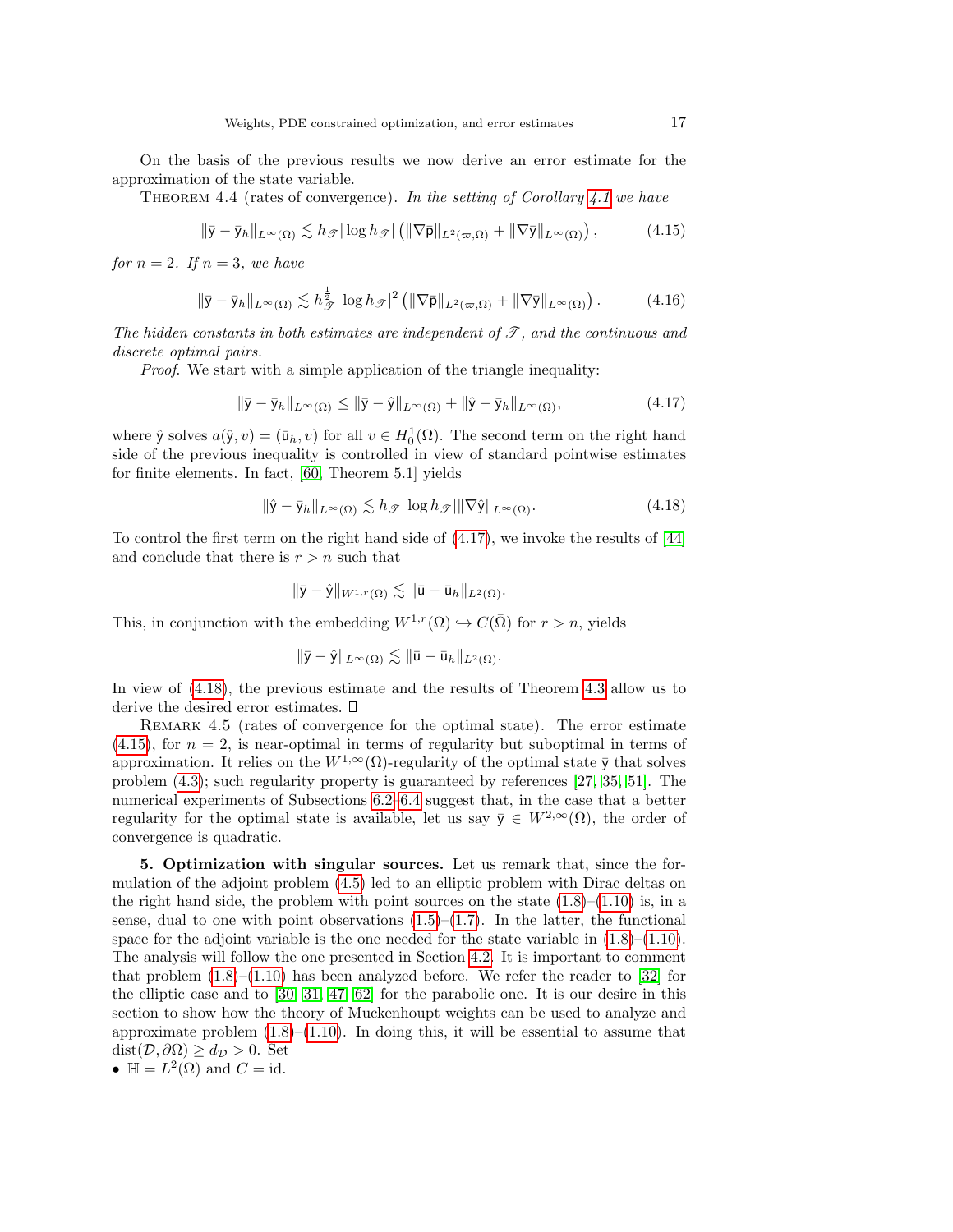On the basis of the previous results we now derive an error estimate for the approximation of the state variable.

Theorem 4.4 (rates of convergence). *In the setting of Corollary 4.1 we have*

$$\|\bar{\mathsf{y}} - \bar{\mathsf{y}}_h\|_{L^\infty(\Omega)} \lesssim h_{\mathscr{T}} |\log h_{\mathscr{T}}| \left( \|\nabla \bar{\mathsf{p}}\|_{L^2(\varpi,\Omega)} + \|\nabla \bar{\mathsf{y}}\|_{L^\infty(\Omega)} \right), \tag{4.15}$$

*for $n = 2$. If $n = 3$, we have*

$$\|\bar{\mathsf{y}} - \bar{\mathsf{y}}_h\|_{L^\infty(\Omega)} \lesssim h_{\mathscr{T}}^{\frac{1}{2}} |\log h_{\mathscr{T}}|^2 \left( \|\nabla \bar{\mathsf{p}}\|_{L^2(\varpi,\Omega)} + \|\nabla \bar{\mathsf{y}}\|_{L^\infty(\Omega)} \right). \tag{4.16}$$

*The hidden constants in both estimates are independent of $\mathscr{T}$, and the continuous and discrete optimal pairs.*

*Proof.* We start with a simple application of the triangle inequality:

$$\|\bar{\mathsf{y}} - \bar{\mathsf{y}}_h\|_{L^\infty(\Omega)} \leq \|\bar{\mathsf{y}} - \hat{\mathsf{y}}\|_{L^\infty(\Omega)} + \|\hat{\mathsf{y}} - \bar{\mathsf{y}}_h\|_{L^\infty(\Omega)}, \tag{4.17}$$

where $\hat{\mathsf{y}}$ solves $a(\hat{\mathsf{y}}, v) = (\bar{\mathsf{u}}_h, v)$ for all $v \in H_0^1(\Omega)$. The second term on the right hand side of the previous inequality is controlled in view of standard pointwise estimates for finite elements. In fact, [60, Theorem 5.1] yields

$$\|\hat{\mathsf{y}} - \bar{\mathsf{y}}_h\|_{L^\infty(\Omega)} \lesssim h_{\mathscr{T}} |\log h_{\mathscr{T}}| \|\nabla \hat{\mathsf{y}}\|_{L^\infty(\Omega)}. \tag{4.18}$$

To control the first term on the right hand side of (4.17), we invoke the results of [44] and conclude that there is $r > n$ such that

$$\|\bar{\mathsf{y}} - \hat{\mathsf{y}}\|_{W^{1,r}(\Omega)} \lesssim \|\bar{\mathsf{u}} - \bar{\mathsf{u}}_h\|_{L^2(\Omega)}.$$

This, in conjunction with the embedding $W^{1,r}(\Omega) \hookrightarrow C(\bar{\Omega})$ for $r > n$, yields

$$\|\bar{\mathsf{y}} - \hat{\mathsf{y}}\|_{L^\infty(\Omega)} \lesssim \|\bar{\mathsf{u}} - \bar{\mathsf{u}}_h\|_{L^2(\Omega)}.$$

In view of (4.18), the previous estimate and the results of Theorem 4.3 allow us to derive the desired error estimates. □

Remark 4.5 (rates of convergence for the optimal state). The error estimate (4.15), for $n = 2$, is near-optimal in terms of regularity but suboptimal in terms of approximation. It relies on the $W^{1,\infty}(\Omega)$-regularity of the optimal state $\bar{\mathsf{y}}$ that solves problem (4.3); such regularity property is guaranteed by references [27, 35, 51]. The numerical experiments of Subsections 6.2–6.4 suggest that, in the case that a better regularity for the optimal state is available, let us say $\bar{\mathsf{y}} \in W^{2,\infty}(\Omega)$, the order of convergence is quadratic.

**5. Optimization with singular sources.** Let us remark that, since the formulation of the adjoint problem (4.5) led to an elliptic problem with Dirac deltas on the right hand side, the problem with point sources on the state (1.8)–(1.10) is, in a sense, dual to one with point observations (1.5)–(1.7). In the latter, the functional space for the adjoint variable is the one needed for the state variable in (1.8)–(1.10). The analysis will follow the one presented in Section 4.2. It is important to comment that problem (1.8)–(1.10) has been analyzed before. We refer the reader to [32] for the elliptic case and to [30, 31, 47, 62] for the parabolic one. It is our desire in this section to show how the theory of Muckenhoupt weights can be used to analyze and approximate problem (1.8)–(1.10). In doing this, it will be essential to assume that $\operatorname{dist}(\mathcal{D}, \partial\Omega) \geq d_{\mathcal{D}} > 0$. Set

- $\mathbb{H} = L^2(\Omega)$ and $C = \mathrm{id}$.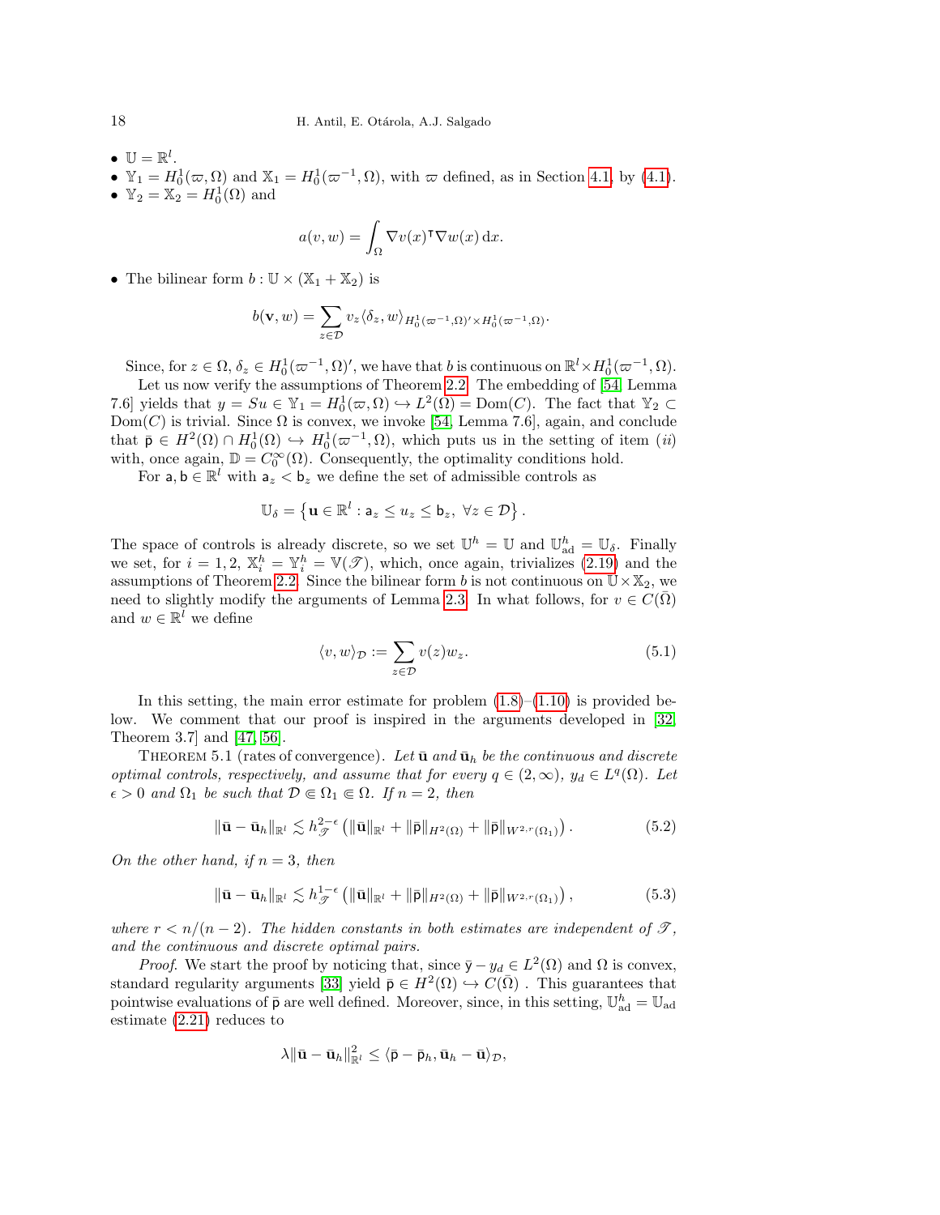- $\mathbb{U} = \mathbb{R}^l$.
- $\mathbb{Y}_1 = H_0^1(\varpi, \Omega)$ and $\mathbb{X}_1 = H_0^1(\varpi^{-1}, \Omega)$, with $\varpi$ defined, as in Section 4.1, by (4.1).
- $\mathbb{Y}_2 = \mathbb{X}_2 = H_0^1(\Omega)$ and

$$a(v, w) = \int_\Omega \nabla v(x)^\intercal \nabla w(x) \, \mathrm{d}x.$$

- The bilinear form $b : \mathbb{U} \times (\mathbb{X}_1 + \mathbb{X}_2)$ is

$$b(\mathbf{v}, w) = \sum_{z \in \mathcal{D}} v_z \langle \delta_z, w \rangle_{H_0^1(\varpi^{-1}, \Omega)' \times H_0^1(\varpi^{-1}, \Omega)}.$$

Since, for $z \in \Omega$, $\delta_z \in H_0^1(\varpi^{-1}, \Omega)'$, we have that $b$ is continuous on $\mathbb{R}^l \times H_0^1(\varpi^{-1}, \Omega)$.

Let us now verify the assumptions of Theorem 2.2. The embedding of [54, Lemma 7.6] yields that $y = Su \in \mathbb{Y}_1 = H_0^1(\varpi, \Omega) \hookrightarrow L^2(\Omega) = \operatorname{Dom}(C)$. The fact that $\mathbb{Y}_2 \subset \operatorname{Dom}(C)$ is trivial. Since $\Omega$ is convex, we invoke [54, Lemma 7.6], again, and conclude that $\bar{\mathsf{p}} \in H^2(\Omega) \cap H_0^1(\Omega) \hookrightarrow H_0^1(\varpi^{-1}, \Omega)$, which puts us in the setting of item $(ii)$ with, once again, $\mathbb{D} = C_0^\infty(\Omega)$. Consequently, the optimality conditions hold.

For $\mathsf{a}, \mathsf{b} \in \mathbb{R}^l$ with $\mathsf{a}_z < \mathsf{b}_z$ we define the set of admissible controls as

$$\mathbb{U}_\delta = \left\{ \mathbf{u} \in \mathbb{R}^l : \mathsf{a}_z \leq u_z \leq \mathsf{b}_z, \ \forall z \in \mathcal{D} \right\}.$$

The space of controls is already discrete, so we set $\mathbb{U}^h = \mathbb{U}$ and $\mathbb{U}^h_{\mathrm{ad}} = \mathbb{U}_\delta$. Finally we set, for $i = 1, 2$, $\mathbb{X}_i^h = \mathbb{Y}_i^h = \mathbb{V}(\mathscr{T})$, which, once again, trivializes (2.19) and the assumptions of Theorem 2.2. Since the bilinear form $b$ is not continuous on $\mathbb{U} \times \mathbb{X}_2$, we need to slightly modify the arguments of Lemma 2.3. In what follows, for $v \in C(\bar{\Omega})$ and $w \in \mathbb{R}^l$ we define

$$\langle v, w \rangle_{\mathcal{D}} := \sum_{z \in \mathcal{D}} v(z) w_z. \tag{5.1}$$

In this setting, the main error estimate for problem (1.8)–(1.10) is provided below. We comment that our proof is inspired in the arguments developed in [32, Theorem 3.7] and [47, 56].

Theorem 5.1 (rates of convergence). *Let $\bar{\mathbf{u}}$ and $\bar{\mathbf{u}}_h$ be the continuous and discrete optimal controls, respectively, and assume that for every $q \in (2, \infty)$, $y_d \in L^q(\Omega)$. Let $\epsilon > 0$ and $\Omega_1$ be such that $\mathcal{D} \Subset \Omega_1 \Subset \Omega$. If $n = 2$, then*

$$\|\bar{\mathbf{u}} - \bar{\mathbf{u}}_h\|_{\mathbb{R}^l} \lesssim h_{\mathscr{T}}^{2-\epsilon} \left( \|\bar{\mathbf{u}}\|_{\mathbb{R}^l} + \|\bar{\mathsf{p}}\|_{H^2(\Omega)} + \|\bar{\mathsf{p}}\|_{W^{2,r}(\Omega_1)} \right). \tag{5.2}$$

*On the other hand, if $n = 3$, then*

$$\|\bar{\mathbf{u}} - \bar{\mathbf{u}}_h\|_{\mathbb{R}^l} \lesssim h_{\mathscr{T}}^{1-\epsilon} \left( \|\bar{\mathbf{u}}\|_{\mathbb{R}^l} + \|\bar{\mathsf{p}}\|_{H^2(\Omega)} + \|\bar{\mathsf{p}}\|_{W^{2,r}(\Omega_1)} \right), \tag{5.3}$$

*where $r < n/(n-2)$. The hidden constants in both estimates are independent of $\mathscr{T}$, and the continuous and discrete optimal pairs.*

*Proof.* We start the proof by noticing that, since $\bar{\mathsf{y}} - y_d \in L^2(\Omega)$ and $\Omega$ is convex, standard regularity arguments [33] yield $\bar{\mathsf{p}} \in H^2(\Omega) \hookrightarrow C(\bar{\Omega})$ . This guarantees that pointwise evaluations of $\bar{\mathsf{p}}$ are well defined. Moreover, since, in this setting, $\mathbb{U}^h_{\mathrm{ad}} = \mathbb{U}_{\mathrm{ad}}$ estimate (2.21) reduces to

$$\lambda \|\bar{\mathbf{u}} - \bar{\mathbf{u}}_h\|_{\mathbb{R}^l}^2 \leq \langle \bar{\mathsf{p}} - \bar{\mathsf{p}}_h, \bar{\mathbf{u}}_h - \bar{\mathbf{u}} \rangle_{\mathcal{D}},$$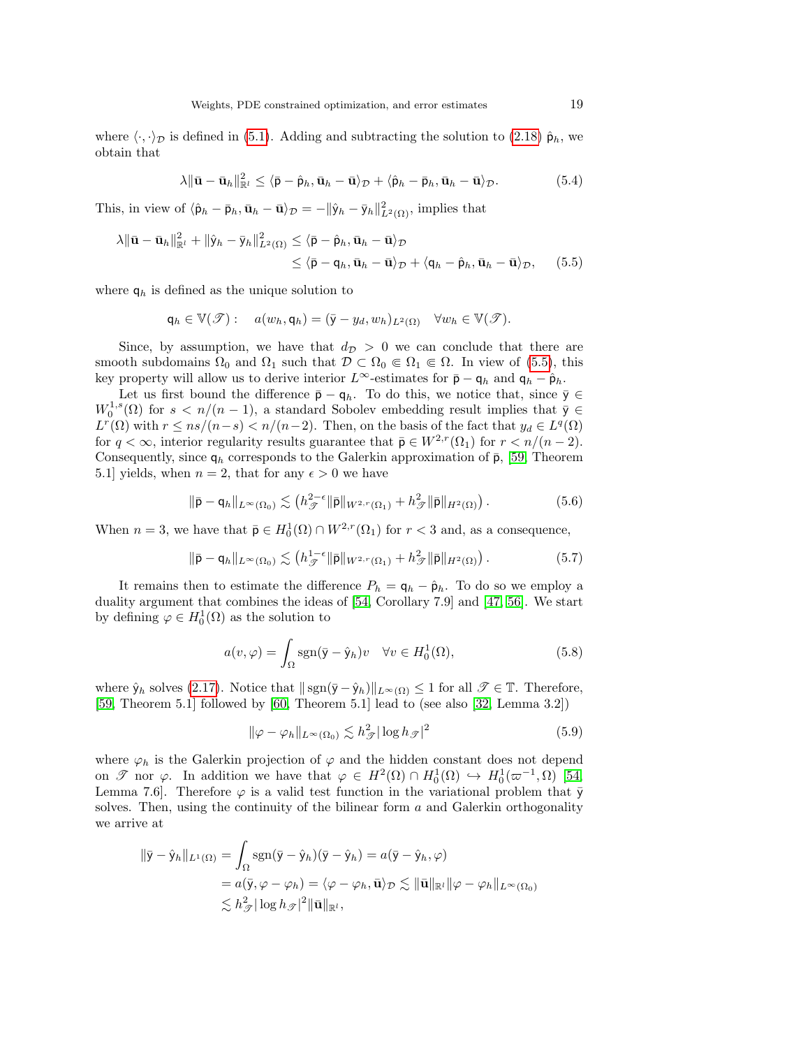where $\langle \cdot, \cdot \rangle_{\mathcal{D}}$ is defined in (5.1). Adding and subtracting the solution to (2.18) $\hat{\mathsf{p}}_h$, we obtain that

$$\lambda \|\bar{\mathbf{u}} - \bar{\mathbf{u}}_h\|_{\mathbb{R}^l}^2 \leq \langle \bar{\mathsf{p}} - \hat{\mathsf{p}}_h, \bar{\mathbf{u}}_h - \bar{\mathbf{u}} \rangle_{\mathcal{D}} + \langle \hat{\mathsf{p}}_h - \bar{\mathsf{p}}_h, \bar{\mathbf{u}}_h - \bar{\mathbf{u}} \rangle_{\mathcal{D}}. \tag{5.4}$$

This, in view of $\langle \hat{\mathsf{p}}_h - \bar{\mathsf{p}}_h, \bar{\mathbf{u}}_h - \bar{\mathbf{u}} \rangle_{\mathcal{D}} = -\|\hat{\mathsf{y}}_h - \bar{\mathsf{y}}_h\|_{L^2(\Omega)}^2$, implies that

$$\begin{aligned} \lambda \|\bar{\mathbf{u}} - \bar{\mathbf{u}}_h\|_{\mathbb{R}^l}^2 + \|\hat{\mathsf{y}}_h - \bar{\mathsf{y}}_h\|_{L^2(\Omega)}^2 &\leq \langle \bar{\mathsf{p}} - \hat{\mathsf{p}}_h, \bar{\mathbf{u}}_h - \bar{\mathbf{u}} \rangle_{\mathcal{D}} \\ &\leq \langle \bar{\mathsf{p}} - \mathsf{q}_h, \bar{\mathbf{u}}_h - \bar{\mathbf{u}} \rangle_{\mathcal{D}} + \langle \mathsf{q}_h - \hat{\mathsf{p}}_h, \bar{\mathbf{u}}_h - \bar{\mathbf{u}} \rangle_{\mathcal{D}}, \end{aligned} \tag{5.5}$$

where $\mathsf{q}_h$ is defined as the unique solution to

$$\mathsf{q}_h \in \mathbb{V}(\mathscr{T}): \quad a(w_h, \mathsf{q}_h) = (\bar{\mathsf{y}} - y_d, w_h)_{L^2(\Omega)} \quad \forall w_h \in \mathbb{V}(\mathscr{T}).$$

Since, by assumption, we have that $d_{\mathcal{D}} > 0$ we can conclude that there are smooth subdomains $\Omega_0$ and $\Omega_1$ such that $\mathcal{D} \subset \Omega_0 \Subset \Omega_1 \Subset \Omega$. In view of (5.5), this key property will allow us to derive interior $L^\infty$-estimates for $\bar{\mathsf{p}} - \mathsf{q}_h$ and $\mathsf{q}_h - \hat{\mathsf{p}}_h$.

Let us first bound the difference $\bar{\mathsf{p}} - \mathsf{q}_h$. To do this, we notice that, since $\bar{\mathsf{y}} \in W_0^{1,s}(\Omega)$ for $s < n/(n-1)$, a standard Sobolev embedding result implies that $\bar{\mathsf{y}} \in L^r(\Omega)$ with $r \leq ns/(n-s) < n/(n-2)$. Then, on the basis of the fact that $y_d \in L^q(\Omega)$ for $q < \infty$, interior regularity results guarantee that $\bar{\mathsf{p}} \in W^{2,r}(\Omega_1)$ for $r < n/(n-2)$. Consequently, since $\mathsf{q}_h$ corresponds to the Galerkin approximation of $\bar{\mathsf{p}}$, [59, Theorem 5.1] yields, when $n = 2$, that for any $\epsilon > 0$ we have

$$\|\bar{\mathsf{p}} - \mathsf{q}_h\|_{L^\infty(\Omega_0)} \lesssim \left( h_{\mathscr{T}}^{2-\epsilon} \|\bar{\mathsf{p}}\|_{W^{2,r}(\Omega_1)} + h_{\mathscr{T}}^2 \|\bar{\mathsf{p}}\|_{H^2(\Omega)} \right). \tag{5.6}$$

When $n = 3$, we have that $\bar{\mathsf{p}} \in H_0^1(\Omega) \cap W^{2,r}(\Omega_1)$ for $r < 3$ and, as a consequence,

$$\|\bar{\mathsf{p}} - \mathsf{q}_h\|_{L^\infty(\Omega_0)} \lesssim \left( h_{\mathscr{T}}^{1-\epsilon} \|\bar{\mathsf{p}}\|_{W^{2,r}(\Omega_1)} + h_{\mathscr{T}}^2 \|\bar{\mathsf{p}}\|_{H^2(\Omega)} \right). \tag{5.7}$$

It remains then to estimate the difference $P_h = \mathsf{q}_h - \hat{\mathsf{p}}_h$. To do so we employ a duality argument that combines the ideas of [54, Corollary 7.9] and [47, 56]. We start by defining $\varphi \in H_0^1(\Omega)$ as the solution to

$$a(v, \varphi) = \int_\Omega \operatorname{sgn}(\bar{\mathsf{y}} - \hat{\mathsf{y}}_h) v \quad \forall v \in H_0^1(\Omega), \tag{5.8}$$

where $\hat{\mathsf{y}}_h$ solves (2.17). Notice that $\|\operatorname{sgn}(\bar{\mathsf{y}} - \hat{\mathsf{y}}_h)\|_{L^\infty(\Omega)} \leq 1$ for all $\mathscr{T} \in \mathbb{T}$. Therefore, [59, Theorem 5.1] followed by [60, Theorem 5.1] lead to (see also [32, Lemma 3.2])

$$\|\varphi - \varphi_h\|_{L^\infty(\Omega_0)} \lesssim h_{\mathscr{T}}^2 |\log h_{\mathscr{T}}|^2 \tag{5.9}$$

where $\varphi_h$ is the Galerkin projection of $\varphi$ and the hidden constant does not depend on $\mathscr{T}$ nor $\varphi$. In addition we have that $\varphi \in H^2(\Omega) \cap H_0^1(\Omega) \hookrightarrow H_0^1(\varpi^{-1}, \Omega)$ [54, Lemma 7.6]. Therefore $\varphi$ is a valid test function in the variational problem that $\bar{\mathsf{y}}$ solves. Then, using the continuity of the bilinear form $a$ and Galerkin orthogonality we arrive at

$$\begin{aligned} \|\bar{\mathsf{y}} - \hat{\mathsf{y}}_h\|_{L^1(\Omega)} &= \int_\Omega \operatorname{sgn}(\bar{\mathsf{y}} - \hat{\mathsf{y}}_h)(\bar{\mathsf{y}} - \hat{\mathsf{y}}_h) = a(\bar{\mathsf{y}} - \hat{\mathsf{y}}_h, \varphi) \\ &= a(\bar{\mathsf{y}}, \varphi - \varphi_h) = \langle \varphi - \varphi_h, \bar{\mathbf{u}} \rangle_{\mathcal{D}} \lesssim \|\bar{\mathbf{u}}\|_{\mathbb{R}^l} \|\varphi - \varphi_h\|_{L^\infty(\Omega_0)} \\ &\lesssim h_{\mathscr{T}}^2 |\log h_{\mathscr{T}}|^2 \|\bar{\mathbf{u}}\|_{\mathbb{R}^l}, \end{aligned}$$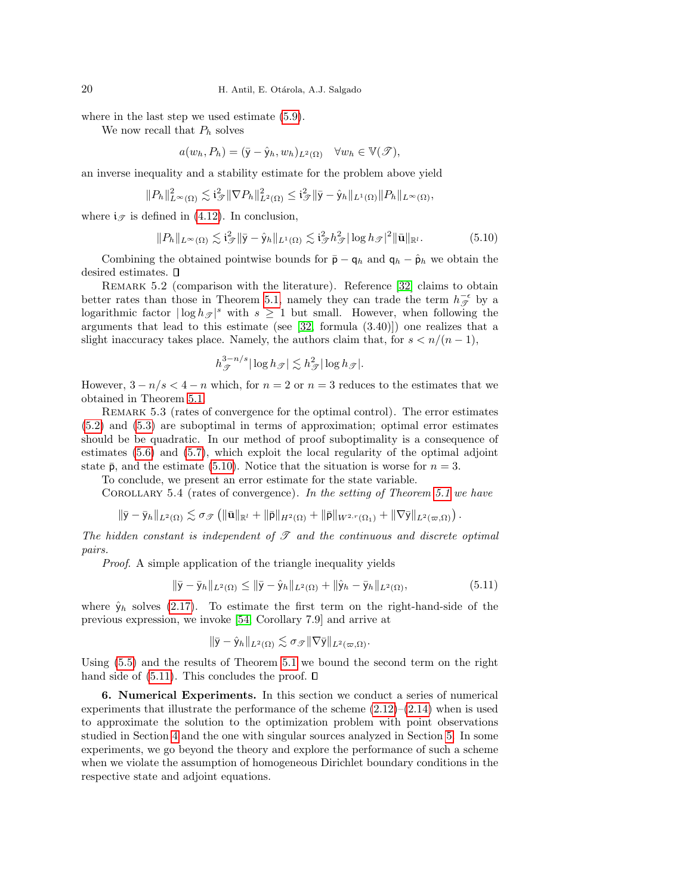where in the last step we used estimate (5.9).

We now recall that $P_h$ solves

$$a(w_h, P_h) = (\bar{\mathsf{y}} - \hat{\mathsf{y}}_h, w_h)_{L^2(\Omega)} \quad \forall w_h \in \mathbb{V}(\mathscr{T}),$$

an inverse inequality and a stability estimate for the problem above yield

$$\|P_h\|^2_{L^\infty(\Omega)} \lesssim \mathfrak{i}^2_{\mathscr{T}} \|\nabla P_h\|^2_{L^2(\Omega)} \leq \mathfrak{i}^2_{\mathscr{T}} \|\bar{\mathsf{y}} - \hat{\mathsf{y}}_h\|_{L^1(\Omega)} \|P_h\|_{L^\infty(\Omega)},$$

where $\mathfrak{i}_{\mathscr{T}}$ is defined in (4.12). In conclusion,

$$\|P_h\|_{L^\infty(\Omega)} \lesssim \mathfrak{i}^2_{\mathscr{T}} \|\bar{\mathsf{y}} - \hat{\mathsf{y}}_h\|_{L^1(\Omega)} \lesssim \mathfrak{i}^2_{\mathscr{T}} h^2_{\mathscr{T}} |\log h_{\mathscr{T}}|^2 \|\bar{\mathbf{u}}\|_{\mathbb{R}^l}. \tag{5.10}$$

Combining the obtained pointwise bounds for $\bar{\mathsf{p}} - \mathsf{q}_h$ and $\mathsf{q}_h - \hat{\mathsf{p}}_h$ we obtain the desired estimates. ☐

Remark 5.2 (comparison with the literature). Reference [32] claims to obtain better rates than those in Theorem 5.1, namely they can trade the term $h^{-\epsilon}_{\mathscr{T}}$ by a logarithmic factor $|\log h_{\mathscr{T}}|^s$ with $s \geq 1$ but small. However, when following the arguments that lead to this estimate (see [32, formula (3.40)]) one realizes that a slight inaccuracy takes place. Namely, the authors claim that, for $s < n/(n-1)$,

$$h^{3-n/s}_{\mathscr{T}} |\log h_{\mathscr{T}}| \lesssim h^2_{\mathscr{T}} |\log h_{\mathscr{T}}|.$$

However, $3 - n/s < 4 - n$ which, for $n = 2$ or $n = 3$ reduces to the estimates that we obtained in Theorem 5.1.

Remark 5.3 (rates of convergence for the optimal control). The error estimates (5.2) and (5.3) are suboptimal in terms of approximation; optimal error estimates should be be quadratic. In our method of proof suboptimality is a consequence of estimates (5.6) and (5.7), which exploit the local regularity of the optimal adjoint state $\bar{\mathsf{p}}$, and the estimate (5.10). Notice that the situation is worse for $n = 3$.

To conclude, we present an error estimate for the state variable.

Corollary 5.4 (rates of convergence). *In the setting of Theorem 5.1 we have*

$$\|\bar{\mathsf{y}} - \bar{\mathsf{y}}_h\|_{L^2(\Omega)} \lesssim \sigma_{\mathscr{T}} \left( \|\bar{\mathbf{u}}\|_{\mathbb{R}^l} + \|\bar{\mathsf{p}}\|_{H^2(\Omega)} + \|\bar{\mathsf{p}}\|_{W^{2,r}(\Omega_1)} + \|\nabla \bar{\mathsf{y}}\|_{L^2(\varpi,\Omega)} \right).$$

*The hidden constant is independent of $\mathscr{T}$ and the continuous and discrete optimal pairs.*

*Proof.* A simple application of the triangle inequality yields

$$\|\bar{\mathsf{y}} - \bar{\mathsf{y}}_h\|_{L^2(\Omega)} \leq \|\bar{\mathsf{y}} - \hat{\mathsf{y}}_h\|_{L^2(\Omega)} + \|\hat{\mathsf{y}}_h - \bar{\mathsf{y}}_h\|_{L^2(\Omega)}, \tag{5.11}$$

where $\hat{\mathsf{y}}_h$ solves (2.17). To estimate the first term on the right-hand-side of the previous expression, we invoke [54, Corollary 7.9] and arrive at

$$\|\bar{\mathsf{y}} - \hat{\mathsf{y}}_h\|_{L^2(\Omega)} \lesssim \sigma_{\mathscr{T}} \|\nabla \bar{\mathsf{y}}\|_{L^2(\varpi,\Omega)}.$$

Using (5.5) and the results of Theorem 5.1 we bound the second term on the right hand side of (5.11). This concludes the proof. ☐

## 6. Numerical Experiments.

In this section we conduct a series of numerical experiments that illustrate the performance of the scheme (2.12)–(2.14) when is used to approximate the solution to the optimization problem with point observations studied in Section 4 and the one with singular sources analyzed in Section 5. In some experiments, we go beyond the theory and explore the performance of such a scheme when we violate the assumption of homogeneous Dirichlet boundary conditions in the respective state and adjoint equations.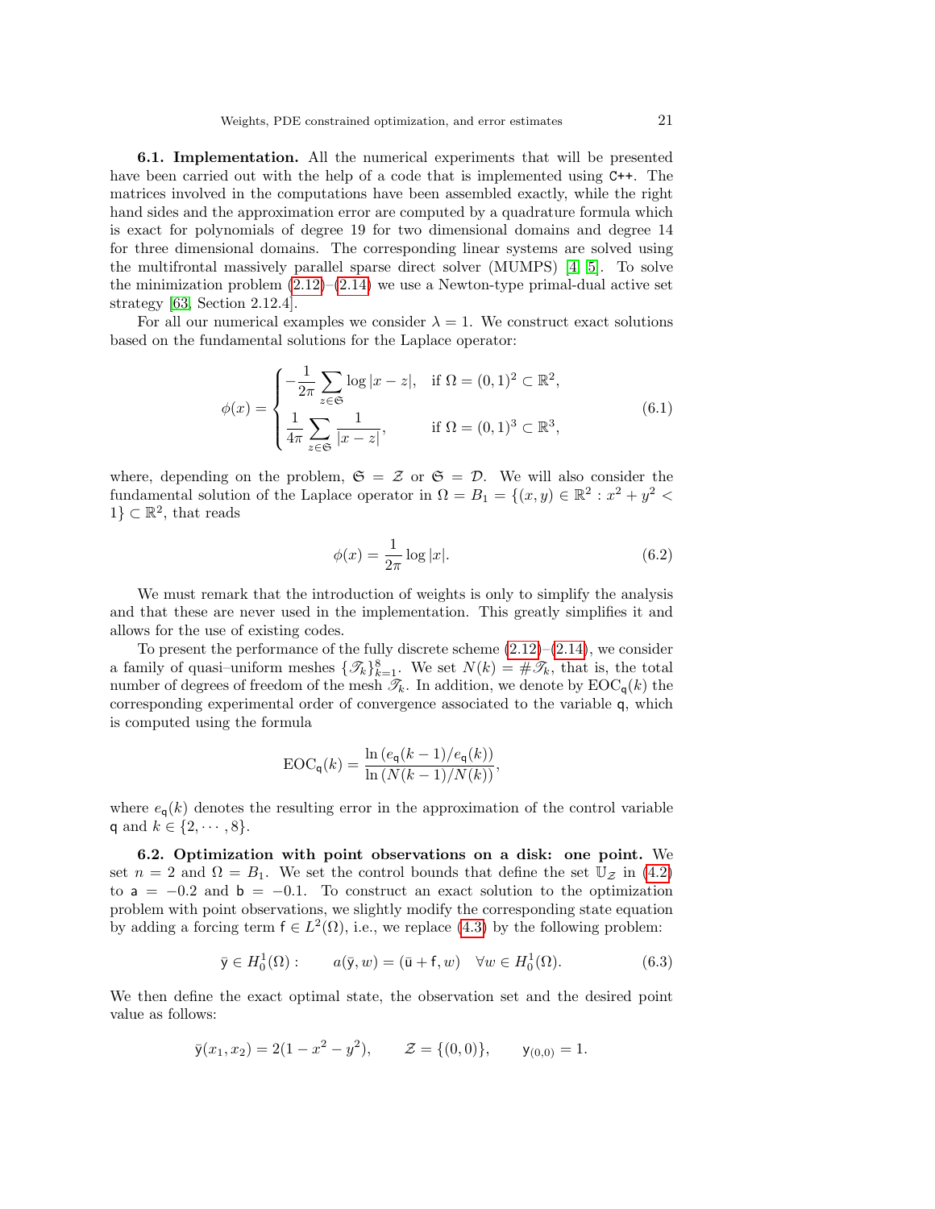**6.1. Implementation.** All the numerical experiments that will be presented have been carried out with the help of a code that is implemented using C++. The matrices involved in the computations have been assembled exactly, while the right hand sides and the approximation error are computed by a quadrature formula which is exact for polynomials of degree 19 for two dimensional domains and degree 14 for three dimensional domains. The corresponding linear systems are solved using the multifrontal massively parallel sparse direct solver (MUMPS) [4, 5]. To solve the minimization problem (2.12)–(2.14) we use a Newton-type primal-dual active set strategy [63, Section 2.12.4].

For all our numerical examples we consider $\lambda = 1$. We construct exact solutions based on the fundamental solutions for the Laplace operator:

$$
\phi(x) = \begin{cases} -\dfrac{1}{2\pi} \displaystyle\sum_{z \in \mathfrak{G}} \log|x - z|, & \text{if } \Omega = (0,1)^2 \subset \mathbb{R}^2, \\[2ex] \dfrac{1}{4\pi} \displaystyle\sum_{z \in \mathfrak{G}} \dfrac{1}{|x - z|}, & \text{if } \Omega = (0,1)^3 \subset \mathbb{R}^3, \end{cases} \tag{6.1}
$$

where, depending on the problem, $\mathfrak{G} = \mathcal{Z}$ or $\mathfrak{G} = \mathcal{D}$. We will also consider the fundamental solution of the Laplace operator in $\Omega = B_1 = \{(x,y) \in \mathbb{R}^2 : x^2 + y^2 < 1\} \subset \mathbb{R}^2$, that reads

$$
\phi(x) = \frac{1}{2\pi} \log|x|. \tag{6.2}
$$

We must remark that the introduction of weights is only to simplify the analysis and that these are never used in the implementation. This greatly simplifies it and allows for the use of existing codes.

To present the performance of the fully discrete scheme (2.12)–(2.14), we consider a family of quasi–uniform meshes $\{\mathscr{T}_k\}_{k=1}^{8}$. We set $N(k) = \#\mathscr{T}_k$, that is, the total number of degrees of freedom of the mesh $\mathscr{T}_k$. In addition, we denote by $\mathrm{EOC}_{\mathsf{q}}(k)$ the corresponding experimental order of convergence associated to the variable $\mathsf{q}$, which is computed using the formula

$$
\mathrm{EOC}_{\mathsf{q}}(k) = \frac{\ln\left(e_{\mathsf{q}}(k-1)/e_{\mathsf{q}}(k)\right)}{\ln\left(N(k-1)/N(k)\right)},
$$

where $e_{\mathsf{q}}(k)$ denotes the resulting error in the approximation of the control variable $\mathsf{q}$ and $k \in \{2, \cdots, 8\}$.

**6.2. Optimization with point observations on a disk: one point.** We set $n = 2$ and $\Omega = B_1$. We set the control bounds that define the set $\mathbb{U}_{\mathcal{Z}}$ in (4.2) to $\mathsf{a} = -0.2$ and $\mathsf{b} = -0.1$. To construct an exact solution to the optimization problem with point observations, we slightly modify the corresponding state equation by adding a forcing term $\mathsf{f} \in L^2(\Omega)$, i.e., we replace (4.3) by the following problem:

$$
\bar{\mathsf{y}} \in H_0^1(\Omega): \qquad a(\bar{\mathsf{y}}, w) = (\bar{\mathsf{u}} + \mathsf{f}, w) \quad \forall w \in H_0^1(\Omega). \tag{6.3}
$$

We then define the exact optimal state, the observation set and the desired point value as follows:

$$
\bar{\mathsf{y}}(x_1, x_2) = 2(1 - x^2 - y^2), \qquad \mathcal{Z} = \{(0,0)\}, \qquad \mathsf{y}_{(0,0)} = 1.
$$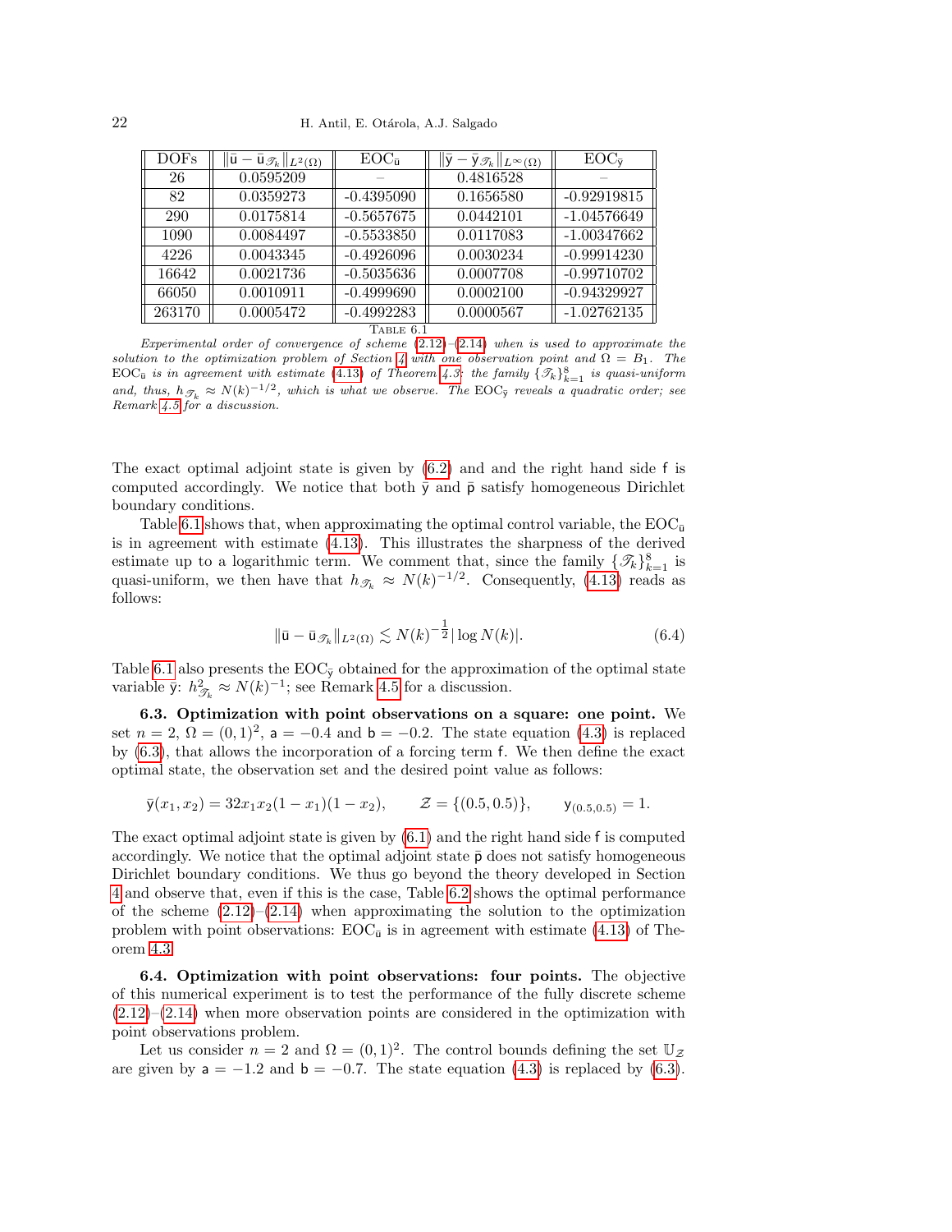| DOFs | $\|\bar{\mathsf{u}} - \bar{\mathsf{u}}_{\mathscr{T}_k}\|_{L^2(\Omega)}$ | $\mathrm{EOC}_{\bar{\mathsf{u}}}$ | $\|\bar{\mathsf{y}} - \bar{\mathsf{y}}_{\mathscr{T}_k}\|_{L^\infty(\Omega)}$ | $\mathrm{EOC}_{\bar{\mathsf{y}}}$ |
|---|---|---|---|---|
| 26 | 0.0595209 | – | 0.4816528 | – |
| 82 | 0.0359273 | -0.4395090 | 0.1656580 | -0.92919815 |
| 290 | 0.0175814 | -0.5657675 | 0.0442101 | -1.04576649 |
| 1090 | 0.0084497 | -0.5533850 | 0.0117083 | -1.00347662 |
| 4226 | 0.0043345 | -0.4926096 | 0.0030234 | -0.99914230 |
| 16642 | 0.0021736 | -0.5035636 | 0.0007708 | -0.99710702 |
| 66050 | 0.0010911 | -0.4999690 | 0.0002100 | -0.94329927 |
| 263170 | 0.0005472 | -0.4992283 | 0.0000567 | -1.02762135 |

TABLE 6.1

*Experimental order of convergence of scheme (2.12)–(2.14) when is used to approximate the solution to the optimization problem of Section 4 with one observation point and $\Omega = B_1$. The $\mathrm{EOC}_{\bar{\mathsf{u}}}$ is in agreement with estimate (4.13) of Theorem 4.3: the family $\{\mathscr{T}_k\}_{k=1}^8$ is quasi-uniform and, thus, $h_{\mathscr{T}_k} \approx N(k)^{-1/2}$, which is what we observe. The $\mathrm{EOC}_{\bar{\mathsf{y}}}$ reveals a quadratic order; see Remark 4.5 for a discussion.*

The exact optimal adjoint state is given by (6.2) and and the right hand side $\mathsf{f}$ is computed accordingly. We notice that both $\bar{\mathsf{y}}$ and $\bar{\mathsf{p}}$ satisfy homogeneous Dirichlet boundary conditions.

Table 6.1 shows that, when approximating the optimal control variable, the $\mathrm{EOC}_{\bar{\mathsf{u}}}$ is in agreement with estimate (4.13). This illustrates the sharpness of the derived estimate up to a logarithmic term. We comment that, since the family $\{\mathscr{T}_k\}_{k=1}^8$ is quasi-uniform, we then have that $h_{\mathscr{T}_k} \approx N(k)^{-1/2}$. Consequently, (4.13) reads as follows:

$$\|\bar{\mathsf{u}} - \bar{\mathsf{u}}_{\mathscr{T}_k}\|_{L^2(\Omega)} \lesssim N(k)^{-\frac{1}{2}} |\log N(k)|. \tag{6.4}$$

Table 6.1 also presents the $\mathrm{EOC}_{\bar{\mathsf{y}}}$ obtained for the approximation of the optimal state variable $\bar{\mathsf{y}}$: $h^2_{\mathscr{T}_k} \approx N(k)^{-1}$; see Remark 4.5 for a discussion.

**6.3. Optimization with point observations on a square: one point.** We set $n = 2$, $\Omega = (0,1)^2$, $\mathsf{a} = -0.4$ and $\mathsf{b} = -0.2$. The state equation (4.3) is replaced by (6.3), that allows the incorporation of a forcing term $\mathsf{f}$. We then define the exact optimal state, the observation set and the desired point value as follows:

$$\bar{\mathsf{y}}(x_1, x_2) = 32 x_1 x_2 (1 - x_1)(1 - x_2), \qquad \mathcal{Z} = \{(0.5, 0.5)\}, \qquad \mathsf{y}_{(0.5,0.5)} = 1.$$

The exact optimal adjoint state is given by (6.1) and the right hand side $\mathsf{f}$ is computed accordingly. We notice that the optimal adjoint state $\bar{\mathsf{p}}$ does not satisfy homogeneous Dirichlet boundary conditions. We thus go beyond the theory developed in Section 4 and observe that, even if this is the case, Table 6.2 shows the optimal performance of the scheme (2.12)–(2.14) when approximating the solution to the optimization problem with point observations: $\mathrm{EOC}_{\bar{\mathsf{u}}}$ is in agreement with estimate (4.13) of Theorem 4.3.

**6.4. Optimization with point observations: four points.** The objective of this numerical experiment is to test the performance of the fully discrete scheme (2.12)–(2.14) when more observation points are considered in the optimization with point observations problem.

Let us consider $n = 2$ and $\Omega = (0,1)^2$. The control bounds defining the set $\mathbb{U}_{\mathcal{Z}}$ are given by $\mathsf{a} = -1.2$ and $\mathsf{b} = -0.7$. The state equation (4.3) is replaced by (6.3).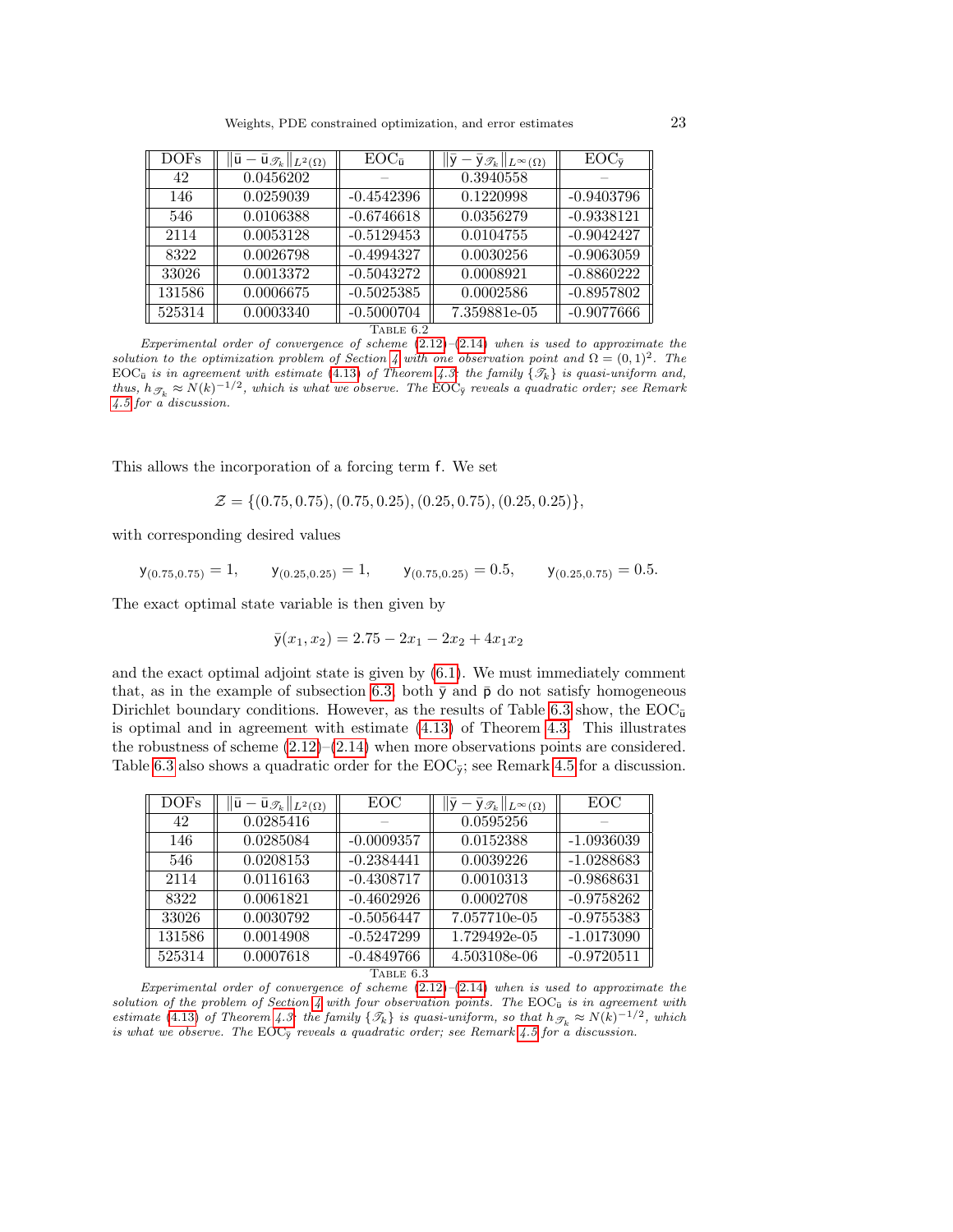| DOFs | $\|\bar{\mathsf{u}} - \bar{\mathsf{u}}_{\mathscr{T}_k}\|_{L^2(\Omega)}$ | $\text{EOC}_{\bar{\mathsf{u}}}$ | $\|\bar{\mathsf{y}} - \bar{\mathsf{y}}_{\mathscr{T}_k}\|_{L^\infty(\Omega)}$ | $\text{EOC}_{\bar{\mathsf{y}}}$ |
|---|---|---|---|---|
| 42 | 0.0456202 | – | 0.3940558 | – |
| 146 | 0.0259039 | -0.4542396 | 0.1220998 | -0.9403796 |
| 546 | 0.0106388 | -0.6746618 | 0.0356279 | -0.9338121 |
| 2114 | 0.0053128 | -0.5129453 | 0.0104755 | -0.9042427 |
| 8322 | 0.0026798 | -0.4994327 | 0.0030256 | -0.9063059 |
| 33026 | 0.0013372 | -0.5043272 | 0.0008921 | -0.8860222 |
| 131586 | 0.0006675 | -0.5025385 | 0.0002586 | -0.8957802 |
| 525314 | 0.0003340 | -0.5000704 | 7.359881e-05 | -0.9077666 |

TABLE 6.2

*Experimental order of convergence of scheme (2.12)–(2.14) when is used to approximate the solution to the optimization problem of Section 4 with one observation point and $\Omega = (0,1)^2$. The $\text{EOC}_{\bar{\mathsf{u}}}$ is in agreement with estimate (4.13) of Theorem 4.3: the family $\{\mathscr{T}_k\}$ is quasi-uniform and, thus, $h_{\mathscr{T}_k} \approx N(k)^{-1/2}$, which is what we observe. The $\text{EOC}_{\bar{\mathsf{y}}}$ reveals a quadratic order; see Remark 4.5 for a discussion.*

This allows the incorporation of a forcing term $\mathsf{f}$. We set

$$\mathcal{Z} = \{(0.75, 0.75), (0.75, 0.25), (0.25, 0.75), (0.25, 0.25)\},$$

with corresponding desired values

$$\mathsf{y}_{(0.75,0.75)} = 1, \qquad \mathsf{y}_{(0.25,0.25)} = 1, \qquad \mathsf{y}_{(0.75,0.25)} = 0.5, \qquad \mathsf{y}_{(0.25,0.75)} = 0.5.$$

The exact optimal state variable is then given by

$$\bar{\mathsf{y}}(x_1, x_2) = 2.75 - 2x_1 - 2x_2 + 4x_1x_2$$

and the exact optimal adjoint state is given by (6.1). We must immediately comment that, as in the example of subsection 6.3, both $\bar{\mathsf{y}}$ and $\bar{\mathsf{p}}$ do not satisfy homogeneous Dirichlet boundary conditions. However, as the results of Table 6.3 show, the $\text{EOC}_{\bar{\mathsf{u}}}$ is optimal and in agreement with estimate (4.13) of Theorem 4.3. This illustrates the robustness of scheme (2.12)–(2.14) when more observations points are considered. Table 6.3 also shows a quadratic order for the $\text{EOC}_{\bar{\mathsf{y}}}$; see Remark 4.5 for a discussion.

| DOFs | $\|\bar{\mathsf{u}} - \bar{\mathsf{u}}_{\mathscr{T}_k}\|_{L^2(\Omega)}$ | EOC | $\|\bar{\mathsf{y}} - \bar{\mathsf{y}}_{\mathscr{T}_k}\|_{L^\infty(\Omega)}$ | EOC |
|---|---|---|---|---|
| 42 | 0.0285416 | – | 0.0595256 | – |
| 146 | 0.0285084 | -0.0009357 | 0.0152388 | -1.0936039 |
| 546 | 0.0208153 | -0.2384441 | 0.0039226 | -1.0288683 |
| 2114 | 0.0116163 | -0.4308717 | 0.0010313 | -0.9868631 |
| 8322 | 0.0061821 | -0.4602926 | 0.0002708 | -0.9758262 |
| 33026 | 0.0030792 | -0.5056447 | 7.057710e-05 | -0.9755383 |
| 131586 | 0.0014908 | -0.5247299 | 1.729492e-05 | -1.0173090 |
| 525314 | 0.0007618 | -0.4849766 | 4.503108e-06 | -0.9720511 |

TABLE 6.3

*Experimental order of convergence of scheme (2.12)–(2.14) when is used to approximate the solution of the problem of Section 4 with four observation points. The $\text{EOC}_{\bar{\mathsf{u}}}$ is in agreement with estimate (4.13) of Theorem 4.3: the family $\{\mathscr{T}_k\}$ is quasi-uniform, so that $h_{\mathscr{T}_k} \approx N(k)^{-1/2}$, which is what we observe. The $\text{EOC}_{\bar{\mathsf{y}}}$ reveals a quadratic order; see Remark 4.5 for a discussion.*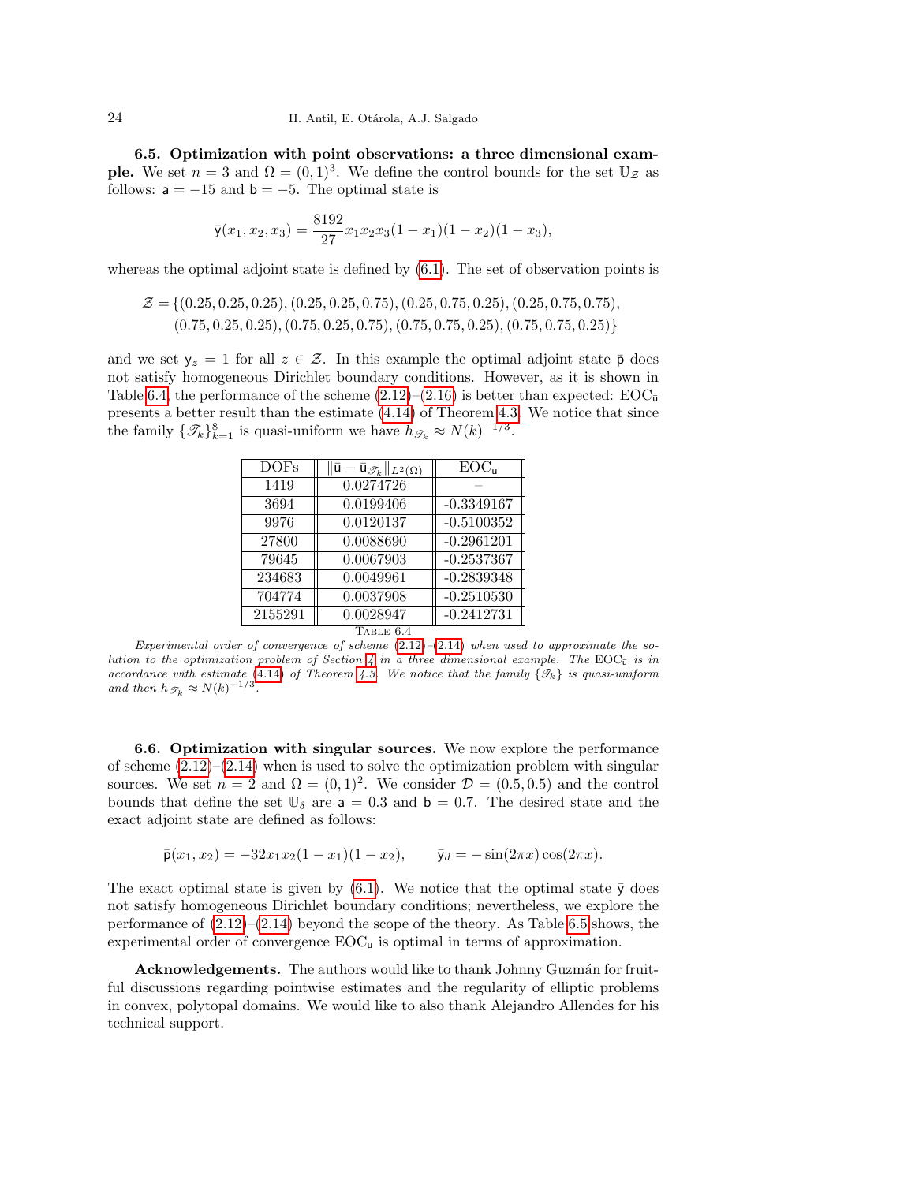**6.5. Optimization with point observations: a three dimensional example.** We set $n = 3$ and $\Omega = (0,1)^3$. We define the control bounds for the set $\mathbb{U}_{\mathcal{Z}}$ as follows: $\mathsf{a} = -15$ and $\mathsf{b} = -5$. The optimal state is

$$\bar{\mathsf{y}}(x_1, x_2, x_3) = \frac{8192}{27} x_1 x_2 x_3 (1 - x_1)(1 - x_2)(1 - x_3),$$

whereas the optimal adjoint state is defined by (6.1). The set of observation points is

$$\begin{aligned} \mathcal{Z} = \{&(0.25, 0.25, 0.25), (0.25, 0.25, 0.75), (0.25, 0.75, 0.25), (0.25, 0.75, 0.75), \\ &(0.75, 0.25, 0.25), (0.75, 0.25, 0.75), (0.75, 0.75, 0.25), (0.75, 0.75, 0.25)\} \end{aligned}$$

and we set $\mathsf{y}_z = 1$ for all $z \in \mathcal{Z}$. In this example the optimal adjoint state $\bar{\mathsf{p}}$ does not satisfy homogeneous Dirichlet boundary conditions. However, as it is shown in Table 6.4, the performance of the scheme (2.12)–(2.16) is better than expected: $\mathrm{EOC}_{\bar{\mathsf{u}}}$ presents a better result than the estimate (4.14) of Theorem 4.3. We notice that since the family $\{\mathscr{T}_k\}_{k=1}^{8}$ is quasi-uniform we have $h_{\mathscr{T}_k} \approx N(k)^{-1/3}$.

| DOFs | $\Vert \bar{\mathsf{u}} - \bar{\mathsf{u}}_{\mathscr{T}_k} \Vert_{L^2(\Omega)}$ | $\mathrm{EOC}_{\bar{\mathsf{u}}}$ |
|---|---|---|
| 1419 | 0.0274726 | – |
| 3694 | 0.0199406 | -0.3349167 |
| 9976 | 0.0120137 | -0.5100352 |
| 27800 | 0.0088690 | -0.2961201 |
| 79645 | 0.0067903 | -0.2537367 |
| 234683 | 0.0049961 | -0.2839348 |
| 704774 | 0.0037908 | -0.2510530 |
| 2155291 | 0.0028947 | -0.2412731 |

Table 6.4

*Experimental order of convergence of scheme (2.12)–(2.14) when used to approximate the solution to the optimization problem of Section 4 in a three dimensional example. The* $\mathrm{EOC}_{\bar{\mathsf{u}}}$ *is in accordance with estimate (4.14) of Theorem 4.3. We notice that the family* $\{\mathscr{T}_k\}$ *is quasi-uniform and then* $h_{\mathscr{T}_k} \approx N(k)^{-1/3}$.

**6.6. Optimization with singular sources.** We now explore the performance of scheme (2.12)–(2.14) when is used to solve the optimization problem with singular sources. We set $n = 2$ and $\Omega = (0,1)^2$. We consider $\mathcal{D} = (0.5, 0.5)$ and the control bounds that define the set $\mathbb{U}_{\delta}$ are $\mathsf{a} = 0.3$ and $\mathsf{b} = 0.7$. The desired state and the exact adjoint state are defined as follows:

$$\bar{\mathsf{p}}(x_1, x_2) = -32 x_1 x_2 (1 - x_1)(1 - x_2), \qquad \bar{\mathsf{y}}_d = -\sin(2\pi x)\cos(2\pi x).$$

The exact optimal state is given by (6.1). We notice that the optimal state $\bar{\mathsf{y}}$ does not satisfy homogeneous Dirichlet boundary conditions; nevertheless, we explore the performance of (2.12)–(2.14) beyond the scope of the theory. As Table 6.5 shows, the experimental order of convergence $\mathrm{EOC}_{\bar{\mathsf{u}}}$ is optimal in terms of approximation.

**Acknowledgements.** The authors would like to thank Johnny Guzmán for fruitful discussions regarding pointwise estimates and the regularity of elliptic problems in convex, polytopal domains. We would like to also thank Alejandro Allendes for his technical support.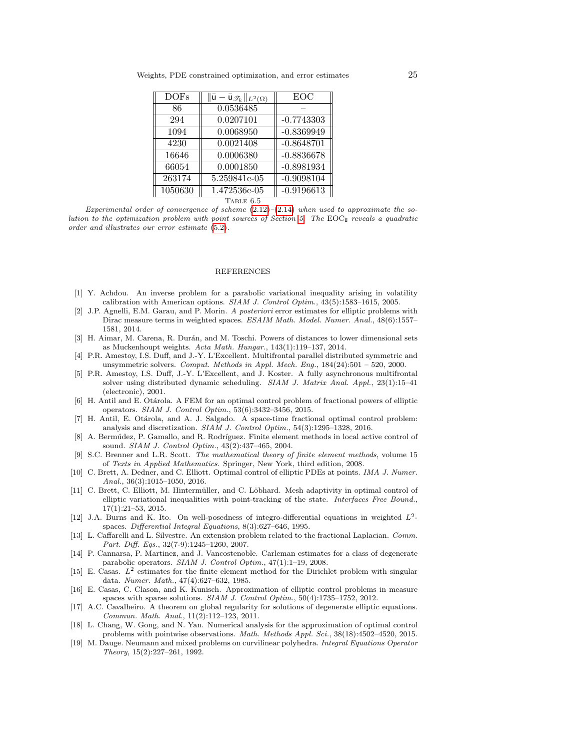| DOFs | $\|\bar{\mathsf{u}} - \bar{\mathsf{u}}_{\mathscr{T}_k}\|_{L^2(\Omega)}$ | EOC |
|---|---|---|
| 86 | 0.0536485 | – |
| 294 | 0.0207101 | -0.7743303 |
| 1094 | 0.0068950 | -0.8369949 |
| 4230 | 0.0021408 | -0.8648701 |
| 16646 | 0.0006380 | -0.8836678 |
| 66054 | 0.0001850 | -0.8981934 |
| 263174 | 5.259841e-05 | -0.9098104 |
| 1050630 | 1.472536e-05 | -0.9196613 |

TABLE 6.5

*Experimental order of convergence of scheme* (2.12)–(2.14) *when used to approximate the solution to the optimization problem with point sources of Section 5. The* $\text{EOC}_{\bar{\mathsf{u}}}$ *reveals a quadratic order and illustrates our error estimate* (5.2).

## REFERENCES

[1] Y. Achdou. An inverse problem for a parabolic variational inequality arising in volatility calibration with American options. *SIAM J. Control Optim.*, 43(5):1583–1615, 2005.

[2] J.P. Agnelli, E.M. Garau, and P. Morin. *A posteriori* error estimates for elliptic problems with Dirac measure terms in weighted spaces. *ESAIM Math. Model. Numer. Anal.*, 48(6):1557–1581, 2014.

[3] H. Aimar, M. Carena, R. Durán, and M. Toschi. Powers of distances to lower dimensional sets as Muckenhoupt weights. *Acta Math. Hungar.*, 143(1):119–137, 2014.

[4] P.R. Amestoy, I.S. Duff, and J.-Y. L'Excellent. Multifrontal parallel distributed symmetric and unsymmetric solvers. *Comput. Methods in Appl. Mech. Eng.*, 184(24):501 – 520, 2000.

[5] P.R. Amestoy, I.S. Duff, J.-Y. L'Excellent, and J. Koster. A fully asynchronous multifrontal solver using distributed dynamic scheduling. *SIAM J. Matrix Anal. Appl.*, 23(1):15–41 (electronic), 2001.

[6] H. Antil and E. Otárola. A FEM for an optimal control problem of fractional powers of elliptic operators. *SIAM J. Control Optim.*, 53(6):3432–3456, 2015.

[7] H. Antil, E. Otárola, and A. J. Salgado. A space-time fractional optimal control problem: analysis and discretization. *SIAM J. Control Optim.*, 54(3):1295–1328, 2016.

[8] A. Bermúdez, P. Gamallo, and R. Rodríguez. Finite element methods in local active control of sound. *SIAM J. Control Optim.*, 43(2):437–465, 2004.

[9] S.C. Brenner and L.R. Scott. *The mathematical theory of finite element methods*, volume 15 of *Texts in Applied Mathematics*. Springer, New York, third edition, 2008.

[10] C. Brett, A. Dedner, and C. Elliott. Optimal control of elliptic PDEs at points. *IMA J. Numer. Anal.*, 36(3):1015–1050, 2016.

[11] C. Brett, C. Elliott, M. Hintermüller, and C. Löbhard. Mesh adaptivity in optimal control of elliptic variational inequalities with point-tracking of the state. *Interfaces Free Bound.*, 17(1):21–53, 2015.

[12] J.A. Burns and K. Ito. On well-posedness of integro-differential equations in weighted $L^2$-spaces. *Differential Integral Equations*, 8(3):627–646, 1995.

[13] L. Caffarelli and L. Silvestre. An extension problem related to the fractional Laplacian. *Comm. Part. Diff. Eqs.*, 32(7-9):1245–1260, 2007.

[14] P. Cannarsa, P. Martinez, and J. Vancostenoble. Carleman estimates for a class of degenerate parabolic operators. *SIAM J. Control Optim.*, 47(1):1–19, 2008.

[15] E. Casas. $L^2$ estimates for the finite element method for the Dirichlet problem with singular data. *Numer. Math.*, 47(4):627–632, 1985.

[16] E. Casas, C. Clason, and K. Kunisch. Approximation of elliptic control problems in measure spaces with sparse solutions. *SIAM J. Control Optim.*, 50(4):1735–1752, 2012.

[17] A.C. Cavalheiro. A theorem on global regularity for solutions of degenerate elliptic equations. *Commun. Math. Anal.*, 11(2):112–123, 2011.

[18] L. Chang, W. Gong, and N. Yan. Numerical analysis for the approximation of optimal control problems with pointwise observations. *Math. Methods Appl. Sci.*, 38(18):4502–4520, 2015.

[19] M. Dauge. Neumann and mixed problems on curvilinear polyhedra. *Integral Equations Operator Theory*, 15(2):227–261, 1992.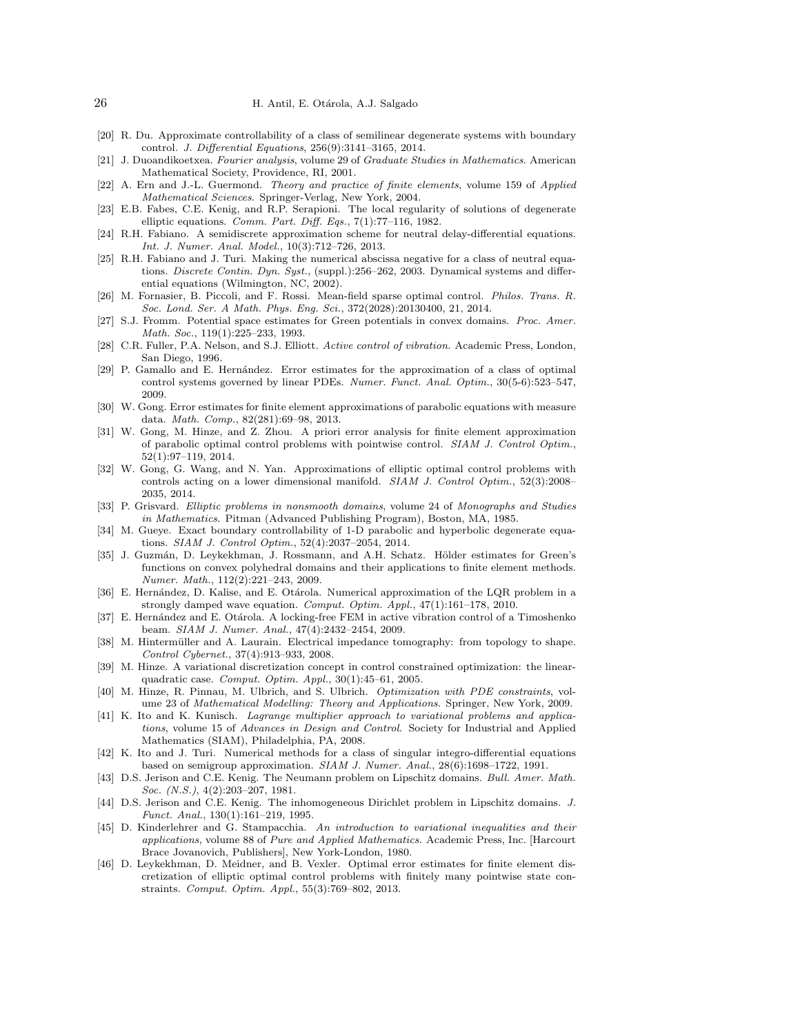[20] R. Du. Approximate controllability of a class of semilinear degenerate systems with boundary control. *J. Differential Equations*, 256(9):3141–3165, 2014.

[21] J. Duoandikoetxea. *Fourier analysis*, volume 29 of *Graduate Studies in Mathematics*. American Mathematical Society, Providence, RI, 2001.

[22] A. Ern and J.-L. Guermond. *Theory and practice of finite elements*, volume 159 of *Applied Mathematical Sciences*. Springer-Verlag, New York, 2004.

[23] E.B. Fabes, C.E. Kenig, and R.P. Serapioni. The local regularity of solutions of degenerate elliptic equations. *Comm. Part. Diff. Eqs.*, 7(1):77–116, 1982.

[24] R.H. Fabiano. A semidiscrete approximation scheme for neutral delay-differential equations. *Int. J. Numer. Anal. Model.*, 10(3):712–726, 2013.

[25] R.H. Fabiano and J. Turi. Making the numerical abscissa negative for a class of neutral equations. *Discrete Contin. Dyn. Syst.*, (suppl.):256–262, 2003. Dynamical systems and differential equations (Wilmington, NC, 2002).

[26] M. Fornasier, B. Piccoli, and F. Rossi. Mean-field sparse optimal control. *Philos. Trans. R. Soc. Lond. Ser. A Math. Phys. Eng. Sci.*, 372(2028):20130400, 21, 2014.

[27] S.J. Fromm. Potential space estimates for Green potentials in convex domains. *Proc. Amer. Math. Soc.*, 119(1):225–233, 1993.

[28] C.R. Fuller, P.A. Nelson, and S.J. Elliott. *Active control of vibration*. Academic Press, London, San Diego, 1996.

[29] P. Gamallo and E. Hernández. Error estimates for the approximation of a class of optimal control systems governed by linear PDEs. *Numer. Funct. Anal. Optim.*, 30(5-6):523–547, 2009.

[30] W. Gong. Error estimates for finite element approximations of parabolic equations with measure data. *Math. Comp.*, 82(281):69–98, 2013.

[31] W. Gong, M. Hinze, and Z. Zhou. A priori error analysis for finite element approximation of parabolic optimal control problems with pointwise control. *SIAM J. Control Optim.*, 52(1):97–119, 2014.

[32] W. Gong, G. Wang, and N. Yan. Approximations of elliptic optimal control problems with controls acting on a lower dimensional manifold. *SIAM J. Control Optim.*, 52(3):2008–2035, 2014.

[33] P. Grisvard. *Elliptic problems in nonsmooth domains*, volume 24 of *Monographs and Studies in Mathematics*. Pitman (Advanced Publishing Program), Boston, MA, 1985.

[34] M. Gueye. Exact boundary controllability of 1-D parabolic and hyperbolic degenerate equations. *SIAM J. Control Optim.*, 52(4):2037–2054, 2014.

[35] J. Guzmán, D. Leykekhman, J. Rossmann, and A.H. Schatz. Hölder estimates for Green's functions on convex polyhedral domains and their applications to finite element methods. *Numer. Math.*, 112(2):221–243, 2009.

[36] E. Hernández, D. Kalise, and E. Otárola. Numerical approximation of the LQR problem in a strongly damped wave equation. *Comput. Optim. Appl.*, 47(1):161–178, 2010.

[37] E. Hernández and E. Otárola. A locking-free FEM in active vibration control of a Timoshenko beam. *SIAM J. Numer. Anal.*, 47(4):2432–2454, 2009.

[38] M. Hintermüller and A. Laurain. Electrical impedance tomography: from topology to shape. *Control Cybernet.*, 37(4):913–933, 2008.

[39] M. Hinze. A variational discretization concept in control constrained optimization: the linear-quadratic case. *Comput. Optim. Appl.*, 30(1):45–61, 2005.

[40] M. Hinze, R. Pinnau, M. Ulbrich, and S. Ulbrich. *Optimization with PDE constraints*, volume 23 of *Mathematical Modelling: Theory and Applications*. Springer, New York, 2009.

[41] K. Ito and K. Kunisch. *Lagrange multiplier approach to variational problems and applications*, volume 15 of *Advances in Design and Control*. Society for Industrial and Applied Mathematics (SIAM), Philadelphia, PA, 2008.

[42] K. Ito and J. Turi. Numerical methods for a class of singular integro-differential equations based on semigroup approximation. *SIAM J. Numer. Anal.*, 28(6):1698–1722, 1991.

[43] D.S. Jerison and C.E. Kenig. The Neumann problem on Lipschitz domains. *Bull. Amer. Math. Soc. (N.S.)*, 4(2):203–207, 1981.

[44] D.S. Jerison and C.E. Kenig. The inhomogeneous Dirichlet problem in Lipschitz domains. *J. Funct. Anal.*, 130(1):161–219, 1995.

[45] D. Kinderlehrer and G. Stampacchia. *An introduction to variational inequalities and their applications*, volume 88 of *Pure and Applied Mathematics*. Academic Press, Inc. [Harcourt Brace Jovanovich, Publishers], New York-London, 1980.

[46] D. Leykekhman, D. Meidner, and B. Vexler. Optimal error estimates for finite element discretization of elliptic optimal control problems with finitely many pointwise state constraints. *Comput. Optim. Appl.*, 55(3):769–802, 2013.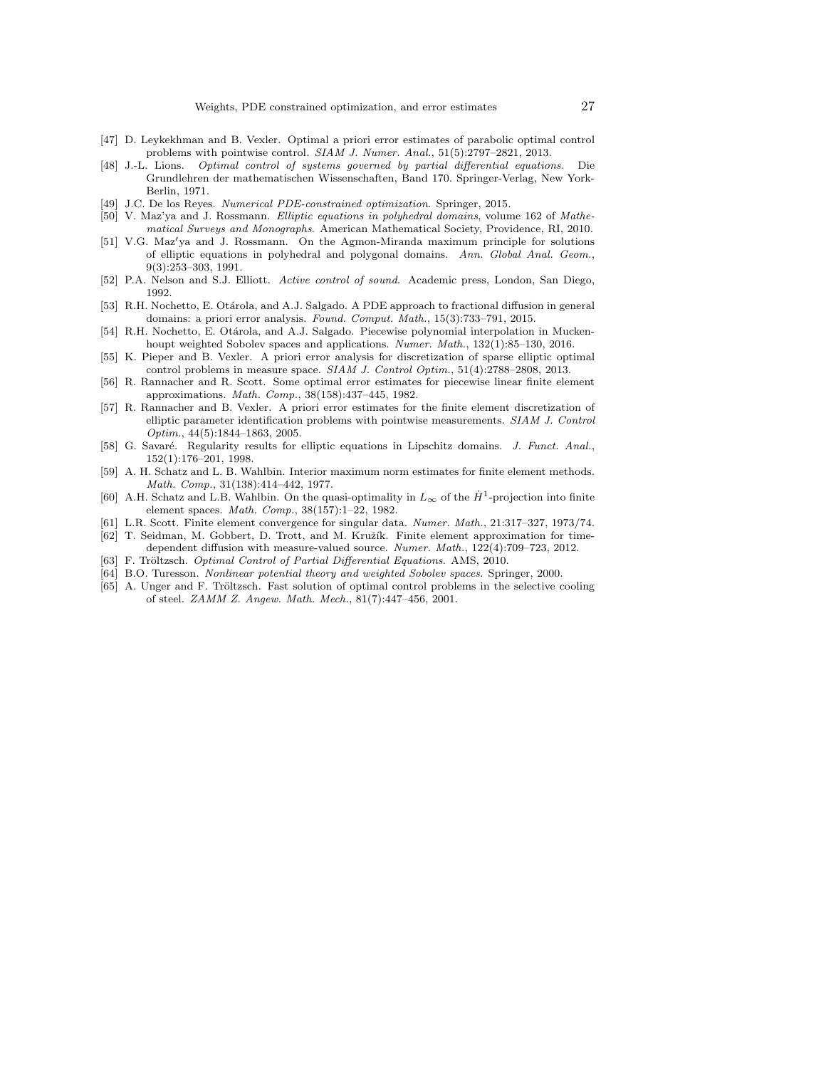[47] D. Leykekhman and B. Vexler. Optimal a priori error estimates of parabolic optimal control problems with pointwise control. *SIAM J. Numer. Anal.*, 51(5):2797–2821, 2013.

[48] J.-L. Lions. *Optimal control of systems governed by partial differential equations.* Die Grundlehren der mathematischen Wissenschaften, Band 170. Springer-Verlag, New York-Berlin, 1971.

[49] J.C. De los Reyes. *Numerical PDE-constrained optimization*. Springer, 2015.

[50] V. Maz'ya and J. Rossmann. *Elliptic equations in polyhedral domains*, volume 162 of *Mathematical Surveys and Monographs*. American Mathematical Society, Providence, RI, 2010.

[51] V.G. Maz′ya and J. Rossmann. On the Agmon-Miranda maximum principle for solutions of elliptic equations in polyhedral and polygonal domains. *Ann. Global Anal. Geom.*, 9(3):253–303, 1991.

[52] P.A. Nelson and S.J. Elliott. *Active control of sound*. Academic press, London, San Diego, 1992.

[53] R.H. Nochetto, E. Otárola, and A.J. Salgado. A PDE approach to fractional diffusion in general domains: a priori error analysis. *Found. Comput. Math.*, 15(3):733–791, 2015.

[54] R.H. Nochetto, E. Otárola, and A.J. Salgado. Piecewise polynomial interpolation in Muckenhoupt weighted Sobolev spaces and applications. *Numer. Math.*, 132(1):85–130, 2016.

[55] K. Pieper and B. Vexler. A priori error analysis for discretization of sparse elliptic optimal control problems in measure space. *SIAM J. Control Optim.*, 51(4):2788–2808, 2013.

[56] R. Rannacher and R. Scott. Some optimal error estimates for piecewise linear finite element approximations. *Math. Comp.*, 38(158):437–445, 1982.

[57] R. Rannacher and B. Vexler. A priori error estimates for the finite element discretization of elliptic parameter identification problems with pointwise measurements. *SIAM J. Control Optim.*, 44(5):1844–1863, 2005.

[58] G. Savaré. Regularity results for elliptic equations in Lipschitz domains. *J. Funct. Anal.*, 152(1):176–201, 1998.

[59] A. H. Schatz and L. B. Wahlbin. Interior maximum norm estimates for finite element methods. *Math. Comp.*, 31(138):414–442, 1977.

[60] A.H. Schatz and L.B. Wahlbin. On the quasi-optimality in $L_\infty$ of the $\dot{H}^1$-projection into finite element spaces. *Math. Comp.*, 38(157):1–22, 1982.

[61] L.R. Scott. Finite element convergence for singular data. *Numer. Math.*, 21:317–327, 1973/74.

[62] T. Seidman, M. Gobbert, D. Trott, and M. Kružík. Finite element approximation for time-dependent diffusion with measure-valued source. *Numer. Math.*, 122(4):709–723, 2012.

[63] F. Tröltzsch. *Optimal Control of Partial Differential Equations.* AMS, 2010.

[64] B.O. Turesson. *Nonlinear potential theory and weighted Sobolev spaces.* Springer, 2000.

[65] A. Unger and F. Tröltzsch. Fast solution of optimal control problems in the selective cooling of steel. *ZAMM Z. Angew. Math. Mech.*, 81(7):447–456, 2001.